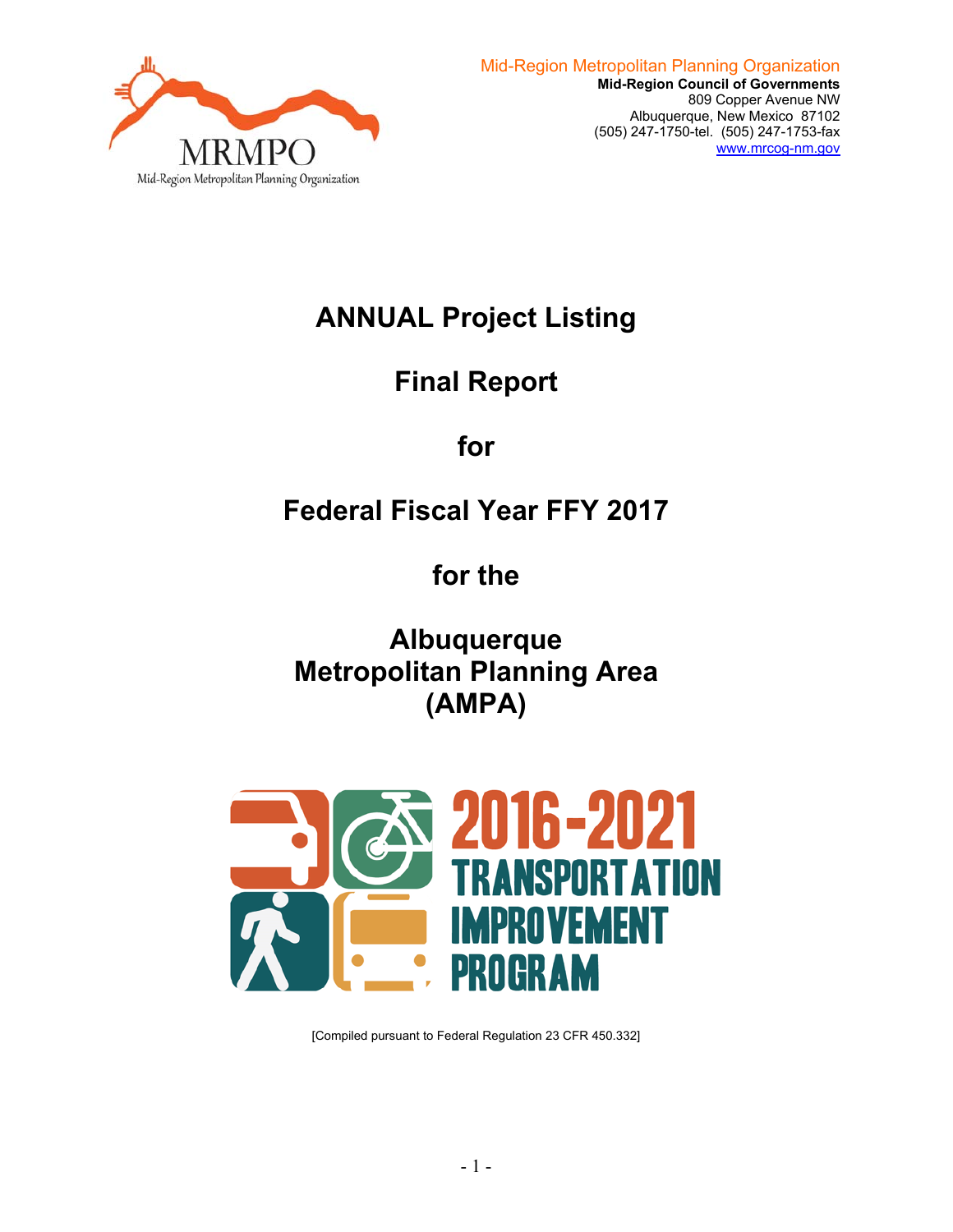Mid-Region Metropolitan Planning Organization
**Mid-Region Council of Governments**
809 Copper Avenue NW
Albuquerque, New Mexico 87102
(505) 247-1750-tel. (505) 247-1753-fax
www.mrcog-nm.gov

MRMPO
Mid-Region Metropolitan Planning Organization

# ANNUAL Project Listing

# Final Report

# for

# Federal Fiscal Year FFY 2017

# for the

# Albuquerque Metropolitan Planning Area (AMPA)

2016-2021 TRANSPORTATION IMPROVEMENT PROGRAM

[Compiled pursuant to Federal Regulation 23 CFR 450.332]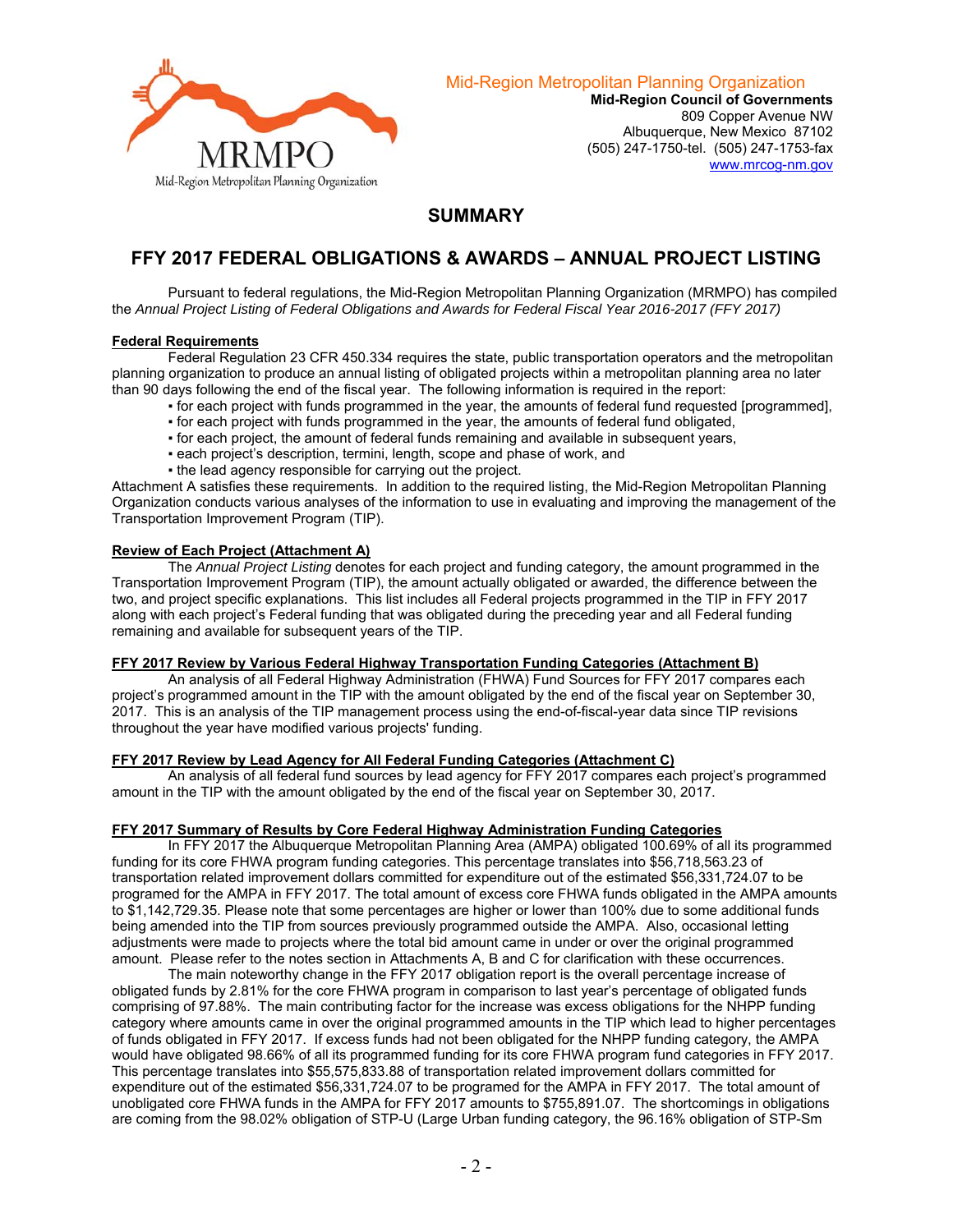Mid-Region Metropolitan Planning Organization
**Mid-Region Council of Governments**
809 Copper Avenue NW
Albuquerque, New Mexico 87102
(505) 247-1750-tel. (505) 247-1753-fax
www.mrcog-nm.gov

## SUMMARY

# FFY 2017 FEDERAL OBLIGATIONS & AWARDS – ANNUAL PROJECT LISTING

Pursuant to federal regulations, the Mid-Region Metropolitan Planning Organization (MRMPO) has compiled the *Annual Project Listing of Federal Obligations and Awards for Federal Fiscal Year 2016-2017 (FFY 2017)*

**Federal Requirements**

Federal Regulation 23 CFR 450.334 requires the state, public transportation operators and the metropolitan planning organization to produce an annual listing of obligated projects within a metropolitan planning area no later than 90 days following the end of the fiscal year. The following information is required in the report:

- for each project with funds programmed in the year, the amounts of federal fund requested [programmed],
- for each project with funds programmed in the year, the amounts of federal fund obligated,
- for each project, the amount of federal funds remaining and available in subsequent years,
- each project's description, termini, length, scope and phase of work, and
- the lead agency responsible for carrying out the project.

Attachment A satisfies these requirements. In addition to the required listing, the Mid-Region Metropolitan Planning Organization conducts various analyses of the information to use in evaluating and improving the management of the Transportation Improvement Program (TIP).

**Review of Each Project (Attachment A)**

The *Annual Project Listing* denotes for each project and funding category, the amount programmed in the Transportation Improvement Program (TIP), the amount actually obligated or awarded, the difference between the two, and project specific explanations. This list includes all Federal projects programmed in the TIP in FFY 2017 along with each project's Federal funding that was obligated during the preceding year and all Federal funding remaining and available for subsequent years of the TIP.

**FFY 2017 Review by Various Federal Highway Transportation Funding Categories (Attachment B)**

An analysis of all Federal Highway Administration (FHWA) Fund Sources for FFY 2017 compares each project's programmed amount in the TIP with the amount obligated by the end of the fiscal year on September 30, 2017. This is an analysis of the TIP management process using the end-of-fiscal-year data since TIP revisions throughout the year have modified various projects' funding.

**FFY 2017 Review by Lead Agency for All Federal Funding Categories (Attachment C)**

An analysis of all federal fund sources by lead agency for FFY 2017 compares each project's programmed amount in the TIP with the amount obligated by the end of the fiscal year on September 30, 2017.

**FFY 2017 Summary of Results by Core Federal Highway Administration Funding Categories**

In FFY 2017 the Albuquerque Metropolitan Planning Area (AMPA) obligated 100.69% of all its programmed funding for its core FHWA program funding categories. This percentage translates into $56,718,563.23 of transportation related improvement dollars committed for expenditure out of the estimated $56,331,724.07 to be programed for the AMPA in FFY 2017. The total amount of excess core FHWA funds obligated in the AMPA amounts to $1,142,729.35. Please note that some percentages are higher or lower than 100% due to some additional funds being amended into the TIP from sources previously programmed outside the AMPA. Also, occasional letting adjustments were made to projects where the total bid amount came in under or over the original programmed amount. Please refer to the notes section in Attachments A, B and C for clarification with these occurrences.

The main noteworthy change in the FFY 2017 obligation report is the overall percentage increase of obligated funds by 2.81% for the core FHWA program in comparison to last year's percentage of obligated funds comprising of 97.88%. The main contributing factor for the increase was excess obligations for the NHPP funding category where amounts came in over the original programmed amounts in the TIP which lead to higher percentages of funds obligated in FFY 2017. If excess funds had not been obligated for the NHPP funding category, the AMPA would have obligated 98.66% of all its programmed funding for its core FHWA program fund categories in FFY 2017. This percentage translates into $55,575,833.88 of transportation related improvement dollars committed for expenditure out of the estimated $56,331,724.07 to be programed for the AMPA in FFY 2017. The total amount of unobligated core FHWA funds in the AMPA for FFY 2017 amounts to $755,891.07. The shortcomings in obligations are coming from the 98.02% obligation of STP-U (Large Urban funding category, the 96.16% obligation of STP-Sm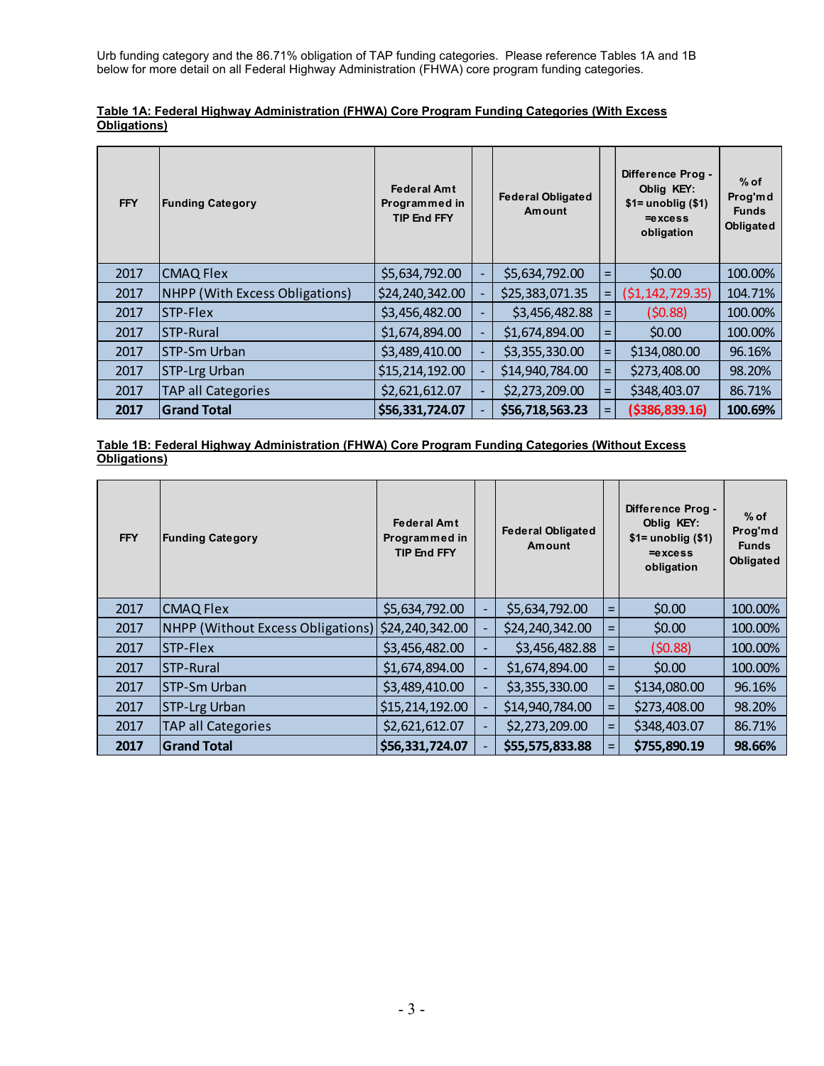Urb funding category and the 86.71% obligation of TAP funding categories. Please reference Tables 1A and 1B below for more detail on all Federal Highway Administration (FHWA) core program funding categories.

**Table 1A: Federal Highway Administration (FHWA) Core Program Funding Categories (With Excess Obligations)**

| FFY | Funding Category | Federal Amt Programmed in TIP End FFY | | Federal Obligated Amount | | Difference Prog - Oblig KEY: $1= unoblig ($1) =excess obligation | % of Prog'md Funds Obligated |
|---|---|---|---|---|---|---|---|
| 2017 | CMAQ Flex | $5,634,792.00 | - | $5,634,792.00 | = | $0.00 | 100.00% |
| 2017 | NHPP (With Excess Obligations) | $24,240,342.00 | - | $25,383,071.35 | = | ($1,142,729.35) | 104.71% |
| 2017 | STP-Flex | $3,456,482.00 | - | $3,456,482.88 | = | ($0.88) | 100.00% |
| 2017 | STP-Rural | $1,674,894.00 | - | $1,674,894.00 | = | $0.00 | 100.00% |
| 2017 | STP-Sm Urban | $3,489,410.00 | - | $3,355,330.00 | = | $134,080.00 | 96.16% |
| 2017 | STP-Lrg Urban | $15,214,192.00 | - | $14,940,784.00 | = | $273,408.00 | 98.20% |
| 2017 | TAP all Categories | $2,621,612.07 | - | $2,273,209.00 | = | $348,403.07 | 86.71% |
| **2017** | **Grand Total** | **$56,331,724.07** | - | **$56,718,563.23** | = | **($386,839.16)** | **100.69%** |

**Table 1B: Federal Highway Administration (FHWA) Core Program Funding Categories (Without Excess Obligations)**

| FFY | Funding Category | Federal Amt Programmed in TIP End FFY | | Federal Obligated Amount | | Difference Prog - Oblig KEY: $1= unoblig ($1) =excess obligation | % of Prog'md Funds Obligated |
|---|---|---|---|---|---|---|---|
| 2017 | CMAQ Flex | $5,634,792.00 | - | $5,634,792.00 | = | $0.00 | 100.00% |
| 2017 | NHPP (Without Excess Obligations) | $24,240,342.00 | - | $24,240,342.00 | = | $0.00 | 100.00% |
| 2017 | STP-Flex | $3,456,482.00 | - | $3,456,482.88 | = | ($0.88) | 100.00% |
| 2017 | STP-Rural | $1,674,894.00 | - | $1,674,894.00 | = | $0.00 | 100.00% |
| 2017 | STP-Sm Urban | $3,489,410.00 | - | $3,355,330.00 | = | $134,080.00 | 96.16% |
| 2017 | STP-Lrg Urban | $15,214,192.00 | - | $14,940,784.00 | = | $273,408.00 | 98.20% |
| 2017 | TAP all Categories | $2,621,612.07 | - | $2,273,209.00 | = | $348,403.07 | 86.71% |
| **2017** | **Grand Total** | **$56,331,724.07** | - | **$55,575,833.88** | = | **$755,890.19** | **98.66%** |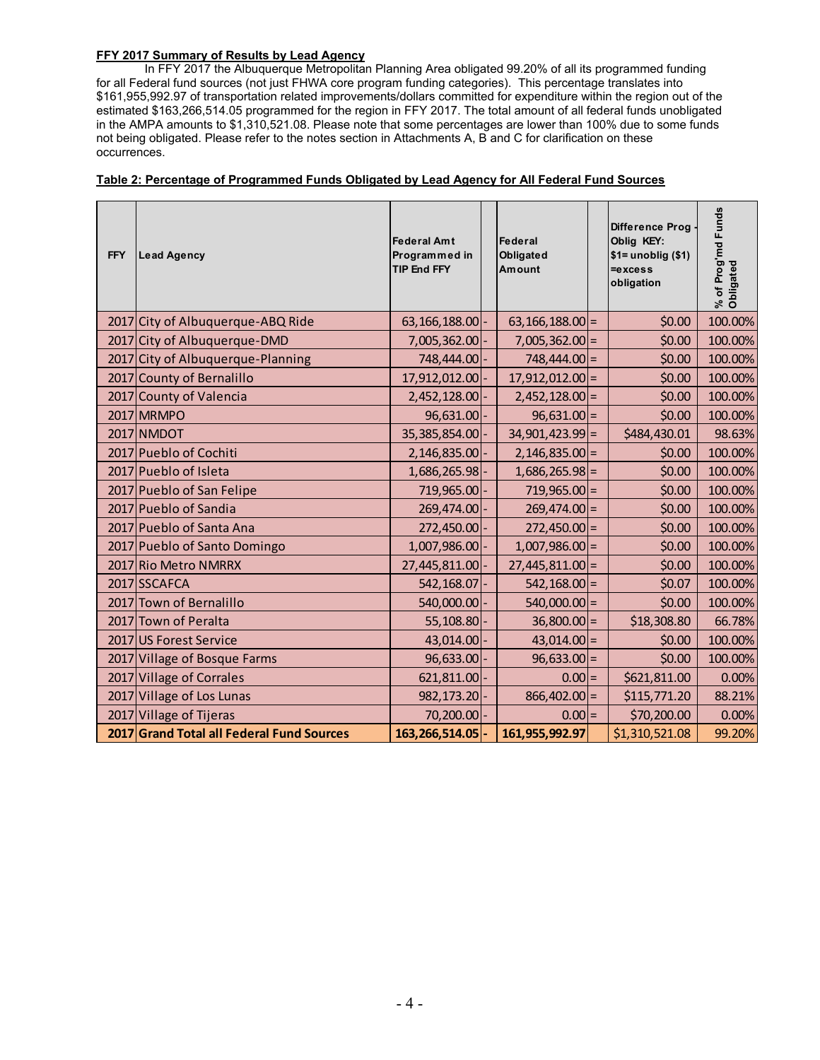**FFY 2017 Summary of Results by Lead Agency**

In FFY 2017 the Albuquerque Metropolitan Planning Area obligated 99.20% of all its programmed funding for all Federal fund sources (not just FHWA core program funding categories). This percentage translates into $161,955,992.97 of transportation related improvements/dollars committed for expenditure within the region out of the estimated $163,266,514.05 programmed for the region in FFY 2017. The total amount of all federal funds unobligated in the AMPA amounts to $1,310,521.08. Please note that some percentages are lower than 100% due to some funds not being obligated. Please refer to the notes section in Attachments A, B and C for clarification on these occurrences.

**Table 2: Percentage of Programmed Funds Obligated by Lead Agency for All Federal Fund Sources**

| FFY | Lead Agency | Federal Amt Programmed in TIP End FFY | | Federal Obligated Amount | | Difference Prog - Oblig KEY: $1= unoblig ($1) =excess obligation | % of Prog'md Funds Obligated |
|---|---|---|---|---|---|---|---|
| 2017 | City of Albuquerque-ABQ Ride | 63,166,188.00 | - | 63,166,188.00 | = | $0.00 | 100.00% |
| 2017 | City of Albuquerque-DMD | 7,005,362.00 | - | 7,005,362.00 | = | $0.00 | 100.00% |
| 2017 | City of Albuquerque-Planning | 748,444.00 | - | 748,444.00 | = | $0.00 | 100.00% |
| 2017 | County of Bernalillo | 17,912,012.00 | - | 17,912,012.00 | = | $0.00 | 100.00% |
| 2017 | County of Valencia | 2,452,128.00 | - | 2,452,128.00 | = | $0.00 | 100.00% |
| 2017 | MRMPO | 96,631.00 | - | 96,631.00 | = | $0.00 | 100.00% |
| 2017 | NMDOT | 35,385,854.00 | - | 34,901,423.99 | = | $484,430.01 | 98.63% |
| 2017 | Pueblo of Cochiti | 2,146,835.00 | - | 2,146,835.00 | = | $0.00 | 100.00% |
| 2017 | Pueblo of Isleta | 1,686,265.98 | - | 1,686,265.98 | = | $0.00 | 100.00% |
| 2017 | Pueblo of San Felipe | 719,965.00 | - | 719,965.00 | = | $0.00 | 100.00% |
| 2017 | Pueblo of Sandia | 269,474.00 | - | 269,474.00 | = | $0.00 | 100.00% |
| 2017 | Pueblo of Santa Ana | 272,450.00 | - | 272,450.00 | = | $0.00 | 100.00% |
| 2017 | Pueblo of Santo Domingo | 1,007,986.00 | - | 1,007,986.00 | = | $0.00 | 100.00% |
| 2017 | Rio Metro NMRRX | 27,445,811.00 | - | 27,445,811.00 | = | $0.00 | 100.00% |
| 2017 | SSCAFCA | 542,168.07 | - | 542,168.00 | = | $0.07 | 100.00% |
| 2017 | Town of Bernalillo | 540,000.00 | - | 540,000.00 | = | $0.00 | 100.00% |
| 2017 | Town of Peralta | 55,108.80 | - | 36,800.00 | = | $18,308.80 | 66.78% |
| 2017 | US Forest Service | 43,014.00 | - | 43,014.00 | = | $0.00 | 100.00% |
| 2017 | Village of Bosque Farms | 96,633.00 | - | 96,633.00 | = | $0.00 | 100.00% |
| 2017 | Village of Corrales | 621,811.00 | - | 0.00 | = | $621,811.00 | 0.00% |
| 2017 | Village of Los Lunas | 982,173.20 | - | 866,402.00 | = | $115,771.20 | 88.21% |
| 2017 | Village of Tijeras | 70,200.00 | - | 0.00 | = | $70,200.00 | 0.00% |
| **2017** | **Grand Total all Federal Fund Sources** | **163,266,514.05** | **-** | **161,955,992.97** | | $1,310,521.08 | 99.20% |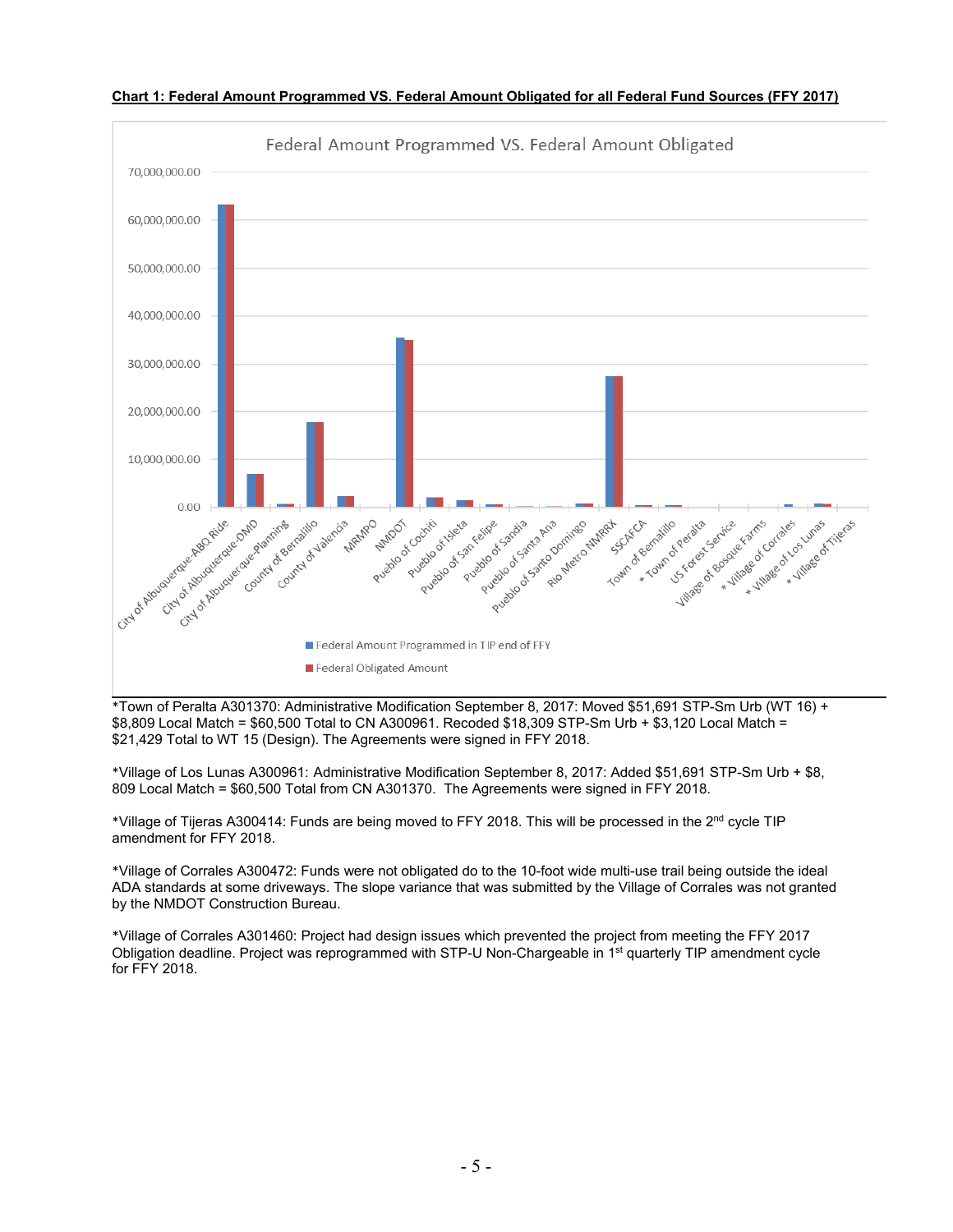**Chart 1: Federal Amount Programmed VS. Federal Amount Obligated for all Federal Fund Sources (FFY 2017)**

*Town of Peralta A301370: Administrative Modification September 8, 2017: Moved $51,691 STP-Sm Urb (WT 16) + $8,809 Local Match = $60,500 Total to CN A300961. Recoded $18,309 STP-Sm Urb + $3,120 Local Match = $21,429 Total to WT 15 (Design). The Agreements were signed in FFY 2018.

*Village of Los Lunas A300961: Administrative Modification September 8, 2017: Added $51,691 STP-Sm Urb + $8, 809 Local Match = $60,500 Total from CN A301370. The Agreements were signed in FFY 2018.

*Village of Tijeras A300414: Funds are being moved to FFY 2018. This will be processed in the 2nd cycle TIP amendment for FFY 2018.

*Village of Corrales A300472: Funds were not obligated do to the 10-foot wide multi-use trail being outside the ideal ADA standards at some driveways. The slope variance that was submitted by the Village of Corrales was not granted by the NMDOT Construction Bureau.

*Village of Corrales A301460: Project had design issues which prevented the project from meeting the FFY 2017 Obligation deadline. Project was reprogrammed with STP-U Non-Chargeable in 1st quarterly TIP amendment cycle for FFY 2018.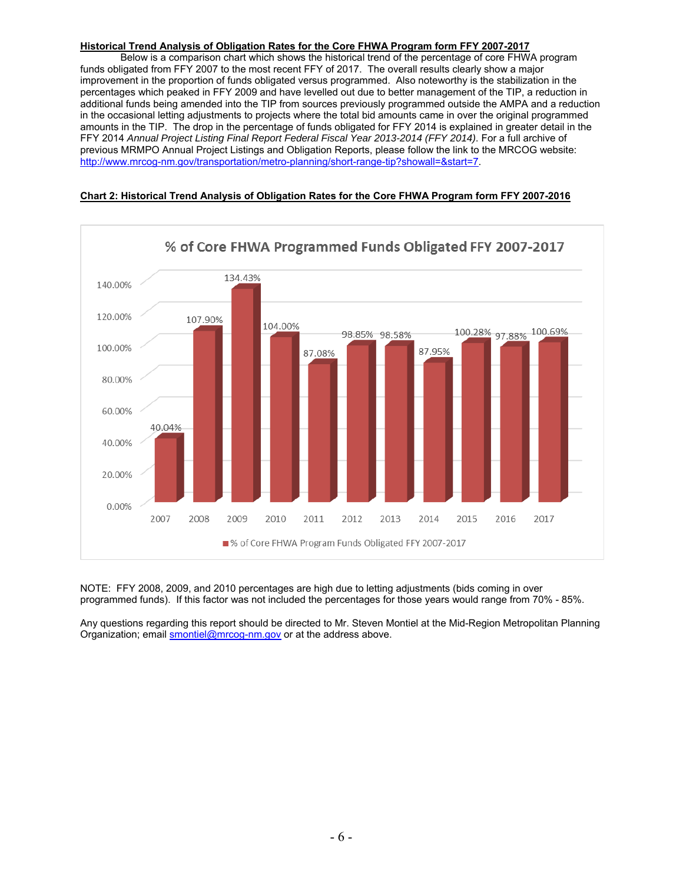**Historical Trend Analysis of Obligation Rates for the Core FHWA Program form FFY 2007-2017**

Below is a comparison chart which shows the historical trend of the percentage of core FHWA program funds obligated from FFY 2007 to the most recent FFY of 2017. The overall results clearly show a major improvement in the proportion of funds obligated versus programmed. Also noteworthy is the stabilization in the percentages which peaked in FFY 2009 and have levelled out due to better management of the TIP, a reduction in additional funds being amended into the TIP from sources previously programmed outside the AMPA and a reduction in the occasional letting adjustments to projects where the total bid amounts came in over the original programmed amounts in the TIP. The drop in the percentage of funds obligated for FFY 2014 is explained in greater detail in the FFY 2014 *Annual Project Listing Final Report Federal Fiscal Year 2013-2014 (FFY 2014)*. For a full archive of previous MRMPO Annual Project Listings and Obligation Reports, please follow the link to the MRCOG website: http://www.mrcog-nm.gov/transportation/metro-planning/short-range-tip?showall=&start=7.

**Chart 2: Historical Trend Analysis of Obligation Rates for the Core FHWA Program form FFY 2007-2016**

% of Core FHWA Programmed Funds Obligated FFY 2007-2017

| Year | % of Core FHWA Program Funds Obligated FFY 2007-2017 |
|---|---|
| 2007 | 40.04% |
| 2008 | 107.90% |
| 2009 | 134.43% |
| 2010 | 104.00% |
| 2011 | 87.08% |
| 2012 | 98.85% |
| 2013 | 98.58% |
| 2014 | 87.95% |
| 2015 | 100.28% |
| 2016 | 97.88% |
| 2017 | 100.69% |

NOTE: FFY 2008, 2009, and 2010 percentages are high due to letting adjustments (bids coming in over programmed funds). If this factor was not included the percentages for those years would range from 70% - 85%.

Any questions regarding this report should be directed to Mr. Steven Montiel at the Mid-Region Metropolitan Planning Organization; email smontiel@mrcog-nm.gov or at the address above.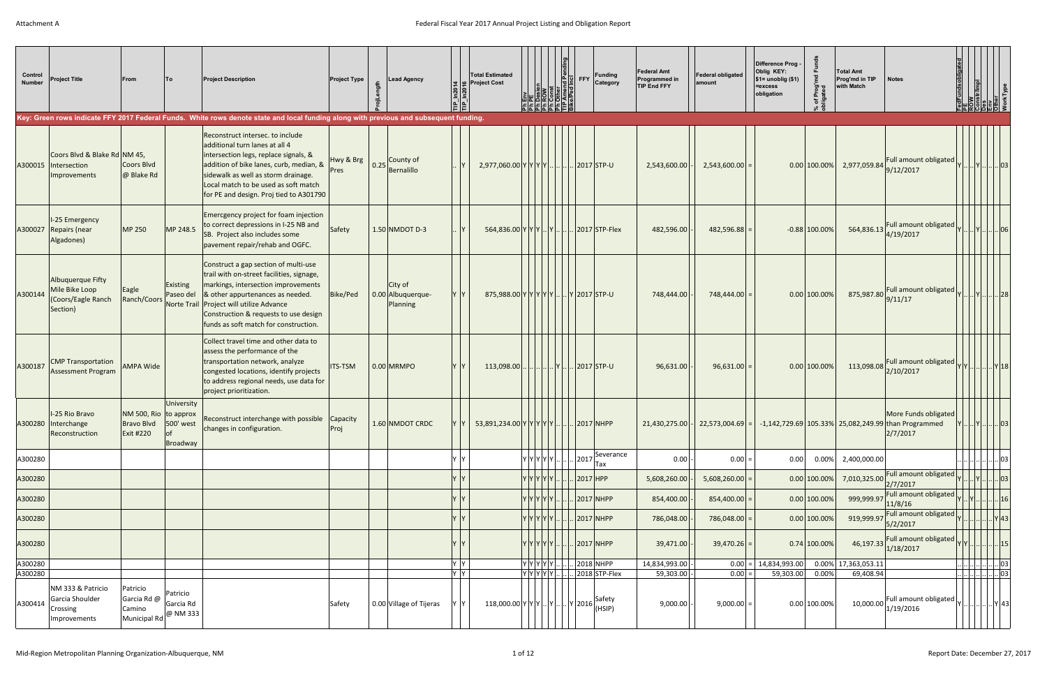Key: Green rows indicate FFY 2017 Federal Funds. White rows denote state and local funding along with previous and subsequent funding.

| Control Number | Project Title | From | To | Project Description | Project Type | ProjLength | Lead Agency | TIP_In2014 | TIP_In2016 | Total Estimated Project Cost | Ph Env | Ph PE | Ph Design | Ph ROW | Ph Const | Ph Other | TIP Amend Pending | Bike/Ped Incl | FFY | Funding Category | Federal Amt Programmed in TIP End FFY | | Federal obligated amount | | Difference Prog - Oblig KEY: $1= unoblig ($1) =excess obligation | % of Prog'md Funds obligated | Total Amt Prog'md in TIP with Match | Notes | FedFundsobligated | PE | ROW | Const/Impl | Des | Env | Other | WorkType |
|---|---|---|---|---|---|---|---|---|---|---|---|---|---|---|---|---|---|---|---|---|---|---|---|---|---|---|---|---|---|---|---|---|---|---|---|---|
| A300015 | Coors Blvd & Blake Rd Intersection Improvements | NM 45, Coors Blvd @ Blake Rd | | Reconstruct intersec. to include additional turn lanes at all 4 intersection legs, replace signals, & addition of bike lanes, curb, median, & sidewalk as well as storm drainage. Local match to be used as soft match for PE and design. Proj tied to A301790 | Hwy & Brg Pres | 0.25 | County of Bernalillo | .. | Y | 2,977,060.00 | Y | Y | Y | Y | .. | .. | .. | .. | 2017 | STP-U | 2,543,600.00 | - | 2,543,600.00 | = | 0.00 | 100.00% | 2,977,059.84 | Full amount obligated 9/12/2017 | Y | .. | .. | Y | .. | .. | .. | 03 |
| A300027 | I-25 Emergency Repairs (near Algadones) | MP 250 | MP 248.5 | Emercgency project for foam injection to correct depressions in I-25 NB and SB. Project also includes some pavement repair/rehab and OGFC. | Safety | 1.50 | NMDOT D-3 | .. | Y | 564,836.00 | Y | Y | Y | .. | Y | .. | .. | .. | 2017 | STP-Flex | 482,596.00 | - | 482,596.88 | = | -0.88 | 100.00% | 564,836.13 | Full amount obligated 4/19/2017 | Y | .. | .. | Y | .. | .. | .. | 06 |
| A300144 | Albuquerque Fifty Mile Bike Loop (Coors/Eagle Ranch Section) | Eagle Ranch/Coors | Existing Paseo del Norte Trail | Construct a gap section of multi-use trail with on-street facilities, signage, markings, intersection improvements & other appurtenances as needed. Project will utilize Advance Construction & requests to use design funds as soft match for construction. | Bike/Ped | 0.00 | City of Albuquerque-Planning | Y | Y | 875,988.00 | Y | Y | Y | Y | Y | .. | .. | Y | 2017 | STP-U | 748,444.00 | - | 748,444.00 | = | 0.00 | 100.00% | 875,987.80 | Full amount obligated 9/11/17 | Y | .. | .. | Y | .. | .. | .. | 28 |
| A300187 | CMP Transportation Assessment Program | AMPA Wide | | Collect travel time and other data to assess the performance of the transportation network, analyze congested locations, identify projects to address regional needs, use data for project prioritization. | ITS-TSM | 0.00 | MRMPO | Y | Y | 113,098.00 | .. | .. | .. | .. | .. | Y | .. | .. | 2017 | STP-U | 96,631.00 | - | 96,631.00 | = | 0.00 | 100.00% | 113,098.08 | Full amount obligated 2/10/2017 | Y | Y | .. | .. | .. | .. | Y | 18 |
| A300280 | I-25 Rio Bravo Interchange Reconstruction | NM 500, Rio Bravo Blvd Exit #220 | University to approx 500' west of Broadway | Reconstruct interchange with possible changes in configuration. | Capacity Proj | 1.60 | NMDOT CRDC | Y | Y | 53,891,234.00 | Y | Y | Y | Y | Y | .. | .. | .. | 2017 | NHPP | 21,430,275.00 | - | 22,573,004.69 | = | -1,142,729.69 | 105.33% | 25,082,249.99 | More Funds obligated than Programmed 2/7/2017 | Y | .. | .. | Y | .. | .. | .. | 03 |
| A300280 | | | | | | | | Y | Y | | Y | Y | Y | Y | Y | .. | .. | .. | 2017 | Severance Tax | 0.00 | - | 0.00 | = | 0.00 | 0.00% | 2,400,000.00 | | .. | .. | .. | .. | .. | .. | .. | 03 |
| A300280 | | | | | | | | Y | Y | | Y | Y | Y | Y | Y | .. | .. | .. | 2017 | HPP | 5,608,260.00 | - | 5,608,260.00 | = | 0.00 | 100.00% | 7,010,325.00 | Full amount obligated 2/7/2017 | Y | .. | .. | Y | .. | .. | .. | 03 |
| A300280 | | | | | | | | Y | Y | | Y | Y | Y | Y | Y | .. | .. | .. | 2017 | NHPP | 854,400.00 | - | 854,400.00 | = | 0.00 | 100.00% | 999,999.97 | Full amount obligated 11/8/16 | Y | .. | Y | .. | .. | .. | .. | 16 |
| A300280 | | | | | | | | Y | Y | | Y | Y | Y | Y | Y | .. | .. | .. | 2017 | NHPP | 786,048.00 | - | 786,048.00 | = | 0.00 | 100.00% | 919,999.97 | Full amount obligated 5/2/2017 | Y | .. | .. | .. | .. | .. | Y | 43 |
| A300280 | | | | | | | | Y | Y | | Y | Y | Y | Y | Y | .. | .. | .. | 2017 | NHPP | 39,471.00 | - | 39,470.26 | = | 0.74 | 100.00% | 46,197.33 | Full amount obligated 1/18/2017 | Y | Y | .. | .. | .. | .. | .. | 15 |
| A300280 | | | | | | | | Y | Y | | Y | Y | Y | Y | Y | .. | .. | .. | 2018 | NHPP | 14,834,993.00 | - | 0.00 | = | 14,834,993.00 | 0.00% | 17,363,053.11 | | .. | .. | .. | .. | .. | .. | .. | 03 |
| A300280 | | | | | | | | Y | Y | | Y | Y | Y | Y | Y | .. | .. | .. | 2018 | STP-Flex | 59,303.00 | - | 0.00 | = | 59,303.00 | 0.00% | 69,408.94 | | .. | .. | .. | .. | .. | .. | .. | 03 |
| A300414 | NM 333 & Patricio Garcia Shoulder Crossing Improvements | Patricio Garcia Rd @ Camino Municipal Rd | Patricio Garcia Rd @ NM 333 | | Safety | 0.00 | Village of Tijeras | Y | Y | 118,000.00 | Y | Y | Y | .. | Y | .. | .. | Y | 2016 | Safety (HSIP) | 9,000.00 | - | 9,000.00 | = | 0.00 | 100.00% | 10,000.00 | Full amount obligated 1/19/2016 | Y | .. | .. | .. | .. | .. | Y | 43 |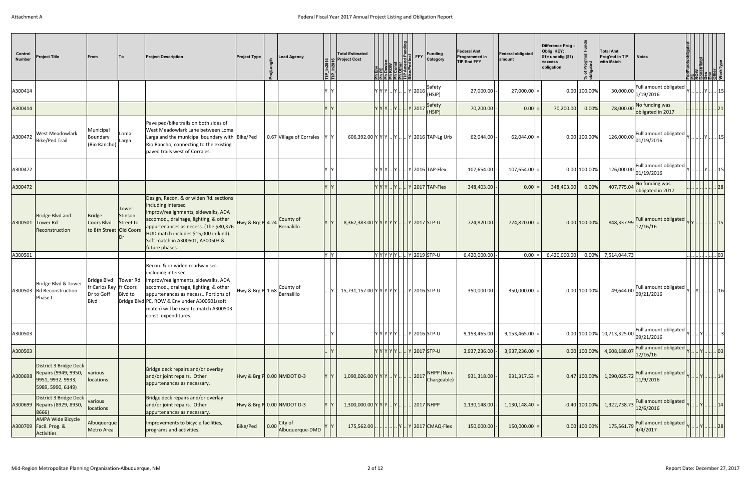| Control Number | Project Title | From | To | Project Description | Project Type | ProjLength | Lead Agency | TIP_in2014 | TIP_in2016 | Total Estimated Project Cost | Ph Env | Ph PE | Ph Design | Ph ROW | Ph Const | Ph Other | TIP Amend Pending | Bike/Ped Incl | FFY | Funding Category | Federal Amt Programmed in TIP End FFY | | Federal obligated amount | | Difference Prog - Oblig KEY: $1= unoblig ($1) =excess obligation | % of Prog'md Funds obligated | Total Amt Prog'md in TIP with Match | Notes | FedFundsobligated | PE | ROW | Const&Impl | Des | Env | Other | WorkType |
|---|---|---|---|---|---|---|---|---|---|---|---|---|---|---|---|---|---|---|---|---|---|---|---|---|---|---|---|---|---|---|---|---|---|---|---|---|
| A300414 | | | | | | | | Y | Y | | Y | Y | Y | .. | Y | .. | .. | Y | 2016 | Safety (HSIP) | 27,000.00 | - | 27,000.00 | = | 0.00 | 100.00% | 30,000.00 | Full amount obligated 1/19/2016 | Y | .. | .. | Y | .. | .. | .. | 15 |
| A300414 | | | | | | | | Y | Y | | Y | Y | Y | .. | Y | .. | .. | Y | 2017 | Safety (HSIP) | 70,200.00 | - | 0.00 | = | 70,200.00 | 0.00% | 78,000.00 | No funding was obligated in 2017 | .. | .. | .. | .. | .. | .. | .. | 21 |
| A300472 | West Meadowlark Bike/Ped Trail | Municipal Boundary (Rio Rancho) | Loma Larga | Pave ped/bike trails on both sides of West Meadowlark Lane between Loma Larga and the municipal boundary with Rio Rancho, connecting to the existing paved trails west of Corrales. | Bike/Ped | 0.67 | Village of Corrales | Y | Y | 606,392.00 | Y | Y | Y | .. | Y | .. | .. | Y | 2016 | TAP-Lg Urb | 62,044.00 | - | 62,044.00 | = | 0.00 | 100.00% | 126,000.00 | Full amount obligated 01/19/2016 | Y | .. | .. | Y | .. | .. | .. | 15 |
| A300472 | | | | | | | | Y | Y | | Y | Y | Y | .. | Y | .. | .. | Y | 2016 | TAP-Flex | 107,654.00 | - | 107,654.00 | = | 0.00 | 100.00% | 126,000.00 | Full amount obligated 01/19/2016 | Y | .. | .. | Y | .. | .. | .. | 15 |
| A300472 | | | | | | | | Y | Y | | Y | Y | Y | .. | Y | .. | .. | Y | 2017 | TAP-Flex | 348,403.00 | - | 0.00 | = | 348,403.00 | 0.00% | 407,775.04 | No funding was obligated in 2017 | .. | .. | .. | .. | .. | .. | .. | 28 |
| A300501 | Bridge Blvd and Tower Rd Reconstruction | Bridge: Coors Blvd to 8th Street | Tower: Stinson Street to Old Coors Dr | Design, Recon. & or widen Rd. sections including intersec. improv/realignments, sidewalks, ADA accomod., drainage, lighting, & other appurtenances as necess. (The $80,376 HUD match includes $15,000 in-kind). Soft match in A300501, A300503 & future phases. | Hwy & Brg P | 4.24 | County of Bernalillo | Y | Y | 8,362,383.00 | Y | Y | Y | Y | Y | .. | .. | Y | 2017 | STP-U | 724,820.00 | - | 724,820.00 | = | 0.00 | 100.00% | 848,337.99 | Full amount obligated 12/16/16 | Y | Y | .. | .. | .. | .. | .. | 15 |
| A300501 | | | | | | | | Y | Y | | Y | Y | Y | Y | Y | .. | .. | Y | 2019 | STP-U | 6,420,000.00 | - | 0.00 | = | 6,420,000.00 | 0.00% | 7,514,044.73 | | .. | .. | .. | .. | .. | .. | .. | 03 |
| A300503 | Bridge Blvd & Tower Rd Reconstruction Phase I | Bridge Blvd fr Carlos Rey Dr to Goff Blvd | Tower Rd fr Coors Blvd to Bridge Blvd | Recon. & or widen roadway sec. including intersec. improv/realignments, sidewalks, ADA accomod., drainage, lighting, & other appurtenances as necess.. Portions of PE, ROW & Env under A300501(soft match) will be used to match A300503 const. expenditures. | Hwy & Brg P | 1.68 | County of Bernalillo | .. | Y | 15,731,157.00 | Y | Y | Y | Y | Y | .. | .. | Y | 2016 | STP-U | 350,000.00 | - | 350,000.00 | = | 0.00 | 100.00% | 49,644.00 | Full amount obligated 09/21/2016 | Y | .. | Y | .. | .. | .. | .. | 16 |
| A300503 | | | | | | | | .. | Y | | Y | Y | Y | Y | Y | .. | .. | Y | 2016 | STP-U | 9,153,465.00 | - | 9,153,465.00 | = | 0.00 | 100.00% | 10,713,325.00 | Full amount obligated 09/21/2016 | Y | .. | .. | Y | .. | .. | .. | 3 |
| A300503 | | | | | | | | .. | Y | | Y | Y | Y | Y | Y | .. | .. | Y | 2017 | STP-U | 3,937,236.00 | - | 3,937,236.00 | = | 0.00 | 100.00% | 4,608,188.07 | Full amount obligated 12/16/16 | Y | .. | .. | Y | .. | .. | .. | 03 |
| A300698 | District 3 Bridge Deck Repairs (9949, 9950, 9951, 9932, 9933, 5989, 5990, 6149) | various locations | | Bridge deck repairs and/or overlay and/or joint repairs. Other appurtenances as necessary. | Hwy & Brg P | 0.00 | NMDOT D-3 | Y | Y | 1,090,026.00 | Y | Y | Y | .. | Y | .. | .. | .. | 2017 | NHPP (Non-Chargeable) | 931,318.00 | - | 931,317.53 | = | 0.47 | 100.00% | 1,090,025.72 | Full amount obligated 11/9/2016 | Y | .. | .. | Y | .. | .. | .. | 14 |
| A300699 | District 3 Bridge Deck Repairs (8929, 8930, 8666) | various locations | | Bridge deck repairs and/or overlay and/or joint repairs. Other appurtenances as necessary. | Hwy & Brg P | 0.00 | NMDOT D-3 | Y | Y | 1,300,000.00 | Y | Y | Y | .. | Y | .. | .. | .. | 2017 | NHPP | 1,130,148.00 | - | 1,130,148.40 | = | -0.40 | 100.00% | 1,322,738.73 | Full amount obligated 12/6/2016 | Y | .. | .. | Y | .. | .. | .. | 14 |
| A300709 | AMPA Wide Bicycle Facil. Prog. & Activities | Albuquerque Metro Area | | Improvements to bicycle facilities, programs and activities. | Bike/Ped | 0.00 | City of Albuquerque-DMD | Y | Y | 175,562.00 | .. | .. | .. | .. | .. | Y | .. | Y | 2017 | CMAQ-Flex | 150,000.00 | - | 150,000.00 | = | 0.00 | 100.00% | 175,561.79 | Full amount obligated 4/4/2017 | Y | .. | .. | Y | .. | .. | .. | 28 |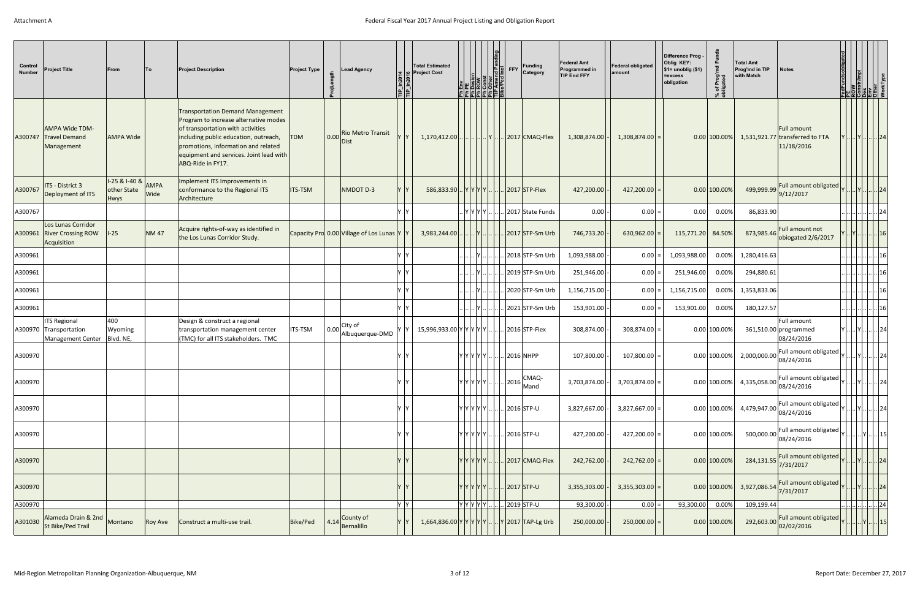Attachment A

Federal Fiscal Year 2017 Annual Project Listing and Obligation Report

| Control Number | Project Title | From | To | Project Description | Project Type | ProjLength | Lead Agency | TIP_in2014 | TIP_in2016 | Total Estimated Project Cost | Ph Env | Ph PE | Ph Design | Ph ROW | Ph Const | Ph Other | TIP Amend Pending | Bike/Ped Incl | FFY | Funding Category | Federal Amt Programmed in TIP End FFY | | Federal obligated amount | | Difference Prog - Oblig KEY: $1= unoblig ($1) =excess obligation | % of Prog'md Funds obligated | Total Amt Prog'md in TIP with Match | Notes | FedFundsObligated | PE | ROW | Const/Impl | Des | Env | Other | WorkType |
|---|---|---|---|---|---|---|---|---|---|---|---|---|---|---|---|---|---|---|---|---|---|---|---|---|---|---|---|---|---|---|---|---|---|---|---|---|
| A300747 | AMPA Wide TDM-Travel Demand Management | AMPA Wide | | Transportation Demand Management Program to increase alternative modes of transportation with activities including public education, outreach, promotions, information and related equipment and services. Joint lead with ABQ-Ride in FY17. | TDM | 0.00 | Rio Metro Transit Dist | Y | Y | 1,170,412.00 | .. | .. | .. | .. | Y | .. | .. | | 2017 | CMAQ-Flex | 1,308,874.00 | - | 1,308,874.00 | = | 0.00 | 100.00% | 1,531,921.77 | Full amount transferred to FTA 11/18/2016 | Y | .. | .. | Y | .. | .. | .. | 24 |
| A300767 | ITS - District 3 Deployment of ITS | I-25 & I-40 & other State Hwys | AMPA Wide | Implement ITS Improvements in conformance to the Regional ITS Architecture | ITS-TSM | | NMDOT D-3 | Y | Y | 586,833.90 | .. | Y | Y | Y | Y | .. | .. | .. | 2017 | STP-Flex | 427,200.00 | - | 427,200.00 | = | 0.00 | 100.00% | 499,999.99 | Full amount obligated 9/12/2017 | Y | .. | .. | Y | .. | .. | .. | 24 |
| A300767 | | | | | | | | Y | Y | | .. | Y | Y | Y | Y | .. | .. | .. | 2017 | State Funds | 0.00 | - | 0.00 | = | 0.00 | 0.00% | 86,833.90 | | .. | .. | .. | .. | .. | .. | .. | 24 |
| A300961 | Los Lunas Corridor River Crossing ROW Acquisition | I-25 | NM 47 | Acquire rights-of-way as identified in the Los Lunas Corridor Study. | Capacity Pro | 0.00 | Village of Los Lunas | Y | Y | 3,983,244.00 | .. | .. | .. | Y | .. | .. | .. | .. | 2017 | STP-Sm Urb | 746,733.20 | - | 630,962.00 | = | 115,771.20 | 84.50% | 873,985.46 | Full amount not obiogated 2/6/2017 | Y | .. | Y | .. | .. | .. | .. | 16 |
| A300961 | | | | | | | | Y | Y | | .. | .. | .. | Y | .. | .. | .. | .. | 2018 | STP-Sm Urb | 1,093,988.00 | - | 0.00 | = | 1,093,988.00 | 0.00% | 1,280,416.63 | | .. | .. | .. | .. | .. | .. | .. | 16 |
| A300961 | | | | | | | | Y | Y | | .. | .. | .. | Y | .. | .. | .. | .. | 2019 | STP-Sm Urb | 251,946.00 | - | 0.00 | = | 251,946.00 | 0.00% | 294,880.61 | | .. | .. | .. | .. | .. | .. | .. | 16 |
| A300961 | | | | | | | | Y | Y | | .. | .. | .. | Y | .. | .. | .. | .. | 2020 | STP-Sm Urb | 1,156,715.00 | - | 0.00 | = | 1,156,715.00 | 0.00% | 1,353,833.06 | | .. | .. | .. | .. | .. | .. | .. | 16 |
| A300961 | | | | | | | | Y | Y | | .. | .. | .. | Y | .. | .. | .. | .. | 2021 | STP-Sm Urb | 153,901.00 | - | 0.00 | = | 153,901.00 | 0.00% | 180,127.57 | | .. | .. | .. | .. | .. | .. | .. | 16 |
| A300970 | ITS Regional Transportation Management Center | 400 Wyoming Blvd. NE, | | Design & construct a regional transportation management center (TMC) for all ITS stakeholders. TMC | ITS-TSM | 0.00 | City of Albuquerque-DMD | Y | Y | 15,996,933.00 | Y | Y | Y | Y | Y | .. | .. | .. | 2016 | STP-Flex | 308,874.00 | - | 308,874.00 | = | 0.00 | 100.00% | 361,510.00 | Full amount programmed 08/24/2016 | Y | .. | .. | Y | .. | .. | .. | 24 |
| A300970 | | | | | | | | Y | Y | | Y | Y | Y | Y | Y | .. | .. | .. | 2016 | NHPP | 107,800.00 | - | 107,800.00 | = | 0.00 | 100.00% | 2,000,000.00 | Full amount obligated 08/24/2016 | Y | .. | .. | Y | .. | .. | .. | 24 |
| A300970 | | | | | | | | Y | Y | | Y | Y | Y | Y | Y | .. | .. | .. | 2016 | CMAQ-Mand | 3,703,874.00 | - | 3,703,874.00 | = | 0.00 | 100.00% | 4,335,058.00 | Full amount obligated 08/24/2016 | Y | .. | .. | Y | .. | .. | .. | 24 |
| A300970 | | | | | | | | Y | Y | | Y | Y | Y | Y | Y | .. | .. | .. | 2016 | STP-U | 3,827,667.00 | - | 3,827,667.00 | = | 0.00 | 100.00% | 4,479,947.00 | Full amount obligated 08/24/2016 | Y | .. | .. | Y | .. | .. | .. | 24 |
| A300970 | | | | | | | | Y | Y | | Y | Y | Y | Y | Y | .. | .. | .. | 2016 | STP-U | 427,200.00 | - | 427,200.00 | = | 0.00 | 100.00% | 500,000.00 | Full amount obligated 08/24/2016 | Y | .. | .. | .. | Y | .. | .. | 15 |
| A300970 | | | | | | | | Y | Y | | Y | Y | Y | Y | Y | .. | .. | .. | 2017 | CMAQ-Flex | 242,762.00 | - | 242,762.00 | = | 0.00 | 100.00% | 284,131.55 | Full amount obligated 7/31/2017 | Y | .. | .. | Y | .. | .. | .. | 24 |
| A300970 | | | | | | | | Y | Y | | Y | Y | Y | Y | Y | .. | .. | .. | 2017 | STP-U | 3,355,303.00 | - | 3,355,303.00 | = | 0.00 | 100.00% | 3,927,086.54 | Full amount obligated 7/31/2017 | Y | .. | .. | Y | .. | .. | .. | 24 |
| A300970 | | | | | | | | Y | Y | | Y | Y | Y | Y | Y | .. | .. | .. | 2019 | STP-U | 93,300.00 | - | 0.00 | = | 93,300.00 | 0.00% | 109,199.44 | | .. | .. | .. | .. | .. | .. | .. | 24 |
| A301030 | Alameda Drain & 2nd St Bike/Ped Trail | Montano | Roy Ave | Construct a multi-use trail. | Bike/Ped | 4.14 | County of Bernalillo | Y | Y | 1,664,836.00 | Y | Y | Y | Y | Y | .. | .. | Y | 2017 | TAP-Lg Urb | 250,000.00 | - | 250,000.00 | = | 0.00 | 100.00% | 292,603.00 | Full amount obligated 02/02/2016 | Y | .. | .. | .. | Y | .. | .. | 15 |

Mid-Region Metropolitan Planning Organization-Albuquerque, NM

Report Date: December 27, 2017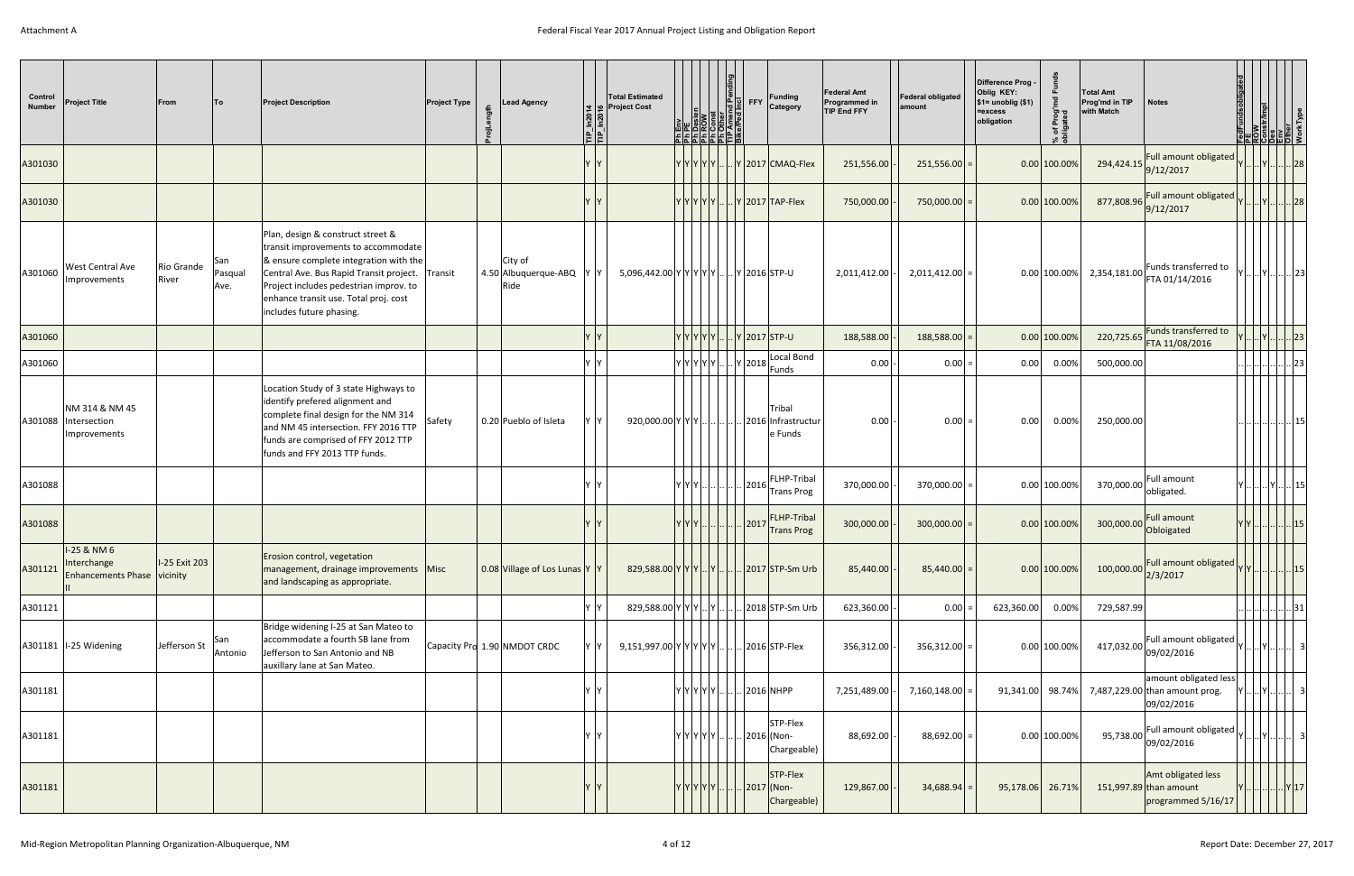| Control Number | Project Title | From | To | Project Description | Project Type | ProjLength | Lead Agency | TIP_In2014 | TIP_In2016 | Total Estimated Project Cost | Ph Env | Ph PE | Ph Design | Ph ROW | Ph Const | Ph Other | TIP Amend Pending | Bike/Ped Incl | FFY | Funding Category | Federal Amt Programmed in TIP End FFY | Federal obligated amount | Difference Prog - Oblig KEY: $1= unoblig ($1) =excess obligation | % of Prog'md Funds obligated | Total Amt Prog'md in TIP with Match | Notes | FedFundsobligated | PE | ROW | Constr/Impl | Des | Env | Other | Work Type |
|---|---|---|---|---|---|---|---|---|---|---|---|---|---|---|---|---|---|---|---|---|---|---|---|---|---|---|---|---|---|---|---|---|---|---|
| A301030 | | | | | | | | Y | Y | | Y | Y | Y | Y | Y | .. | .. | Y | 2017 | CMAQ-Flex | 251,556.00 | 251,556.00 | 0.00 | 100.00% | 294,424.15 | Full amount obligated 9/12/2017 | Y | .. | .. | Y | .. | .. | .. | 28 |
| A301030 | | | | | | | | Y | Y | | Y | Y | Y | Y | Y | .. | .. | Y | 2017 | TAP-Flex | 750,000.00 | 750,000.00 | 0.00 | 100.00% | 877,808.96 | Full amount obligated 9/12/2017 | Y | .. | .. | Y | .. | .. | .. | 28 |
| A301060 | West Central Ave Improvements | Rio Grande River | San Pasqual Ave. | Plan, design & construct street & transit improvements to accommodate & ensure complete integration with the Central Ave. Bus Rapid Transit project. Project includes pedestrian improv. to enhance transit use. Total proj. cost includes future phasing. | Transit | 4.50 | City of Albuquerque-ABQ Ride | Y | Y | 5,096,442.00 | Y | Y | Y | Y | Y | .. | .. | Y | 2016 | STP-U | 2,011,412.00 | 2,011,412.00 | 0.00 | 100.00% | 2,354,181.00 | Funds transferred to FTA 01/14/2016 | Y | .. | .. | Y | .. | .. | .. | 23 |
| A301060 | | | | | | | | Y | Y | | Y | Y | Y | Y | Y | .. | .. | Y | 2017 | STP-U | 188,588.00 | 188,588.00 | 0.00 | 100.00% | 220,725.65 | Funds transferred to FTA 11/08/2016 | Y | .. | .. | Y | .. | .. | .. | 23 |
| A301060 | | | | | | | | Y | Y | | Y | Y | Y | Y | Y | .. | .. | Y | 2018 | Local Bond Funds | 0.00 | 0.00 | 0.00 | 0.00% | 500,000.00 | | .. | .. | .. | .. | .. | .. | .. | 23 |
| A301088 | NM 314 & NM 45 Intersection Improvements | | | Location Study of 3 state Highways to identify prefered alignment and complete final design for the NM 314 and NM 45 intersection. FFY 2016 TTP funds are comprised of FFY 2012 TTP funds and FFY 2013 TTP funds. | Safety | 0.20 | Pueblo of Isleta | Y | Y | 920,000.00 | Y | Y | Y | .. | .. | .. | .. | .. | 2016 | Tribal Infrastructure Funds | 0.00 | 0.00 | 0.00 | 0.00% | 250,000.00 | | .. | .. | .. | .. | .. | .. | .. | 15 |
| A301088 | | | | | | | | Y | Y | | Y | Y | Y | .. | .. | .. | .. | .. | 2016 | FLHP-Tribal Trans Prog | 370,000.00 | 370,000.00 | 0.00 | 100.00% | 370,000.00 | Full amount obligated. | Y | .. | .. | .. | Y | .. | .. | 15 |
| A301088 | | | | | | | | Y | Y | | Y | Y | Y | .. | .. | .. | .. | .. | 2017 | FLHP-Tribal Trans Prog | 300,000.00 | 300,000.00 | 0.00 | 100.00% | 300,000.00 | Full amount Obloigated | Y | Y | .. | .. | .. | .. | .. | 15 |
| A301121 | I-25 & NM 6 Interchange Enhancements Phase II | I-25 Exit 203 vicinity | | Erosion control, vegetation management, drainage improvements and landscaping as appropriate. | Misc | 0.08 | Village of Los Lunas | Y | Y | 829,588.00 | Y | Y | Y | .. | Y | .. | .. | .. | 2017 | STP-Sm Urb | 85,440.00 | 85,440.00 | 0.00 | 100.00% | 100,000.00 | Full amount obligated 2/3/2017 | Y | Y | .. | .. | .. | .. | .. | 15 |
| A301121 | | | | | | | | Y | Y | 829,588.00 | Y | Y | Y | .. | Y | .. | .. | .. | 2018 | STP-Sm Urb | 623,360.00 | 0.00 | 623,360.00 | 0.00% | 729,587.99 | | .. | .. | .. | .. | .. | .. | .. | 31 |
| A301181 | I-25 Widening | Jefferson St | San Antonio | Bridge widening I-25 at San Mateo to accommodate a fourth SB lane from Jefferson to San Antonio and NB auxillary lane at San Mateo. | Capacity Pro | 1.90 | NMDOT CRDC | Y | Y | 9,151,997.00 | Y | Y | Y | Y | Y | .. | .. | .. | 2016 | STP-Flex | 356,312.00 | 356,312.00 | 0.00 | 100.00% | 417,032.00 | Full amount obligated 09/02/2016 | Y | .. | .. | Y | .. | .. | .. | 3 |
| A301181 | | | | | | | | Y | Y | | Y | Y | Y | Y | Y | .. | .. | .. | 2016 | NHPP | 7,251,489.00 | 7,160,148.00 | 91,341.00 | 98.74% | 7,487,229.00 | amount obligated less than amount prog. 09/02/2016 | Y | .. | .. | Y | .. | .. | .. | 3 |
| A301181 | | | | | | | | Y | Y | | Y | Y | Y | Y | Y | .. | .. | .. | 2016 | STP-Flex (Non-Chargeable) | 88,692.00 | 88,692.00 | 0.00 | 100.00% | 95,738.00 | Full amount obligated 09/02/2016 | Y | .. | .. | Y | .. | .. | .. | 3 |
| A301181 | | | | | | | | Y | Y | | Y | Y | Y | Y | Y | .. | .. | .. | 2017 | STP-Flex (Non-Chargeable) | 129,867.00 | 34,688.94 | 95,178.06 | 26.71% | 151,997.89 | Amt obligated less than amount programmed 5/16/17 | Y | .. | .. | .. | .. | .. | Y | 17 |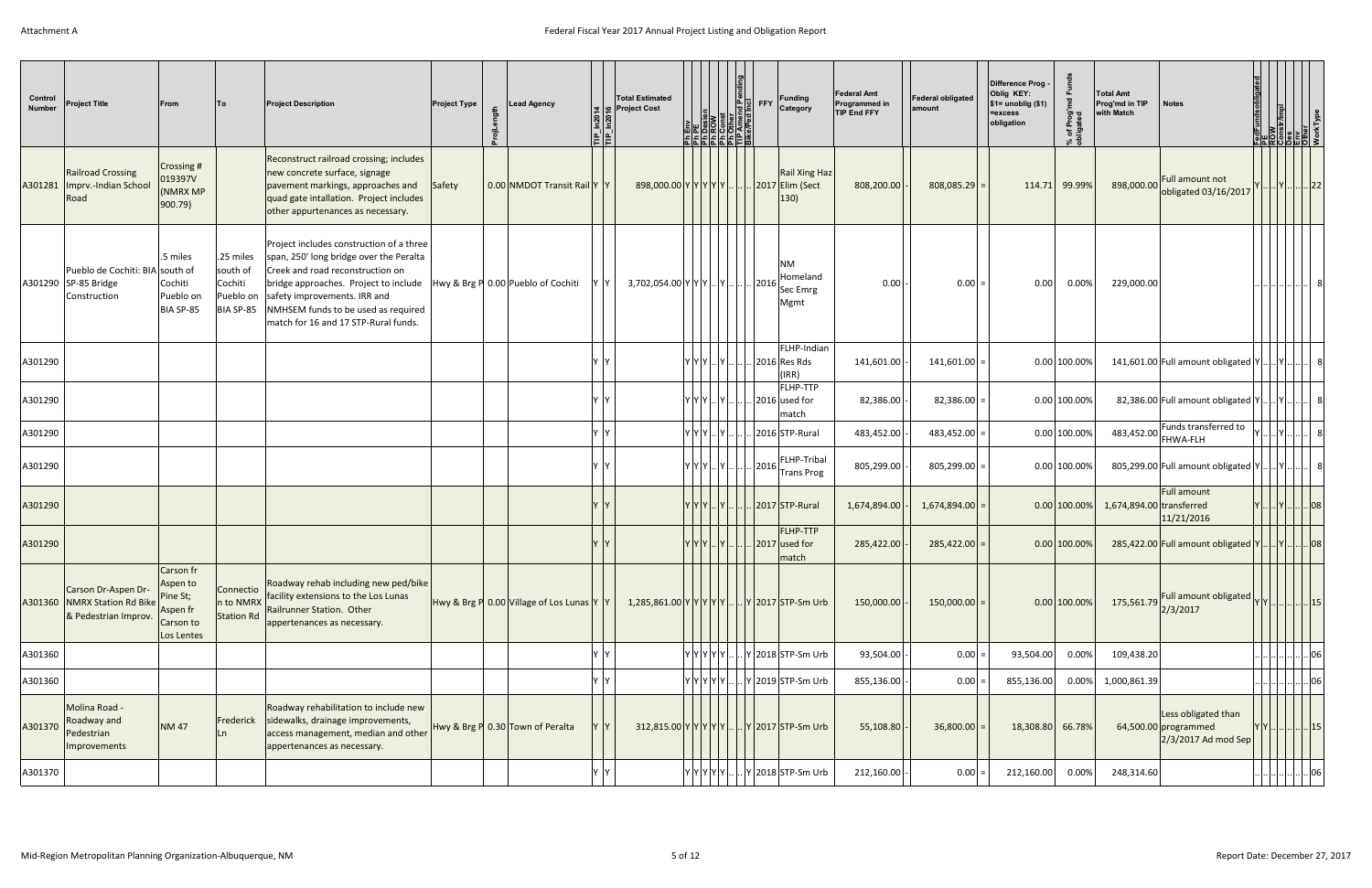Attachment A

Federal Fiscal Year 2017 Annual Project Listing and Obligation Report

| Control Number | Project Title | From | To | Project Description | Project Type | ProjLength | Lead Agency | TIP_In2014 | TIP_In2016 | Total Estimated Project Cost | Ph Env | Ph PE | Ph Design | Ph ROW | Ph Const | Ph Other | TIP Amend Pending | Bike/Ped Incl | FFY | Funding Category | Federal Amt Programmed in TIP End FFY | | Federal obligated amount | | Difference Prog - Oblig KEY: $1= unoblig ($1) =excess obligation | % of Prog'md Funds obligated | Total Amt Prog'md in TIP with Match | Notes | FedFundsobligated | PE | ROW | Constr/Impl | Des | Env | Other | WorkType |
|---|---|---|---|---|---|---|---|---|---|---|---|---|---|---|---|---|---|---|---|---|---|---|---|---|---|---|---|---|---|---|---|---|---|---|---|---|
| A301281 | Railroad Crossing Imprv.-Indian School Road | Crossing # 019397V (NMRX MP 900.79) | | Reconstruct railroad crossing; includes new concrete surface, signage pavement markings, approaches and quad gate intallation. Project includes other appurtenances as necessary. | Safety | 0.00 | NMDOT Transit Rail | Y | Y | 898,000.00 | Y | Y | Y | Y | Y | .. | .. | .. | 2017 | Rail Xing Haz Elim (Sect 130) | 808,200.00 | - | 808,085.29 | = | 114.71 | 99.99% | 898,000.00 | Full amount not obligated 03/16/2017 | Y | .. | .. | Y | .. | .. | .. | 22 |
| A301290 | Pueblo de Cochiti: BIA SP-85 Bridge Construction | .5 miles south of Cochiti Pueblo on BIA SP-85 | .25 miles south of Cochiti Pueblo on BIA SP-85 | Project includes construction of a three span, 250' long bridge over the Peralta Creek and road reconstruction on bridge approaches. Project to include safety improvements. IRR and NMHSEM funds to be used as required match for 16 and 17 STP-Rural funds. | Hwy & Brg P | 0.00 | Pueblo of Cochiti | Y | Y | 3,702,054.00 | Y | Y | Y | .. | Y | .. | .. | .. | 2016 | NM Homeland Sec Emrg Mgmt | 0.00 | - | 0.00 | = | 0.00 | 0.00% | 229,000.00 | | .. | .. | .. | .. | .. | .. | .. | 8 |
| A301290 | | | | | | | | Y | Y | | Y | Y | Y | .. | Y | .. | .. | .. | 2016 | FLHP-Indian Res Rds (IRR) | 141,601.00 | - | 141,601.00 | = | 0.00 | 100.00% | 141,601.00 | Full amount obligated | Y | .. | .. | Y | .. | .. | .. | 8 |
| A301290 | | | | | | | | Y | Y | | Y | Y | Y | .. | Y | .. | .. | .. | 2016 | FLHP-TTP used for match | 82,386.00 | - | 82,386.00 | = | 0.00 | 100.00% | 82,386.00 | Full amount obligated | Y | .. | .. | Y | .. | .. | .. | 8 |
| A301290 | | | | | | | | Y | Y | | Y | Y | Y | .. | Y | .. | .. | .. | 2016 | STP-Rural | 483,452.00 | - | 483,452.00 | = | 0.00 | 100.00% | 483,452.00 | Funds transferred to FHWA-FLH | Y | .. | .. | Y | .. | .. | .. | 8 |
| A301290 | | | | | | | | Y | Y | | Y | Y | Y | .. | Y | .. | .. | .. | 2016 | FLHP-Tribal Trans Prog | 805,299.00 | - | 805,299.00 | = | 0.00 | 100.00% | 805,299.00 | Full amount obligated | Y | .. | .. | Y | .. | .. | .. | 8 |
| A301290 | | | | | | | | Y | Y | | Y | Y | Y | .. | Y | .. | .. | .. | 2017 | STP-Rural | 1,674,894.00 | - | 1,674,894.00 | = | 0.00 | 100.00% | 1,674,894.00 | Full amount transferred 11/21/2016 | Y | .. | .. | Y | .. | .. | .. | 08 |
| A301290 | | | | | | | | Y | Y | | Y | Y | Y | .. | Y | .. | .. | .. | 2017 | FLHP-TTP used for match | 285,422.00 | - | 285,422.00 | = | 0.00 | 100.00% | 285,422.00 | Full amount obligated | Y | .. | .. | Y | .. | .. | .. | 08 |
| A301360 | Carson Dr-Aspen Dr-NMRX Station Rd Bike & Pedestrian Improv. | Carson fr Aspen to Pine St; Aspen fr Carson to Los Lentes | Connection to NMRX Station Rd | Roadway rehab including new ped/bike facility extensions to the Los Lunas Railrunner Station. Other appertenances as necessary. | Hwy & Brg P | 0.00 | Village of Los Lunas | Y | Y | 1,285,861.00 | Y | Y | Y | Y | Y | .. | .. | Y | 2017 | STP-Sm Urb | 150,000.00 | - | 150,000.00 | = | 0.00 | 100.00% | 175,561.79 | Full amount obligated 2/3/2017 | Y | Y | .. | .. | .. | .. | .. | 15 |
| A301360 | | | | | | | | Y | Y | | Y | Y | Y | Y | Y | .. | .. | Y | 2018 | STP-Sm Urb | 93,504.00 | - | 0.00 | = | 93,504.00 | 0.00% | 109,438.20 | | .. | .. | .. | .. | .. | .. | .. | 06 |
| A301360 | | | | | | | | Y | Y | | Y | Y | Y | Y | Y | .. | .. | Y | 2019 | STP-Sm Urb | 855,136.00 | - | 0.00 | = | 855,136.00 | 0.00% | 1,000,861.39 | | .. | .. | .. | .. | .. | .. | .. | 06 |
| A301370 | Molina Road - Roadway and Pedestrian Improvements | NM 47 | Frederick Ln | Roadway rehabilitation to include new sidewalks, drainage improvements, access management, median and other appertenances as necessary. | Hwy & Brg P | 0.30 | Town of Peralta | Y | Y | 312,815.00 | Y | Y | Y | Y | Y | .. | .. | Y | 2017 | STP-Sm Urb | 55,108.80 | - | 36,800.00 | = | 18,308.80 | 66.78% | 64,500.00 | Less obligated than programmed 2/3/2017 Ad mod Sep | Y | Y | .. | .. | .. | .. | .. | 15 |
| A301370 | | | | | | | | Y | Y | | Y | Y | Y | Y | Y | .. | .. | Y | 2018 | STP-Sm Urb | 212,160.00 | - | 0.00 | = | 212,160.00 | 0.00% | 248,314.60 | | .. | .. | .. | .. | .. | .. | .. | 06 |

Mid-Region Metropolitan Planning Organization-Albuquerque, NM

Report Date: December 27, 2017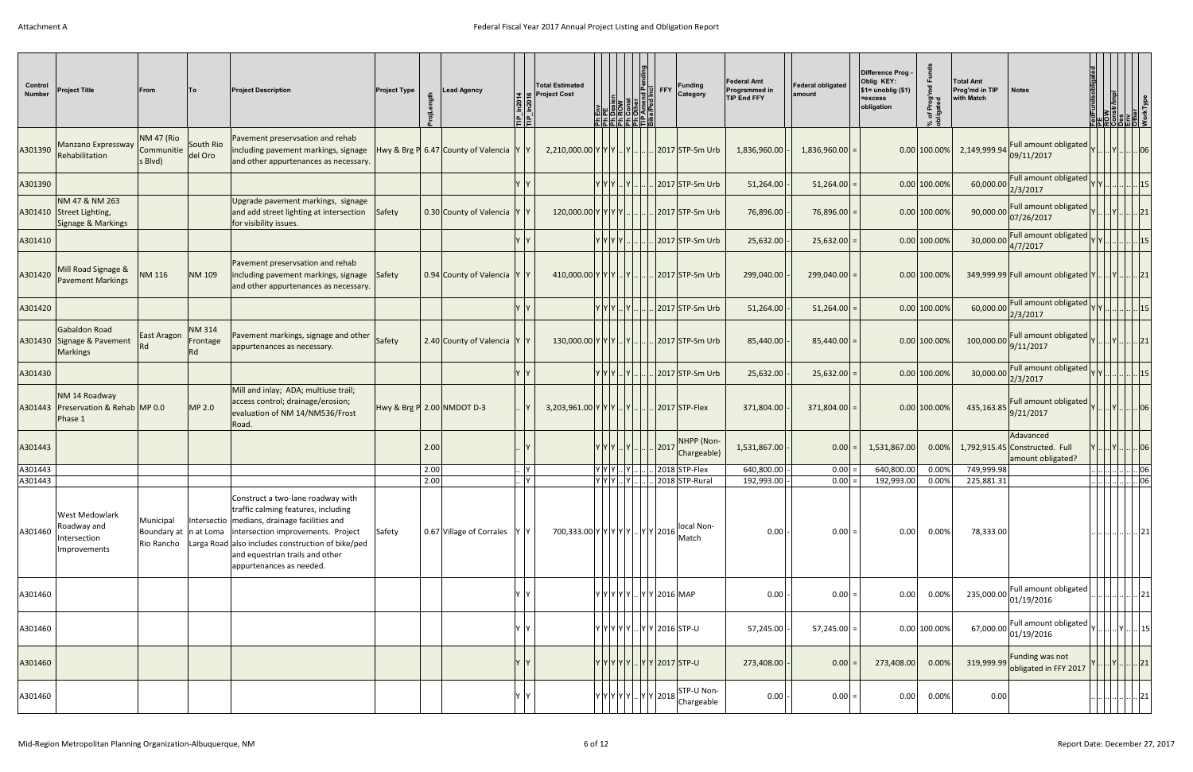Attachment A

# Federal Fiscal Year 2017 Annual Project Listing and Obligation Report

| Control Number | Project Title | From | To | Project Description | Project Type | ProjLength | Lead Agency | TIP_In2014 | TIP_In2016 | Total Estimated Project Cost | Ph Env | Ph PE | Ph Design | Ph ROW | Ph Const | Ph Other | TIP Amend Pending | Bike/Ped Incl | FFY | Funding Category | Federal Amt Programmed in TIP End FFY | | Federal obligated amount | | Difference Prog - Oblig KEY: $1= unoblig ($1) =excess obligation | % of Prog'md Funds obligated | Total Amt Prog'md in TIP with Match | Notes | FedFundsObligated | PE | ROW | Const/Impl | Des | Env | Other | WorkType |
|---|---|---|---|---|---|---|---|---|---|---|---|---|---|---|---|---|---|---|---|---|---|---|---|---|---|---|---|---|---|---|---|---|---|---|---|---|
| A301390 | Manzano Expressway Rehabilitation | NM 47 (Rio Communities Blvd) | South Rio del Oro | Pavement preservsation and rehab including pavement markings, signage and other appurtenances as necessary. | Hwy & Brg P | 6.47 | County of Valencia | Y | Y | 2,210,000.00 | Y | Y | Y | .. | Y | .. | .. | .. | 2017 | STP-Sm Urb | 1,836,960.00 | - | 1,836,960.00 | = | 0.00 | 100.00% | 2,149,999.94 | Full amount obligated 09/11/2017 | Y | .. | .. | Y | .. | .. | .. | 06 |
| A301390 | | | | | | | | Y | Y | | Y | Y | Y | .. | Y | .. | .. | .. | 2017 | STP-Sm Urb | 51,264.00 | - | 51,264.00 | = | 0.00 | 100.00% | 60,000.00 | Full amount obligated 2/3/2017 | Y | Y | .. | .. | .. | .. | .. | 15 |
| A301410 | NM 47 & NM 263 Street Lighting, Signage & Markings | | | Upgrade pavement markings, signage and add street lighting at intersection for visibility issues. | Safety | 0.30 | County of Valencia | Y | Y | 120,000.00 | Y | Y | Y | .. | .. | .. | .. | .. | 2017 | STP-Sm Urb | 76,896.00 | - | 76,896.00 | = | 0.00 | 100.00% | 90,000.00 | Full amount obligated 07/26/2017 | Y | .. | .. | Y | .. | .. | .. | 21 |
| A301410 | | | | | | | | Y | Y | | Y | Y | Y | .. | .. | .. | .. | .. | 2017 | STP-Sm Urb | 25,632.00 | - | 25,632.00 | = | 0.00 | 100.00% | 30,000.00 | Full amount obligated 4/7/2017 | Y | Y | .. | .. | .. | .. | .. | 15 |
| A301420 | Mill Road Signage & Pavement Markings | NM 116 | NM 109 | Pavement preservsation and rehab including pavement markings, signage and other appurtenances as necessary. | Safety | 0.94 | County of Valencia | Y | Y | 410,000.00 | Y | Y | Y | .. | Y | .. | .. | .. | 2017 | STP-Sm Urb | 299,040.00 | - | 299,040.00 | = | 0.00 | 100.00% | 349,999.99 | Full amount obligated | Y | .. | .. | Y | .. | .. | .. | 21 |
| A301420 | | | | | | | | Y | Y | | Y | Y | Y | .. | Y | .. | .. | .. | 2017 | STP-Sm Urb | 51,264.00 | - | 51,264.00 | = | 0.00 | 100.00% | 60,000.00 | Full amount obligated 2/3/2017 | Y | Y | .. | .. | .. | .. | .. | 15 |
| A301430 | Gabaldon Road Signage & Pavement Markings | East Aragon Rd | NM 314 Frontage Rd | Pavement markings, signage and other appurtenances as necessary. | Safety | 2.40 | County of Valencia | Y | Y | 130,000.00 | Y | Y | Y | .. | Y | .. | .. | .. | 2017 | STP-Sm Urb | 85,440.00 | - | 85,440.00 | = | 0.00 | 100.00% | 100,000.00 | Full amount obligated 9/11/2017 | Y | .. | .. | Y | .. | .. | .. | 21 |
| A301430 | | | | | | | | Y | Y | | Y | Y | Y | .. | Y | .. | .. | .. | 2017 | STP-Sm Urb | 25,632.00 | - | 25,632.00 | = | 0.00 | 100.00% | 30,000.00 | Full amount obligated 2/3/2017 | Y | Y | .. | .. | .. | .. | .. | 15 |
| A301443 | NM 14 Roadway Preservation & Rehab Phase 1 | MP 0.0 | MP 2.0 | Mill and inlay; ADA; multiuse trail; access control; drainage/erosion; evaluation of NM 14/NM536/Frost Road. | Hwy & Brg P | 2.00 | NMDOT D-3 | .. | Y | 3,203,961.00 | Y | Y | Y | .. | Y | .. | .. | .. | 2017 | STP-Flex | 371,804.00 | - | 371,804.00 | = | 0.00 | 100.00% | 435,163.85 | Full amount obligated 9/21/2017 | Y | .. | .. | Y | .. | .. | .. | 06 |
| A301443 | | | | | | 2.00 | | .. | Y | | Y | Y | Y | .. | Y | .. | .. | .. | 2017 | NHPP (Non-Chargeable) | 1,531,867.00 | - | 0.00 | = | 1,531,867.00 | 0.00% | 1,792,915.45 | Adavanced Constructed. Full amount obligated? | Y | .. | .. | Y | .. | .. | .. | 06 |
| A301443 | | | | | | 2.00 | | .. | Y | | Y | Y | Y | .. | Y | .. | .. | .. | 2018 | STP-Flex | 640,800.00 | - | 0.00 | = | 640,800.00 | 0.00% | 749,999.98 | | .. | .. | .. | .. | .. | .. | .. | 06 |
| A301443 | | | | | | 2.00 | | .. | Y | | Y | Y | Y | .. | Y | .. | .. | .. | 2018 | STP-Rural | 192,993.00 | - | 0.00 | = | 192,993.00 | 0.00% | 225,881.31 | | .. | .. | .. | .. | .. | .. | .. | 06 |
| A301460 | West Medowlark Roadway and Intersection Improvements | Municipal Boundary at Rio Rancho | Intersection at Loma Larga Road | Construct a two-lane roadway with traffic calming features, including medians, drainage facilities and intersection improvements. Project also includes construction of bike/ped and equestrian trails and other appurtenances as needed. | Safety | 0.67 | Village of Corrales | Y | Y | 700,333.00 | Y | Y | Y | Y | Y | .. | Y | Y | 2016 | local Non-Match | 0.00 | - | 0.00 | = | 0.00 | 0.00% | 78,333.00 | | .. | .. | .. | .. | .. | .. | .. | 21 |
| A301460 | | | | | | | | Y | Y | | Y | Y | Y | Y | Y | .. | Y | Y | 2016 | MAP | 0.00 | - | 0.00 | = | 0.00 | 0.00% | 235,000.00 | Full amount obligated 01/19/2016 | .. | .. | .. | .. | .. | .. | .. | 21 |
| A301460 | | | | | | | | Y | Y | | Y | Y | Y | Y | Y | .. | Y | Y | 2016 | STP-U | 57,245.00 | - | 57,245.00 | = | 0.00 | 100.00% | 67,000.00 | Full amount obligated 01/19/2016 | Y | .. | .. | .. | Y | .. | .. | 15 |
| A301460 | | | | | | | | Y | Y | | Y | Y | Y | Y | Y | .. | Y | Y | 2017 | STP-U | 273,408.00 | - | 0.00 | = | 273,408.00 | 0.00% | 319,999.99 | Funding was not obligated in FFY 2017 | Y | .. | .. | Y | .. | .. | .. | 21 |
| A301460 | | | | | | | | Y | Y | | Y | Y | Y | Y | Y | .. | Y | Y | 2018 | STP-U Non-Chargeable | 0.00 | - | 0.00 | = | 0.00 | 0.00% | 0.00 | | .. | .. | .. | .. | .. | .. | .. | 21 |

Mid-Region Metropolitan Planning Organization-Albuquerque, NM

Report Date: December 27, 2017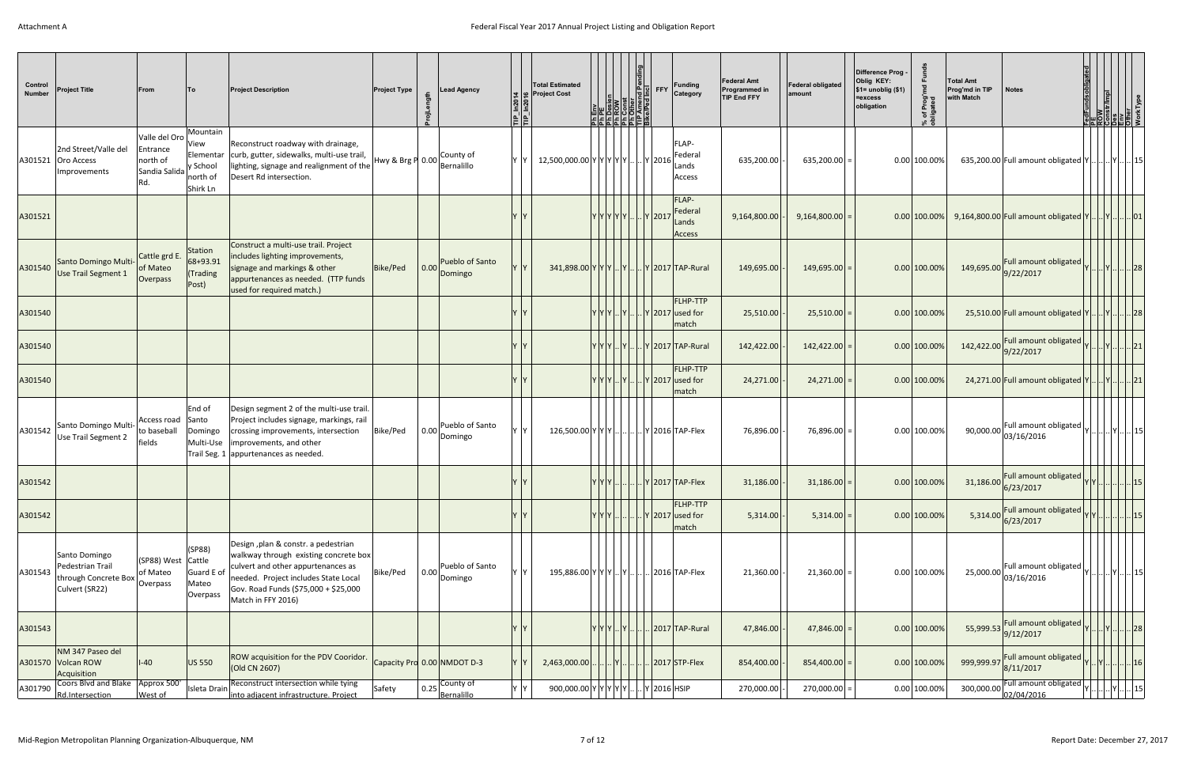| Control Number | Project Title | From | To | Project Description | Project Type | ProjLength | Lead Agency | TIP_In2014 | TIP_In2016 | Total Estimated Project Cost | Ph Env | Ph PE | Ph Design | Ph ROW | Ph Const | Ph Other | TIP Amend Pending | Bike/Ped Incl | FFY | Funding Category | Federal Amt Programmed in TIP End FFY | | Federal obligated amount | | Difference Prog - Oblig KEY: $1= unoblig ($1) =excess obligation | % of Prog'md Funds obligated | Total Amt Prog'md in TIP with Match | Notes | FedFundsobligated | PE | ROW | Constr/Impl | Des | Env | Other | WorkType |
|---|---|---|---|---|---|---|---|---|---|---|---|---|---|---|---|---|---|---|---|---|---|---|---|---|---|---|---|---|---|---|---|---|---|---|---|---|
| A301521 | 2nd Street/Valle del Oro Access Improvements | Valle del Oro Entrance north of Sandia Salida Rd. | Mountain View Elementary School north of Shirk Ln | Reconstruct roadway with drainage, curb, gutter, sidewalks, multi-use trail, lighting, signage and realignment of the Desert Rd intersection. | Hwy & Brg P | 0.00 | County of Bernalillo | Y | Y | 12,500,000.00 | Y | Y | Y | Y | Y | .. | .. | Y | 2016 | FLAP-Federal Lands Access | 635,200.00 | - | 635,200.00 | = | 0.00 | 100.00% | 635,200.00 | Full amount obligated | Y | .. | .. | .. | Y | .. | .. | 15 |
| A301521 | | | | | | | | Y | Y | | Y | Y | Y | Y | Y | .. | .. | Y | 2017 | FLAP-Federal Lands Access | 9,164,800.00 | - | 9,164,800.00 | = | 0.00 | 100.00% | 9,164,800.00 | Full amount obligated | Y | .. | .. | Y | .. | .. | .. | 01 |
| A301540 | Santo Domingo Multi-Use Trail Segment 1 | Cattle grd E. of Mateo Overpass | Station 68+93.91 (Trading Post) | Construct a multi-use trail. Project includes lighting improvements, signage and markings & other appurtenances as needed. (TTP funds used for required match.) | Bike/Ped | 0.00 | Pueblo of Santo Domingo | Y | Y | 341,898.00 | Y | Y | Y | .. | Y | .. | .. | Y | 2017 | TAP-Rural | 149,695.00 | - | 149,695.00 | = | 0.00 | 100.00% | 149,695.00 | Full amount obligated 9/22/2017 | Y | .. | .. | Y | .. | .. | .. | 28 |
| A301540 | | | | | | | | Y | Y | | Y | Y | Y | .. | Y | .. | .. | Y | 2017 | FLHP-TTP used for match | 25,510.00 | - | 25,510.00 | = | 0.00 | 100.00% | 25,510.00 | Full amount obligated | Y | .. | .. | Y | .. | .. | .. | 28 |
| A301540 | | | | | | | | Y | Y | | Y | Y | Y | .. | Y | .. | .. | Y | 2017 | TAP-Rural | 142,422.00 | - | 142,422.00 | = | 0.00 | 100.00% | 142,422.00 | Full amount obligated 9/22/2017 | Y | .. | .. | Y | .. | .. | .. | 21 |
| A301540 | | | | | | | | Y | Y | | Y | Y | Y | .. | Y | .. | .. | Y | 2017 | FLHP-TTP used for match | 24,271.00 | - | 24,271.00 | = | 0.00 | 100.00% | 24,271.00 | Full amount obligated | Y | .. | .. | Y | .. | .. | .. | 21 |
| A301542 | Santo Domingo Multi-Use Trail Segment 2 | Access road to baseball fields | End of Santo Domingo Multi-Use Trail Seg. 1 | Design segment 2 of the multi-use trail. Project includes signage, markings, rail crossing improvements, intersection improvements, and other appurtenances as needed. | Bike/Ped | 0.00 | Pueblo of Santo Domingo | Y | Y | 126,500.00 | Y | Y | Y | .. | .. | .. | .. | Y | 2016 | TAP-Flex | 76,896.00 | - | 76,896.00 | = | 0.00 | 100.00% | 90,000.00 | Full amount obligated 03/16/2016 | Y | .. | .. | .. | Y | .. | .. | 15 |
| A301542 | | | | | | | | Y | Y | | Y | Y | Y | .. | .. | .. | .. | Y | 2017 | TAP-Flex | 31,186.00 | - | 31,186.00 | = | 0.00 | 100.00% | 31,186.00 | Full amount obligated 6/23/2017 | Y | Y | .. | .. | .. | .. | .. | 15 |
| A301542 | | | | | | | | Y | Y | | Y | Y | Y | .. | .. | .. | .. | Y | 2017 | FLHP-TTP used for match | 5,314.00 | - | 5,314.00 | = | 0.00 | 100.00% | 5,314.00 | Full amount obligated 6/23/2017 | Y | Y | .. | .. | .. | .. | .. | 15 |
| A301543 | Santo Domingo Pedestrian Trail through Concrete Box Culvert (SR22) | (SP88) West of Mateo Overpass | (SP88) Cattle Guard E of Mateo Overpass | Design ,plan & constr. a pedestrian walkway through existing concrete box culvert and other appurtenances as needed. Project includes State Local Gov. Road Funds ($75,000 + $25,000 Match in FFY 2016) | Bike/Ped | 0.00 | Pueblo of Santo Domingo | Y | Y | 195,886.00 | Y | Y | Y | .. | Y | .. | .. | .. | 2016 | TAP-Flex | 21,360.00 | - | 21,360.00 | = | 0.00 | 100.00% | 25,000.00 | Full amount obligated 03/16/2016 | Y | .. | .. | .. | Y | .. | .. | 15 |
| A301543 | | | | | | | | Y | Y | | Y | Y | Y | .. | Y | .. | .. | .. | 2017 | TAP-Rural | 47,846.00 | - | 47,846.00 | = | 0.00 | 100.00% | 55,999.53 | Full amount obligated 9/12/2017 | Y | .. | .. | Y | .. | .. | .. | 28 |
| A301570 | NM 347 Paseo del Volcan ROW Acquisition | I-40 | US 550 | ROW acquisition for the PDV Cooridor. (Old CN 2607) | Capacity Pro | 0.00 | NMDOT D-3 | Y | Y | 2,463,000.00 | .. | .. | .. | Y | .. | .. | .. | .. | 2017 | STP-Flex | 854,400.00 | - | 854,400.00 | = | 0.00 | 100.00% | 999,999.97 | Full amount obligated 8/11/2017 | Y | .. | Y | .. | .. | .. | .. | 16 |
| A301790 | Coors Blvd and Blake Rd.Intersection | Approx 500' West of | Isleta Drain | Reconstruct intersection while tying into adjacent infrastructure. Project | Safety | 0.25 | County of Bernalillo | Y | Y | 900,000.00 | Y | Y | Y | Y | Y | .. | .. | Y | 2016 | HSIP | 270,000.00 | - | 270,000.00 | = | 0.00 | 100.00% | 300,000.00 | Full amount obligated 02/04/2016 | Y | .. | .. | .. | Y | .. | .. | 15 |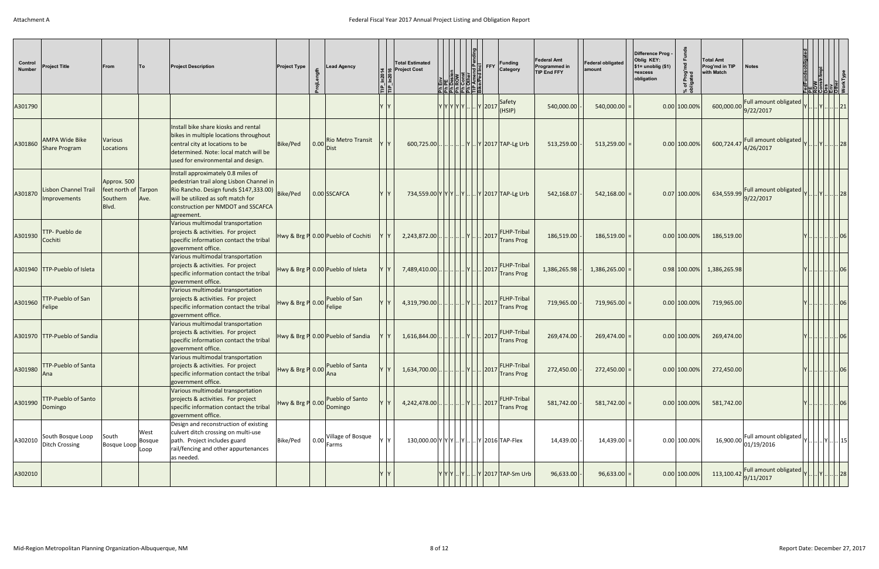Attachment A

# Federal Fiscal Year 2017 Annual Project Listing and Obligation Report

| Control Number | Project Title | From | To | Project Description | Project Type | ProjLength | Lead Agency | TIP_In2014 | TIP_In2016 | Total Estimated Project Cost | Ph Env | Ph PE | Ph Design | Ph ROW | Ph Const | Ph Other | TIP Amend Pending | Bike/Ped Incl | FFY | Funding Category | Federal Amt Programmed in TIP End FFY | | Federal obligated amount | | Difference Prog - Oblig KEY: $1= unoblig ($1) =excess obligation | % of Prog'md Funds obligated | Total Amt Prog'md in TIP with Match | Notes | FedFundsObligated | PE | ROW | Const/Impl | Des | Env | Other | WorkType |
|---|---|---|---|---|---|---|---|---|---|---|---|---|---|---|---|---|---|---|---|---|---|---|---|---|---|---|---|---|---|---|---|---|---|---|---|---|
| A301790 | | | | | | | | Y | Y | | Y | Y | Y | Y | Y | .. | .. | Y | 2017 | Safety (HSIP) | 540,000.00 | - | 540,000.00 | = | 0.00 | 100.00% | 600,000.00 | Full amount obligated 9/22/2017 | Y | .. | .. | Y | .. | .. | .. | 21 |
| A301860 | AMPA Wide Bike Share Program | Various Locations | | Install bike share kiosks and rental bikes in multiple locations throughout central city at locations to be determined. Note: local match will be used for environmental and design. | Bike/Ped | 0.00 | Rio Metro Transit Dist | Y | Y | 600,725.00 | .. | .. | .. | .. | .. | Y | .. | Y | 2017 | TAP-Lg Urb | 513,259.00 | - | 513,259.00 | = | 0.00 | 100.00% | 600,724.47 | Full amount obligated 4/26/2017 | Y | .. | .. | Y | .. | .. | .. | 28 |
| A301870 | Lisbon Channel Trail Improvements | Approx. 500 feet north of Southern Blvd. | Tarpon Ave. | Install approximately 0.8 miles of pedestrian trail along Lisbon Channel in Rio Rancho. Design funds $147,333.00) will be utilized as soft match for construction per NMDOT and SSCAFCA agreement. | Bike/Ped | 0.00 | SSCAFCA | Y | Y | 734,559.00 | Y | Y | Y | .. | Y | .. | .. | Y | 2017 | TAP-Lg Urb | 542,168.07 | - | 542,168.00 | = | 0.07 | 100.00% | 634,559.99 | Full amount obligated 9/22/2017 | Y | .. | .. | Y | .. | .. | .. | 28 |
| A301930 | TTP- Pueblo de Cochiti | | | Various multimodal transportation projects & activities. For project specific information contact the tribal government office. | Hwy & Brg P | 0.00 | Pueblo of Cochiti | Y | Y | 2,243,872.00 | .. | .. | .. | .. | .. | Y | .. | .. | 2017 | FLHP-Tribal Trans Prog | 186,519.00 | - | 186,519.00 | = | 0.00 | 100.00% | 186,519.00 | | Y | .. | .. | .. | .. | .. | .. | 06 |
| A301940 | TTP-Pueblo of Isleta | | | Various multimodal transportation projects & activities. For project specific information contact the tribal government office. | Hwy & Brg P | 0.00 | Pueblo of Isleta | Y | Y | 7,489,410.00 | .. | .. | .. | .. | .. | Y | .. | .. | 2017 | FLHP-Tribal Trans Prog | 1,386,265.98 | - | 1,386,265.00 | = | 0.98 | 100.00% | 1,386,265.98 | | Y | .. | .. | .. | .. | .. | .. | 06 |
| A301960 | TTP-Pueblo of San Felipe | | | Various multimodal transportation projects & activities. For project specific information contact the tribal government office. | Hwy & Brg P | 0.00 | Pueblo of San Felipe | Y | Y | 4,319,790.00 | .. | .. | .. | .. | .. | Y | .. | .. | 2017 | FLHP-Tribal Trans Prog | 719,965.00 | - | 719,965.00 | = | 0.00 | 100.00% | 719,965.00 | | Y | .. | .. | .. | .. | .. | .. | 06 |
| A301970 | TTP-Pueblo of Sandia | | | Various multimodal transportation projects & activities. For project specific information contact the tribal government office. | Hwy & Brg P | 0.00 | Pueblo of Sandia | Y | Y | 1,616,844.00 | .. | .. | .. | .. | .. | Y | .. | .. | 2017 | FLHP-Tribal Trans Prog | 269,474.00 | - | 269,474.00 | = | 0.00 | 100.00% | 269,474.00 | | Y | .. | .. | .. | .. | .. | .. | 06 |
| A301980 | TTP-Pueblo of Santa Ana | | | Various multimodal transportation projects & activities. For project specific information contact the tribal government office. | Hwy & Brg P | 0.00 | Pueblo of Santa Ana | Y | Y | 1,634,700.00 | .. | .. | .. | .. | .. | Y | .. | .. | 2017 | FLHP-Tribal Trans Prog | 272,450.00 | - | 272,450.00 | = | 0.00 | 100.00% | 272,450.00 | | Y | .. | .. | .. | .. | .. | .. | 06 |
| A301990 | TTP-Pueblo of Santo Domingo | | | Various multimodal transportation projects & activities. For project specific information contact the tribal government office. | Hwy & Brg P | 0.00 | Pueblo of Santo Domingo | Y | Y | 4,242,478.00 | .. | .. | .. | .. | .. | Y | .. | .. | 2017 | FLHP-Tribal Trans Prog | 581,742.00 | - | 581,742.00 | = | 0.00 | 100.00% | 581,742.00 | | Y | .. | .. | .. | .. | .. | .. | 06 |
| A302010 | South Bosque Loop Ditch Crossing | South Bosque Loop | West Bosque Loop | Design and reconstruction of existing culvert ditch crossing on multi-use path. Project includes guard rail/fencing and other appurtenances as needed. | Bike/Ped | 0.00 | Village of Bosque Farms | Y | Y | 130,000.00 | Y | Y | Y | .. | Y | .. | .. | Y | 2016 | TAP-Flex | 14,439.00 | - | 14,439.00 | = | 0.00 | 100.00% | 16,900.00 | Full amount obligated 01/19/2016 | Y | .. | .. | .. | Y | .. | .. | 15 |
| A302010 | | | | | | | | Y | Y | | Y | Y | Y | .. | Y | .. | .. | Y | 2017 | TAP-Sm Urb | 96,633.00 | - | 96,633.00 | = | 0.00 | 100.00% | 113,100.42 | Full amount obligated 9/11/2017 | Y | .. | .. | Y | .. | .. | .. | 28 |

Mid-Region Metropolitan Planning Organization-Albuquerque, NM

Report Date: December 27, 2017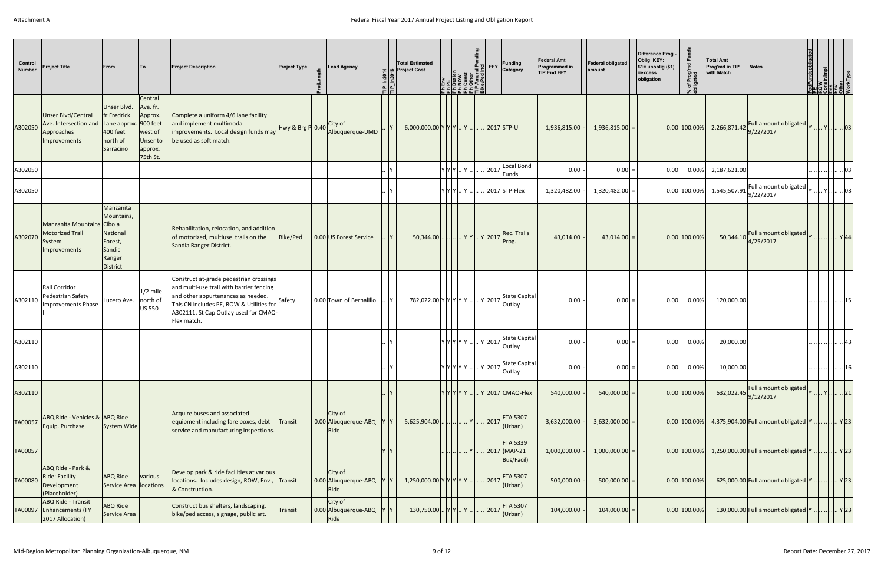| Control Number | Project Title | From | To | Project Description | Project Type | ProjLength | Lead Agency | TIP_In2014 | TIP_In2016 | Total Estimated Project Cost | Ph Env | Ph PE | Ph Docum | Ph ROW | Ph Const | Ph Other | TIP Amend Pending | Bike/Ped Incl | FFY | Funding Category | Federal Amt Programmed in TIP End FFY | | Federal obligated amount | | Difference Prog - Oblig KEY: $1= unoblig ($1) =excess obligation | % of Prog'md Funds obligated | Total Amt Prog'md in TIP with Match | Notes | FedFundsobligated | PE | ROW | Cons/Impl | Des | Env | Other | WorkType |
|---|---|---|---|---|---|---|---|---|---|---|---|---|---|---|---|---|---|---|---|---|---|---|---|---|---|---|---|---|---|---|---|---|---|---|---|---|
| A302050 | Unser Blvd/Central Ave. Intersection and Approaches Improvements | Unser Blvd. fr Fredrick Lane approx. 400 feet north of Sarracino | Central Ave. fr. Approx. 900 feet west of Unser to approx. 75th St. | Complete a uniform 4/6 lane facility and implement multimodal improvements. Local design funds may be used as soft match. | Hwy & Brg P | 0.40 | City of Albuquerque-DMD | .. | Y | 6,000,000.00 | Y | Y | Y | .. | Y | .. | .. | .. | 2017 | STP-U | 1,936,815.00 | - | 1,936,815.00 | = | 0.00 | 100.00% | 2,266,871.42 | Full amount obligated 9/22/2017 | Y | .. | .. | Y | .. | .. | .. | 03 |
| A302050 | | | | | | | | .. | Y | | Y | Y | Y | .. | Y | .. | .. | .. | 2017 | Local Bond Funds | 0.00 | - | 0.00 | = | 0.00 | 0.00% | 2,187,621.00 | | .. | .. | .. | .. | .. | .. | .. | 03 |
| A302050 | | | | | | | | .. | Y | | Y | Y | Y | .. | Y | .. | .. | .. | 2017 | STP-Flex | 1,320,482.00 | - | 1,320,482.00 | = | 0.00 | 100.00% | 1,545,507.91 | Full amount obligated 9/22/2017 | Y | .. | .. | Y | .. | .. | .. | 03 |
| A302070 | Manzanita Mountains Motorized Trail System Improvements | Manzanita Mountains, Cibola National Forest, Sandia Ranger District | | Rehabilitation, relocation, and addition of motorized, multiuse trails on the Sandia Ranger District. | Bike/Ped | 0.00 | US Forest Service | .. | Y | 50,344.00 | .. | .. | .. | .. | Y | Y | .. | Y | 2017 | Rec. Trails Prog. | 43,014.00 | - | 43,014.00 | = | 0.00 | 100.00% | 50,344.10 | Full amount obligated 4/25/2017 | Y | .. | .. | .. | .. | .. | Y | 44 |
| A302110 | Rail Corridor Pedestrian Safety Improvements Phase I | Lucero Ave. | 1/2 mile north of US 550 | Construct at-grade pedestrian crossings and multi-use trail with barrier fencing and other appurtenances as needed. This CN includes PE, ROW & Utilities for A302111. St Cap Outlay used for CMAQ-Flex match. | Safety | 0.00 | Town of Bernalillo | .. | Y | 782,022.00 | Y | Y | Y | Y | Y | .. | .. | Y | 2017 | State Capital Outlay | 0.00 | - | 0.00 | = | 0.00 | 0.00% | 120,000.00 | | .. | .. | .. | .. | .. | .. | .. | 15 |
| A302110 | | | | | | | | .. | Y | | Y | Y | Y | Y | Y | .. | .. | Y | 2017 | State Capital Outlay | 0.00 | - | 0.00 | = | 0.00 | 0.00% | 20,000.00 | | .. | .. | .. | .. | .. | .. | .. | 43 |
| A302110 | | | | | | | | .. | Y | | Y | Y | Y | Y | Y | .. | .. | Y | 2017 | State Capital Outlay | 0.00 | - | 0.00 | = | 0.00 | 0.00% | 10,000.00 | | .. | .. | .. | .. | .. | .. | .. | 16 |
| A302110 | | | | | | | | .. | Y | | Y | Y | Y | Y | Y | .. | .. | Y | 2017 | CMAQ-Flex | 540,000.00 | - | 540,000.00 | = | 0.00 | 100.00% | 632,022.45 | Full amount obligated 9/12/2017 | Y | .. | .. | Y | .. | .. | .. | 21 |
| TA00057 | ABQ Ride - Vehicles & Equip. Purchase | ABQ Ride System Wide | | Acquire buses and associated equipment including fare boxes, debt service and manufacturing inspections. | Transit | 0.00 | City of Albuquerque-ABQ Ride | Y | Y | 5,625,904.00 | .. | .. | .. | .. | Y | .. | .. | | 2017 | FTA 5307 (Urban) | 3,632,000.00 | - | 3,632,000.00 | = | 0.00 | 100.00% | 4,375,904.00 | Full amount obligated | Y | .. | .. | .. | .. | .. | Y | 23 |
| TA00057 | | | | | | | | Y | Y | | .. | .. | .. | .. | Y | .. | .. | | 2017 | FTA 5339 (MAP-21 Bus/Facil) | 1,000,000.00 | - | 1,000,000.00 | = | 0.00 | 100.00% | 1,250,000.00 | Full amount obligated | Y | .. | .. | .. | .. | .. | Y | 23 |
| TA00080 | ABQ Ride - Park & Ride: Facility Development (Placeholder) | ABQ Ride Service Area | various locations | Develop park & ride facilities at various locations. Includes design, ROW, Env., & Construction. | Transit | 0.00 | City of Albuquerque-ABQ Ride | Y | Y | 1,250,000.00 | Y | Y | Y | Y | Y | .. | .. | | 2017 | FTA 5307 (Urban) | 500,000.00 | - | 500,000.00 | = | 0.00 | 100.00% | 625,000.00 | Full amount obligated | Y | .. | .. | .. | .. | .. | Y | 23 |
| TA00097 | ABQ Ride - Transit Enhancements (FY 2017 Allocation) | ABQ Ride Service Area | | Construct bus shelters, landscaping, bike/ped access, signage, public art. | Transit | 0.00 | City of Albuquerque-ABQ Ride | Y | Y | 130,750.00 | .. | Y | Y | .. | Y | .. | .. | | 2017 | FTA 5307 (Urban) | 104,000.00 | - | 104,000.00 | = | 0.00 | 100.00% | 130,000.00 | Full amount obligated | Y | .. | .. | .. | .. | .. | Y | 23 |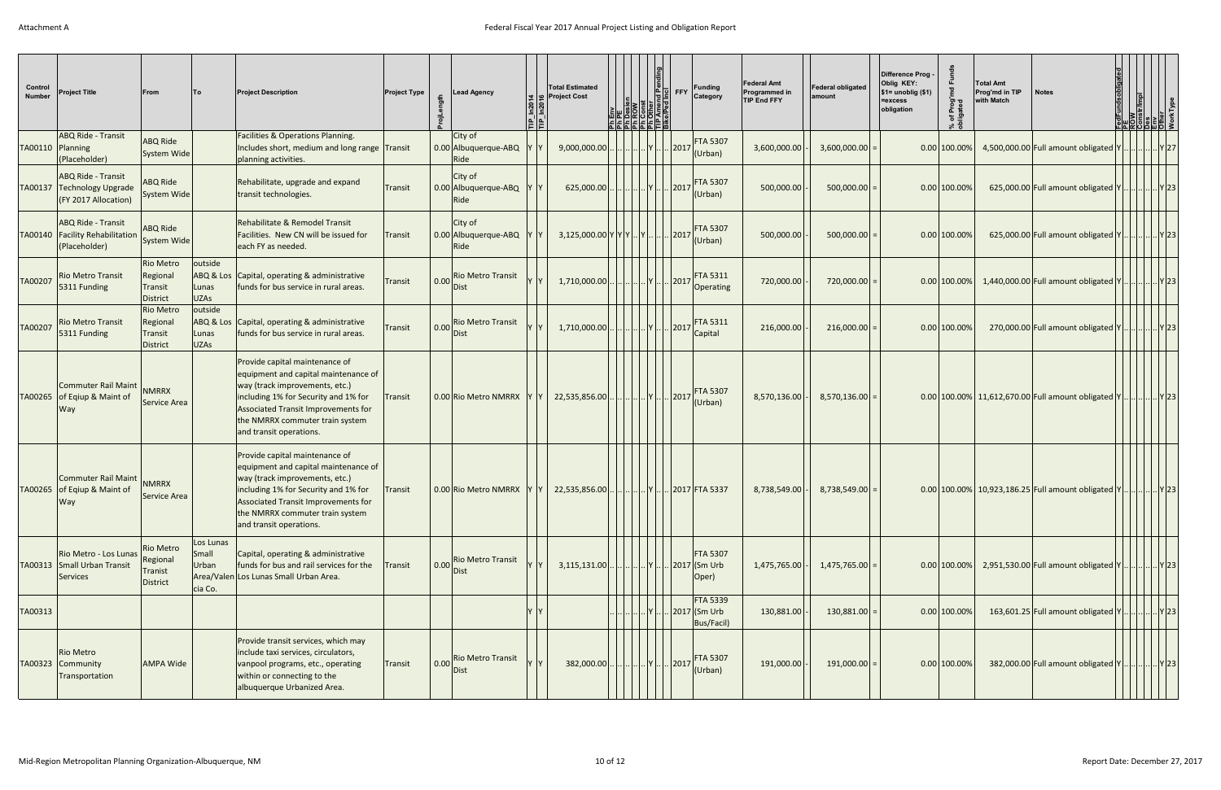| Control Number | Project Title | From | To | Project Description | Project Type | ProjLength | Lead Agency | TIP_In2014 | TIP_In2016 | Total Estimated Project Cost | Ph Env | Ph PE | Ph Design | Ph ROW | Ph Const | Ph Other | TIP Amend Pending | Bike/Ped Incl | FFY | Funding Category | Federal Amt Programmed in TIP End FFY | | Federal obligated amount | | Difference Prog - Oblig KEY: $1= unoblig ($1) =excess obligation | % of Prog'md Funds obligated | Total Amt Prog'md in TIP with Match | Notes | FedFundsobligated | PE | ROW | Const/Impl | Des | Env | Other | WorkType |
|---|---|---|---|---|---|---|---|---|---|---|---|---|---|---|---|---|---|---|---|---|---|---|---|---|---|---|---|---|---|---|---|---|---|---|---|---|
| TA00110 | ABQ Ride - Transit Planning (Placeholder) | ABQ Ride System Wide | | Facilities & Operations Planning. Includes short, medium and long range planning activities. | Transit | 0.00 | City of Albuquerque-ABQ Ride | Y | Y | 9,000,000.00 | .. | .. | .. | .. | Y | .. | .. | | 2017 | FTA 5307 (Urban) | 3,600,000.00 | - | 3,600,000.00 | = | 0.00 | 100.00% | 4,500,000.00 | Full amount obligated | Y | .. | .. | .. | .. | .. | .. | Y 27 |
| TA00137 | ABQ Ride - Transit Technology Upgrade (FY 2017 Allocation) | ABQ Ride System Wide | | Rehabilitate, upgrade and expand transit technologies. | Transit | 0.00 | City of Albuquerque-ABQ Ride | Y | Y | 625,000.00 | .. | .. | .. | .. | Y | .. | .. | | 2017 | FTA 5307 (Urban) | 500,000.00 | - | 500,000.00 | = | 0.00 | 100.00% | 625,000.00 | Full amount obligated | Y | .. | .. | .. | .. | .. | .. | Y 23 |
| TA00140 | ABQ Ride - Transit Facility Rehabilitation (Placeholder) | ABQ Ride System Wide | | Rehabilitate & Remodel Transit Facilities. New CN will be issued for each FY as needed. | Transit | 0.00 | City of Albuquerque-ABQ Ride | Y | Y | 3,125,000.00 | Y | Y | Y | .. | Y | .. | .. | | 2017 | FTA 5307 (Urban) | 500,000.00 | - | 500,000.00 | = | 0.00 | 100.00% | 625,000.00 | Full amount obligated | Y | .. | .. | .. | .. | .. | .. | Y 23 |
| TA00207 | Rio Metro Transit 5311 Funding | Rio Metro Regional Transit District | outside ABQ & Los Lunas UZAs | Capital, operating & administrative funds for bus service in rural areas. | Transit | 0.00 | Rio Metro Transit Dist | Y | Y | 1,710,000.00 | .. | .. | .. | .. | Y | .. | .. | | 2017 | FTA 5311 Operating | 720,000.00 | - | 720,000.00 | = | 0.00 | 100.00% | 1,440,000.00 | Full amount obligated | Y | .. | .. | .. | .. | .. | .. | Y 23 |
| TA00207 | Rio Metro Transit 5311 Funding | Rio Metro Regional Transit District | outside ABQ & Los Lunas UZAs | Capital, operating & administrative funds for bus service in rural areas. | Transit | 0.00 | Rio Metro Transit Dist | Y | Y | 1,710,000.00 | .. | .. | .. | .. | Y | .. | .. | | 2017 | FTA 5311 Capital | 216,000.00 | - | 216,000.00 | = | 0.00 | 100.00% | 270,000.00 | Full amount obligated | Y | .. | .. | .. | .. | .. | .. | Y 23 |
| TA00265 | Commuter Rail Maint of Eqiup & Maint of Way | NMRRX Service Area | | Provide capital maintenance of equipment and capital maintenance of way (track improvements, etc.) including 1% for Security and 1% for Associated Transit Improvements for the NMRRX commuter train system and transit operations. | Transit | 0.00 | Rio Metro NMRRX | Y | Y | 22,535,856.00 | .. | .. | .. | .. | Y | .. | .. | | 2017 | FTA 5307 (Urban) | 8,570,136.00 | - | 8,570,136.00 | = | 0.00 | 100.00% | 11,612,670.00 | Full amount obligated | Y | .. | .. | .. | .. | .. | .. | Y 23 |
| TA00265 | Commuter Rail Maint of Eqiup & Maint of Way | NMRRX Service Area | | Provide capital maintenance of equipment and capital maintenance of way (track improvements, etc.) including 1% for Security and 1% for Associated Transit Improvements for the NMRRX commuter train system and transit operations. | Transit | 0.00 | Rio Metro NMRRX | Y | Y | 22,535,856.00 | .. | .. | .. | .. | Y | .. | .. | | 2017 | FTA 5337 | 8,738,549.00 | - | 8,738,549.00 | = | 0.00 | 100.00% | 10,923,186.25 | Full amount obligated | Y | .. | .. | .. | .. | .. | .. | Y 23 |
| TA00313 | Rio Metro - Los Lunas Small Urban Transit Services | Rio Metro Regional Transit District | Los Lunas Small Urban Area/Valencia Co. | Capital, operating & administrative funds for bus and rail services for the Los Lunas Small Urban Area. | Transit | 0.00 | Rio Metro Transit Dist | Y | Y | 3,115,131.00 | .. | .. | .. | .. | Y | .. | .. | | 2017 | FTA 5307 (Sm Urb Oper) | 1,475,765.00 | - | 1,475,765.00 | = | 0.00 | 100.00% | 2,951,530.00 | Full amount obligated | Y | .. | .. | .. | .. | .. | .. | Y 23 |
| TA00313 | | | | | | | | Y | Y | | .. | .. | .. | .. | Y | .. | .. | | 2017 | FTA 5339 (Sm Urb Bus/Facil) | 130,881.00 | - | 130,881.00 | = | 0.00 | 100.00% | 163,601.25 | Full amount obligated | Y | .. | .. | .. | .. | .. | .. | Y 23 |
| TA00323 | Rio Metro Community Transportation | AMPA Wide | | Provide transit services, which may include taxi services, circulators, vanpool programs, etc., operating within or connecting to the albuquerque Urbanized Area. | Transit | 0.00 | Rio Metro Transit Dist | Y | Y | 382,000.00 | .. | .. | .. | .. | Y | .. | .. | | 2017 | FTA 5307 (Urban) | 191,000.00 | - | 191,000.00 | = | 0.00 | 100.00% | 382,000.00 | Full amount obligated | Y | .. | .. | .. | .. | .. | .. | Y 23 |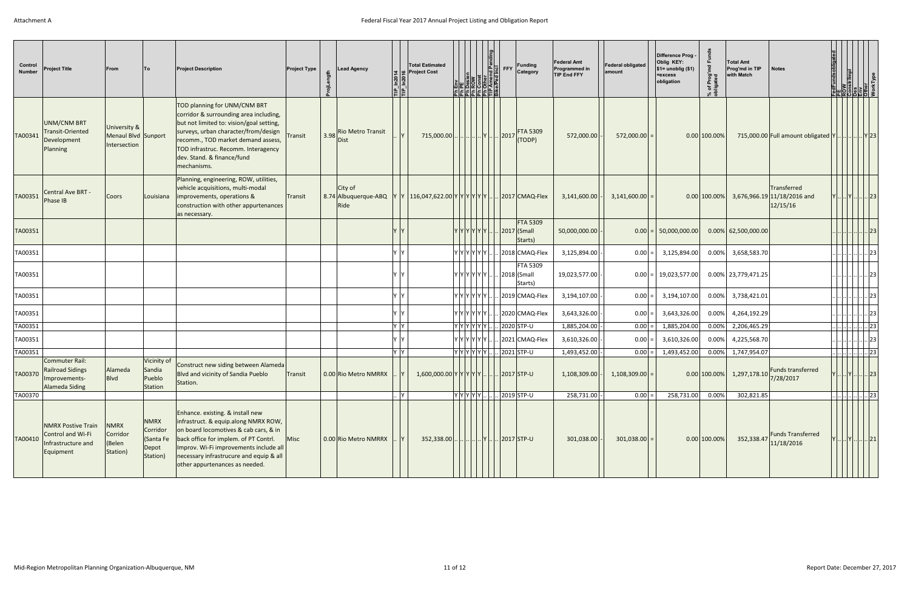Attachment A

Federal Fiscal Year 2017 Annual Project Listing and Obligation Report

| Control Number | Project Title | From | To | Project Description | Project Type | ProjLength | Lead Agency | TIP_In2014 | TIP_In2016 | Total Estimated Project Cost | Ph Env | Ph PE | Ph Design | Ph ROW | Ph Const | Ph Other | TIP Amend Pending | Bike/Ped Incl | FFY | Funding Category | Federal Amt Programmed in TIP End FFY | | Federal obligated amount | | Difference Prog - Oblig KEY: $1= unoblig ($1) =excess obligation | % of Prog'md Funds obligated | Total Amt Prog'md in TIP with Match | Notes | FedFundsobligated | PE | ROW | Constr/Impl | Des | Env | Other | WorkType |
|---|---|---|---|---|---|---|---|---|---|---|---|---|---|---|---|---|---|---|---|---|---|---|---|---|---|---|---|---|---|---|---|---|---|---|---|---|
| TA00341 | UNM/CNM BRT Transit-Oriented Development Planning | University & Menaul Blvd Intersection | Sunport | TOD planning for UNM/CNM BRT corridor & surrounding area including, but not limited to: vision/goal setting, surveys, urban character/from/design recomm., TOD market demand assess, TOD infrastruc. Recomm. Interagency dev. Stand. & finance/fund mechanisms. | Transit | 3.98 | Rio Metro Transit Dist | .. | Y | 715,000.00 | .. | .. | .. | .. | Y | .. | .. | | 2017 | FTA 5309 (TODP) | 572,000.00 | - | 572,000.00 | = | 0.00 | 100.00% | 715,000.00 | Full amount obligated | Y | .. | .. | .. | .. | .. | Y | 23 |
| TA00351 | Central Ave BRT - Phase IB | Coors | Louisiana | Planning, engineering, ROW, utilities, vehicle acquisitions, multi-modal improvements, operations & construction with other appurtenances as necessary. | Transit | 8.74 | City of Albuquerque-ABQ Ride | Y | Y | 116,047,622.00 | Y | Y | Y | Y | Y | Y | .. | .. | 2017 | CMAQ-Flex | 3,141,600.00 | - | 3,141,600.00 | = | 0.00 | 100.00% | 3,676,966.19 | Transferred 11/18/2016 and 12/15/16 | Y | .. | .. | Y | .. | .. | .. | 23 |
| TA00351 | | | | | | | | Y | Y | | Y | Y | Y | Y | Y | Y | .. | .. | 2017 | FTA 5309 (Small Starts) | 50,000,000.00 | - | 0.00 | = | 50,000,000.00 | 0.00% | 62,500,000.00 | | .. | .. | .. | .. | .. | .. | .. | 23 |
| TA00351 | | | | | | | | Y | Y | | Y | Y | Y | Y | Y | Y | .. | .. | 2018 | CMAQ-Flex | 3,125,894.00 | - | 0.00 | = | 3,125,894.00 | 0.00% | 3,658,583.70 | | .. | .. | .. | .. | .. | .. | .. | 23 |
| TA00351 | | | | | | | | Y | Y | | Y | Y | Y | Y | Y | Y | .. | .. | 2018 | FTA 5309 (Small Starts) | 19,023,577.00 | - | 0.00 | = | 19,023,577.00 | 0.00% | 23,779,471.25 | | .. | .. | .. | .. | .. | .. | .. | 23 |
| TA00351 | | | | | | | | Y | Y | | Y | Y | Y | Y | Y | Y | .. | .. | 2019 | CMAQ-Flex | 3,194,107.00 | - | 0.00 | = | 3,194,107.00 | 0.00% | 3,738,421.01 | | .. | .. | .. | .. | .. | .. | .. | 23 |
| TA00351 | | | | | | | | Y | Y | | Y | Y | Y | Y | Y | Y | .. | .. | 2020 | CMAQ-Flex | 3,643,326.00 | - | 0.00 | = | 3,643,326.00 | 0.00% | 4,264,192.29 | | .. | .. | .. | .. | .. | .. | .. | 23 |
| TA00351 | | | | | | | | Y | Y | | Y | Y | Y | Y | Y | Y | .. | .. | 2020 | STP-U | 1,885,204.00 | - | 0.00 | = | 1,885,204.00 | 0.00% | 2,206,465.29 | | .. | .. | .. | .. | .. | .. | .. | 23 |
| TA00351 | | | | | | | | Y | Y | | Y | Y | Y | Y | Y | Y | .. | .. | 2021 | CMAQ-Flex | 3,610,326.00 | - | 0.00 | = | 3,610,326.00 | 0.00% | 4,225,568.70 | | .. | .. | .. | .. | .. | .. | .. | 23 |
| TA00351 | | | | | | | | Y | Y | | Y | Y | Y | Y | Y | Y | .. | .. | 2021 | STP-U | 1,493,452.00 | - | 0.00 | = | 1,493,452.00 | 0.00% | 1,747,954.07 | | .. | .. | .. | .. | .. | .. | .. | 23 |
| TA00370 | Commuter Rail: Railroad Sidings Improvements-Alameda Siding | Alameda Blvd | Vicinity of Sandia Pueblo Station | Construct new siding between Alameda Blvd and vicinity of Sandia Pueblo Station. | Transit | 0.00 | Rio Metro NMRRX | .. | Y | 1,600,000.00 | Y | Y | Y | Y | Y | .. | .. | .. | 2017 | STP-U | 1,108,309.00 | - | 1,108,309.00 | = | 0.00 | 100.00% | 1,297,178.10 | Funds transferred 7/28/2017 | Y | .. | .. | Y | .. | .. | .. | 23 |
| TA00370 | | | | | | | | .. | Y | | Y | Y | Y | Y | Y | .. | .. | .. | 2019 | STP-U | 258,731.00 | - | 0.00 | = | 258,731.00 | 0.00% | 302,821.85 | | .. | .. | .. | .. | .. | .. | .. | 23 |
| TA00410 | NMRX Postive Train Control and Wi-Fi Infrastructure and Equipment | NMRX Corridor (Belen Station) | NMRX Corridor (Santa Fe Depot Station) | Enhance. existing. & install new infrastruct. & equip.along NMRX ROW, on board locomotives & cab cars, & in back office for implem. of PT Contrl. Improv. Wi-Fi improvements include all necessary infrastrucure and equip & all other appurtenances as needed. | Misc | 0.00 | Rio Metro NMRRX | .. | Y | 352,338.00 | .. | .. | .. | .. | Y | .. | .. | | 2017 | STP-U | 301,038.00 | - | 301,038.00 | = | 0.00 | 100.00% | 352,338.47 | Funds Transferred 11/18/2016 | Y | .. | .. | Y | .. | .. | .. | 21 |

Mid-Region Metropolitan Planning Organization-Albuquerque, NM

Report Date: December 27, 2017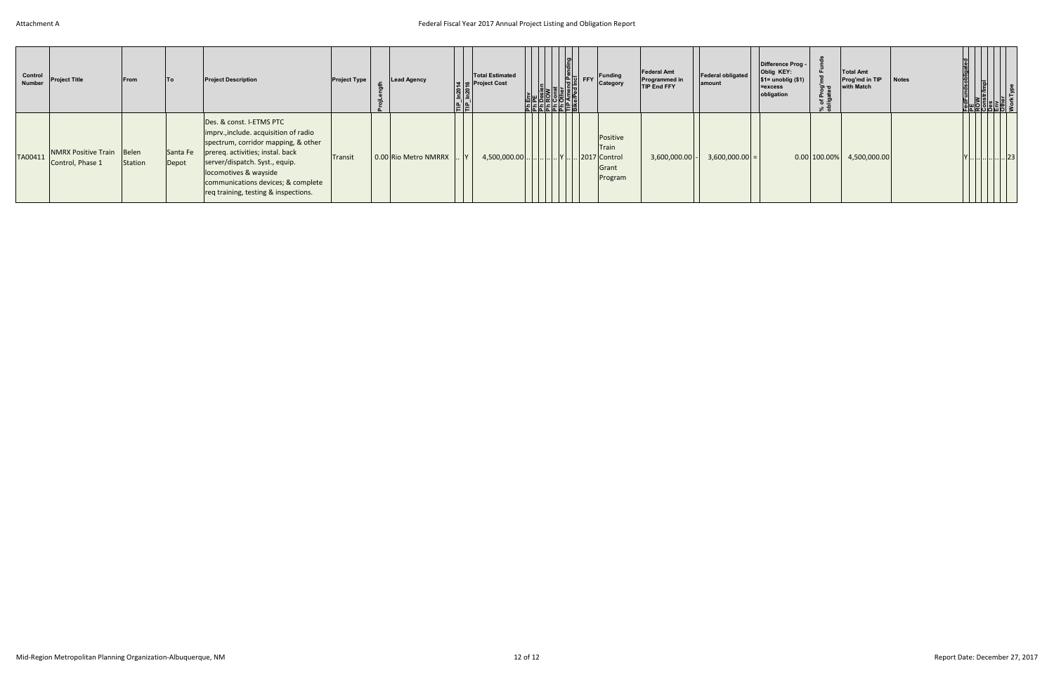| Control Number | Project Title | From | To | Project Description | Project Type | ProjLength | Lead Agency | TIP_In2014 | TIP_In2016 | Total Estimated Project Cost | Ph Env | Ph PE | Ph Design | Ph ROW | Ph Const | Ph Other | TIP Amend Pending | Bike/Ped Incl | FFY | Funding Category | Federal Amt Programmed in TIP End FFY | | Federal obligated amount | | Difference Prog - Oblig KEY: $1= unoblig ($1) =excess obligation | % of Prog'md Funds obligated | Total Amt Prog'md in TIP with Match | Notes | FedFundsobligated | PE | ROW | Cons'tr/Impl | Des | Env | Other | WorkType |
|---|---|---|---|---|---|---|---|---|---|---|---|---|---|---|---|---|---|---|---|---|---|---|---|---|---|---|---|---|---|---|---|---|---|---|---|---|
| TA00411 | NMRX Positive Train Control, Phase 1 | Belen Station | Santa Fe Depot | Des. & const. I-ETMS PTC imprv.,include. acquisition of radio spectrum, corridor mapping, & other prereq. activities; instal. back server/dispatch. Syst., equip. locomotives & wayside communications devices; & complete req training, testing & inspections. | Transit | 0.00 | Rio Metro NMRRX | .. | Y | 4,500,000.00 | .. | .. | .. | .. | Y | .. | .. | | 2017 | Positive Train Control Grant Program | 3,600,000.00 | - | 3,600,000.00 | = | 0.00 | 100.00% | 4,500,000.00 | | Y | .. | .. | .. | .. | .. | .. | 23 |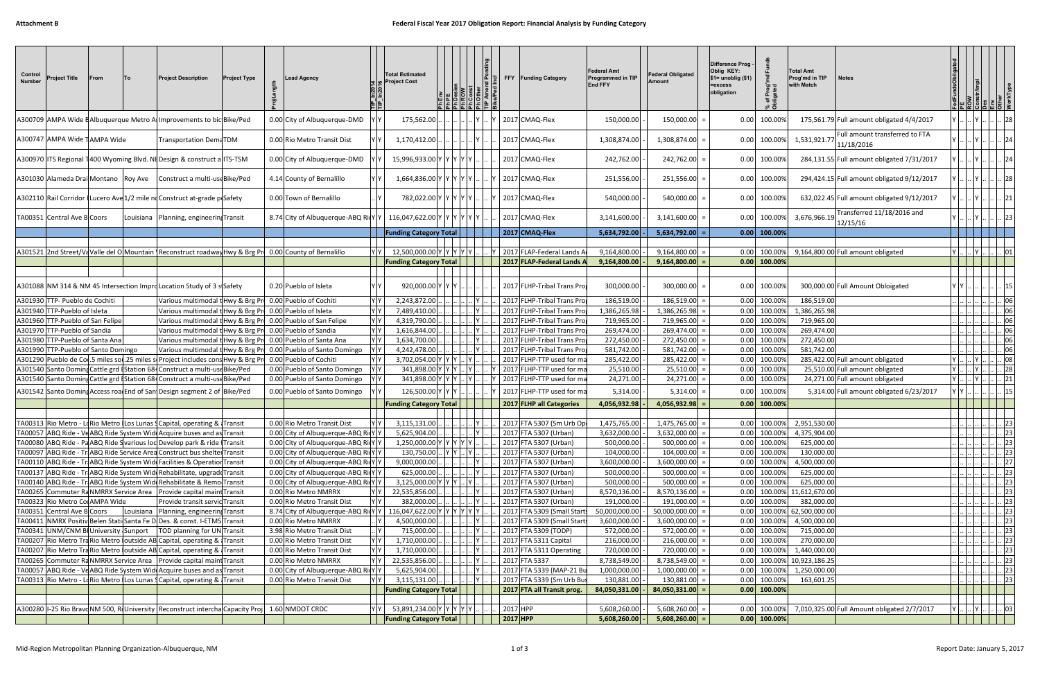**Attachment B**

# Federal Fiscal Year 2017 Obligation Report: Financial Analysis by Funding Category

| Control Number | Project Title | From | To | Project Description | Project Type | ProjLength | Lead Agency | TIP_in2014 | TIP_in2016 | Total Estimated Project Cost | PhEnv | PhPE | PhDesign | PhROW | PhConst | PhOther | TIP Amend Pending | BikePed incl | FFY | Funding Category | Federal Amt Programmed in TIP End FFY | | Federal Obligated Amount | | Difference Prog - Oblig KEY: $1= unoblig ($1) =excess obligation | % of Prog'md Funds Obligated | Total Amt Prog'md in TIP with Match | Notes | FedFundsObligated | PE | ROW | Constr/Impl | Des | Env | Other | WorkType |
|---|---|---|---|---|---|---|---|---|---|---|---|---|---|---|---|---|---|---|---|---|---|---|---|---|---|---|---|---|---|---|---|---|---|---|---|---|
| A300709 | AMPA Wide E | Albuquerque Metro A | | Improvements to bic | Bike/Ped | 0.00 | City of Albuquerque-DMD | Y | Y | 175,562.00 | .. | .. | .. | .. | Y | .. | .. | Y | 2017 | CMAQ-Flex | 150,000.00 | - | 150,000.00 | = | 0.00 | 100.00% | 175,561.79 | Full amount obligated 4/4/2017 | Y | .. | .. | Y | .. | .. | .. | 28 |
| A300747 | AMPA Wide T | AMPA Wide | | Transportation Dema | TDM | 0.00 | Rio Metro Transit Dist | Y | Y | 1,170,412.00 | .. | .. | .. | .. | Y | .. | .. | .. | 2017 | CMAQ-Flex | 1,308,874.00 | - | 1,308,874.00 | = | 0.00 | 100.00% | 1,531,921.77 | Full amount transferred to FTA 11/18/2016 | Y | .. | .. | Y | .. | .. | .. | 24 |
| A300970 | ITS Regional T | 400 Wyoming Blvd. NE | | Design & construct a | ITS-TSM | 0.00 | City of Albuquerque-DMD | Y | Y | 15,996,933.00 | Y | Y | Y | Y | Y | .. | .. | .. | 2017 | CMAQ-Flex | 242,762.00 | - | 242,762.00 | = | 0.00 | 100.00% | 284,131.55 | Full amount obligated 7/31/2017 | Y | .. | .. | Y | .. | .. | .. | 24 |
| A301030 | Alameda Drai | Montano | Roy Ave | Construct a multi-use | Bike/Ped | 4.14 | County of Bernalillo | Y | Y | 1,664,836.00 | Y | Y | Y | Y | Y | .. | .. | Y | 2017 | CMAQ-Flex | 251,556.00 | - | 251,556.00 | = | 0.00 | 100.00% | 294,424.15 | Full amount obligated 9/12/2017 | Y | .. | .. | Y | .. | .. | .. | 28 |
| A302110 | Rail Corridor | Lucero Ave | 1/2 mile no | Construct at-grade p | Safety | 0.00 | Town of Bernalillo | | Y | 782,022.00 | Y | Y | Y | Y | Y | .. | .. | Y | 2017 | CMAQ-Flex | 540,000.00 | - | 540,000.00 | = | 0.00 | 100.00% | 632,022.45 | Full amount obligated 9/12/2017 | Y | .. | .. | Y | .. | .. | .. | 21 |
| TA00351 | Central Ave B | Coors | Louisiana | Planning, engineering | Transit | 8.74 | City of Albuquerque-ABQ Rid | Y | Y | 116,047,622.00 | Y | Y | Y | Y | Y | Y | .. | .. | 2017 | CMAQ-Flex | 3,141,600.00 | - | 3,141,600.00 | = | 0.00 | 100.00% | 3,676,966.19 | Transferred 11/18/2016 and 12/15/16 | Y | .. | .. | Y | .. | .. | .. | 23 |
| | | | | | | | | | | **Funding Category Total** | | | | | | | | | **2017** | **CMAQ-Flex** | **5,634,792.00** | - | **5,634,792.00** | = | **0.00** | **100.00%** | | | | | | | | | | |
| A301521 | 2nd Street/Va | Valle del O | Mountain | Reconstruct roadway | Hwy & Brg Pr | 0.00 | County of Bernalillo | Y | Y | 12,500,000.00 | Y | Y | Y | Y | Y | .. | .. | Y | 2017 | FLAP-Federal Lands A | 9,164,800.00 | - | 9,164,800.00 | = | 0.00 | 100.00% | 9,164,800.00 | Full amount obligated | Y | .. | .. | Y | .. | .. | .. | 01 |
| | | | | | | | | | | **Funding Category Total** | | | | | | | | | **2017** | **FLAP-Federal Lands A** | **9,164,800.00** | - | **9,164,800.00** | = | **0.00** | **100.00%** | | | | | | | | | | |
| A301088 | NM 314 & NM 45 Intersection Impro | | | Location Study of 3 s | Safety | 0.20 | Pueblo of Isleta | Y | Y | 920,000.00 | Y | Y | Y | .. | .. | .. | .. | .. | 2017 | FLHP-Tribal Trans Prog | 300,000.00 | - | 300,000.00 | = | 0.00 | 100.00% | 300,000.00 | Full Amount Obloigated | Y | Y | .. | .. | .. | .. | .. | 15 |
| A301930 | TTP- Pueblo de Cochiti | | | Various multimodal t | Hwy & Brg Pr | 0.00 | Pueblo of Cochiti | Y | Y | 2,243,872.00 | .. | .. | .. | .. | Y | .. | .. | .. | 2017 | FLHP-Tribal Trans Pro | 186,519.00 | - | 186,519.00 | = | 0.00 | 100.00% | 186,519.00 | | .. | .. | .. | .. | .. | .. | .. | 06 |
| A301940 | TTP-Pueblo of Isleta | | | Various multimodal t | Hwy & Brg Pr | 0.00 | Pueblo of Isleta | Y | Y | 7,489,410.00 | .. | .. | .. | .. | Y | .. | .. | .. | 2017 | FLHP-Tribal Trans Pro | 1,386,265.98 | - | 1,386,265.98 | = | 0.00 | 100.00% | 1,386,265.98 | | .. | .. | .. | .. | .. | .. | .. | 06 |
| A301960 | TTP-Pueblo of San Felipe | | | Various multimodal t | Hwy & Brg Pr | 0.00 | Pueblo of San Felipe | Y | Y | 4,319,790.00 | .. | .. | .. | .. | Y | .. | .. | .. | 2017 | FLHP-Tribal Trans Pro | 719,965.00 | - | 719,965.00 | = | 0.00 | 100.00% | 719,965.00 | | .. | .. | .. | .. | .. | .. | .. | 06 |
| A301970 | TTP-Pueblo of Sandia | | | Various multimodal t | Hwy & Brg Pr | 0.00 | Pueblo of Sandia | Y | Y | 1,616,844.00 | .. | .. | .. | .. | Y | .. | .. | .. | 2017 | FLHP-Tribal Trans Pro | 269,474.00 | - | 269,474.00 | = | 0.00 | 100.00% | 269,474.00 | | .. | .. | .. | .. | .. | .. | .. | 06 |
| A301980 | TTP-Pueblo of Santa Ana | | | Various multimodal t | Hwy & Brg Pr | 0.00 | Pueblo of Santa Ana | Y | Y | 1,634,700.00 | .. | .. | .. | .. | Y | .. | .. | .. | 2017 | FLHP-Tribal Trans Pro | 272,450.00 | - | 272,450.00 | = | 0.00 | 100.00% | 272,450.00 | | .. | .. | .. | .. | .. | .. | .. | 06 |
| A301990 | TTP-Pueblo of Santo Domingo | | | Various multimodal t | Hwy & Brg Pr | 0.00 | Pueblo of Santo Domingo | Y | Y | 4,242,478.00 | .. | .. | .. | .. | Y | .. | .. | .. | 2017 | FLHP-Tribal Trans Pro | 581,742.00 | - | 581,742.00 | = | 0.00 | 100.00% | 581,742.00 | | .. | .. | .. | .. | .. | .. | .. | 06 |
| A301290 | Pueblo de Co | .5 miles so | .25 miles s | Project includes cons | Hwy & Brg Pr | 0.00 | Pueblo of Cochiti | Y | Y | 3,702,054.00 | Y | Y | Y | .. | Y | .. | .. | .. | 2017 | FLHP-TTP used for ma | 285,422.00 | - | 285,422.00 | = | 0.00 | 100.00% | 285,422.00 | Full amount obligated | Y | .. | .. | Y | .. | .. | .. | 08 |
| A301540 | Santo Doming | Cattle grd I | Station 68 | Construct a multi-use | Bike/Ped | 0.00 | Pueblo of Santo Domingo | Y | Y | 341,898.00 | Y | Y | Y | .. | Y | .. | .. | Y | 2017 | FLHP-TTP used for ma | 25,510.00 | - | 25,510.00 | = | 0.00 | 100.00% | 25,510.00 | Full amount obligated | Y | .. | .. | Y | .. | .. | .. | 28 |
| A301540 | Santo Doming | Cattle grd I | Station 68 | Construct a multi-use | Bike/Ped | 0.00 | Pueblo of Santo Domingo | Y | Y | 341,898.00 | Y | Y | Y | .. | Y | .. | .. | Y | 2017 | FLHP-TTP used for ma | 24,271.00 | - | 24,271.00 | = | 0.00 | 100.00% | 24,271.00 | Full amount obligated | Y | .. | .. | Y | .. | .. | .. | 21 |
| A301542 | Santo Doming | Access road | End of San | Design segment 2 of | Bike/Ped | 0.00 | Pueblo of Santo Domingo | Y | Y | 126,500.00 | Y | Y | Y | .. | .. | .. | .. | Y | 2017 | FLHP-TTP used for ma | 5,314.00 | - | 5,314.00 | = | 0.00 | 100.00% | 5,314.00 | Full amount obligated 6/23/2017 | Y | Y | .. | .. | .. | .. | .. | 15 |
| | | | | | | | | | | **Funding Category Total** | | | | | | | | | **2017** | **FLHP all Categories** | **4,056,932.98** | - | **4,056,932.98** | = | **0.00** | **100.00%** | | | | | | | | | | |
| TA00313 | Rio Metro - Lo | Rio Metro | Los Lunas | Capital, operating & | Transit | 0.00 | Rio Metro Transit Dist | Y | Y | 3,115,131.00 | .. | .. | .. | .. | Y | .. | .. | .. | 2017 | FTA 5307 (Sm Urb Op | 1,475,765.00 | - | 1,475,765.00 | = | 0.00 | 100.00% | 2,951,530.00 | | .. | .. | .. | .. | .. | .. | .. | 23 |
| TA00057 | ABQ Ride - Ve | ABQ Ride System Wide | | Acquire buses and as | Transit | 0.00 | City of Albuquerque-ABQ Rid | Y | Y | 5,625,904.00 | .. | .. | .. | .. | Y | .. | .. | .. | 2017 | FTA 5307 (Urban) | 3,632,000.00 | - | 3,632,000.00 | = | 0.00 | 100.00% | 4,375,904.00 | | .. | .. | .. | .. | .. | .. | .. | 23 |
| TA00080 | ABQ Ride - Pa | ABQ Ride S | various loc | Develop park & ride | Transit | 0.00 | City of Albuquerque-ABQ Rid | Y | Y | 1,250,000.00 | Y | Y | Y | Y | Y | .. | .. | .. | 2017 | FTA 5307 (Urban) | 500,000.00 | - | 500,000.00 | = | 0.00 | 100.00% | 625,000.00 | | .. | .. | .. | .. | .. | .. | .. | 23 |
| TA00097 | ABQ Ride - Tr | ABQ Ride Service Area | | Construct bus shelter | Transit | 0.00 | City of Albuquerque-ABQ Rid | Y | Y | 130,750.00 | .. | Y | Y | .. | Y | .. | .. | .. | 2017 | FTA 5307 (Urban) | 104,000.00 | - | 104,000.00 | = | 0.00 | 100.00% | 130,000.00 | | .. | .. | .. | .. | .. | .. | .. | 23 |
| TA00110 | ABQ Ride - Tr | ABQ Ride System Wide | | Facilities & Operation | Transit | 0.00 | City of Albuquerque-ABQ Rid | Y | Y | 9,000,000.00 | .. | .. | .. | .. | Y | .. | .. | .. | 2017 | FTA 5307 (Urban) | 3,600,000.00 | - | 3,600,000.00 | = | 0.00 | 100.00% | 4,500,000.00 | | .. | .. | .. | .. | .. | .. | .. | 27 |
| TA00137 | ABQ Ride - Tr | ABQ Ride System Wide | | Rehabilitate, upgrade | Transit | 0.00 | City of Albuquerque-ABQ Rid | Y | Y | 625,000.00 | .. | .. | .. | .. | Y | .. | .. | .. | 2017 | FTA 5307 (Urban) | 500,000.00 | - | 500,000.00 | = | 0.00 | 100.00% | 625,000.00 | | .. | .. | .. | .. | .. | .. | .. | 23 |
| TA00140 | ABQ Ride - Tr | ABQ Ride System Wide | | Rehabilitate & Remo | Transit | 0.00 | City of Albuquerque-ABQ Rid | Y | Y | 3,125,000.00 | Y | Y | Y | .. | Y | .. | .. | .. | 2017 | FTA 5307 (Urban) | 500,000.00 | - | 500,000.00 | = | 0.00 | 100.00% | 625,000.00 | | .. | .. | .. | .. | .. | .. | .. | 23 |
| TA00265 | Commuter Ra | NMRRX Service Area | | Provide capital maint | Transit | 0.00 | Rio Metro NMRRX | Y | Y | 22,535,856.00 | .. | .. | .. | .. | Y | .. | .. | .. | 2017 | FTA 5307 (Urban) | 8,570,136.00 | - | 8,570,136.00 | = | 0.00 | 100.00% | 11,612,670.00 | | .. | .. | .. | .. | .. | .. | .. | 23 |
| TA00323 | Rio Metro Co | AMPA Wide | | Provide transit servic | Transit | 0.00 | Rio Metro Transit Dist | Y | Y | 382,000.00 | .. | .. | .. | .. | Y | .. | .. | .. | 2017 | FTA 5307 (Urban) | 191,000.00 | - | 191,000.00 | = | 0.00 | 100.00% | 382,000.00 | | .. | .. | .. | .. | .. | .. | .. | 23 |
| TA00351 | Central Ave B | Coors | Louisiana | Planning, engineering | Transit | 8.74 | City of Albuquerque-ABQ Rid | Y | Y | 116,047,622.00 | Y | Y | Y | Y | Y | Y | .. | .. | 2017 | FTA 5309 (Small Starts | 50,000,000.00 | - | 50,000,000.00 | = | 0.00 | 100.00% | 62,500,000.00 | | .. | .. | .. | .. | .. | .. | .. | 23 |
| TA00411 | NMRX Positiv | Belen Stati | Santa Fe D | Des. & const. I-ETMS | Transit | 0.00 | Rio Metro NMRRX | | Y | 4,500,000.00 | .. | .. | .. | .. | Y | .. | .. | .. | 2017 | FTA 5309 (Small Starts | 3,600,000.00 | - | 3,600,000.00 | = | 0.00 | 100.00% | 4,500,000.00 | | .. | .. | .. | .. | .. | .. | .. | 23 |
| TA00341 | UNM/CNM B | University | Sunport | TOD planning for UN | Transit | 3.98 | Rio Metro Transit Dist | | Y | 715,000.00 | .. | .. | .. | .. | Y | .. | .. | .. | 2017 | FTA 5309 (TODP) | 572,000.00 | - | 572,000.00 | = | 0.00 | 100.00% | 715,000.00 | | .. | .. | .. | .. | .. | .. | .. | 23 |
| TA00207 | Rio Metro Tra | Rio Metro | outside AB | Capital, operating & | Transit | 0.00 | Rio Metro Transit Dist | Y | Y | 1,710,000.00 | .. | .. | .. | .. | Y | .. | .. | .. | 2017 | FTA 5311 Capital | 216,000.00 | - | 216,000.00 | = | 0.00 | 100.00% | 270,000.00 | | .. | .. | .. | .. | .. | .. | .. | 23 |
| TA00207 | Rio Metro Tra | Rio Metro | outside AB | Capital, operating & | Transit | 0.00 | Rio Metro Transit Dist | Y | Y | 1,710,000.00 | .. | .. | .. | .. | Y | .. | .. | .. | 2017 | FTA 5311 Operating | 720,000.00 | - | 720,000.00 | = | 0.00 | 100.00% | 1,440,000.00 | | .. | .. | .. | .. | .. | .. | .. | 23 |
| TA00265 | Commuter Ra | NMRRX Service Area | | Provide capital maint | Transit | 0.00 | Rio Metro NMRRX | Y | Y | 22,535,856.00 | .. | .. | .. | .. | Y | .. | .. | .. | 2017 | FTA 5337 | 8,738,549.00 | - | 8,738,549.00 | = | 0.00 | 100.00% | 10,923,186.25 | | .. | .. | .. | .. | .. | .. | .. | 23 |
| TA00057 | ABQ Ride - Ve | ABQ Ride System Wide | | Acquire buses and as | Transit | 0.00 | City of Albuquerque-ABQ Rid | Y | Y | 5,625,904.00 | .. | .. | .. | .. | Y | .. | .. | .. | 2017 | FTA 5339 (MAP-21 Bu | 1,000,000.00 | - | 1,000,000.00 | = | 0.00 | 100.00% | 1,250,000.00 | | .. | .. | .. | .. | .. | .. | .. | 23 |
| TA00313 | Rio Metro - Lo | Rio Metro | Los Lunas | Capital, operating & | Transit | 0.00 | Rio Metro Transit Dist | Y | Y | 3,115,131.00 | .. | .. | .. | .. | Y | .. | .. | .. | 2017 | FTA 5339 (Sm Urb Bus | 130,881.00 | - | 130,881.00 | = | 0.00 | 100.00% | 163,601.25 | | .. | .. | .. | .. | .. | .. | .. | 23 |
| | | | | | | | | | | **Funding Category Total** | | | | | | | | | **2017** | **FTA all Transit prog.** | **84,050,331.00** | - | **84,050,331.00** | = | **0.00** | **100.00%** | | | | | | | | | | |
| A300280 | I-25 Rio Bravo | NM 500, Ri | University | Reconstruct intercha | Capacity Proj | 1.60 | NMDOT CRDC | Y | Y | 53,891,234.00 | Y | Y | Y | Y | Y | .. | .. | .. | 2017 | HPP | 5,608,260.00 | - | 5,608,260.00 | = | 0.00 | 100.00% | 7,010,325.00 | Full Amount Obligated 2/7/2017 | Y | .. | .. | Y | .. | .. | .. | 03 |
| | | | | | | | | | | **Funding Category Total** | | | | | | | | | **2017** | **HPP** | **5,608,260.00** | - | **5,608,260.00** | = | **0.00** | **100.00%** | | | | | | | | | | |

Mid-Region Metropolitan Planning Organization-Albuquerque, NM

Report Date: January 5, 2017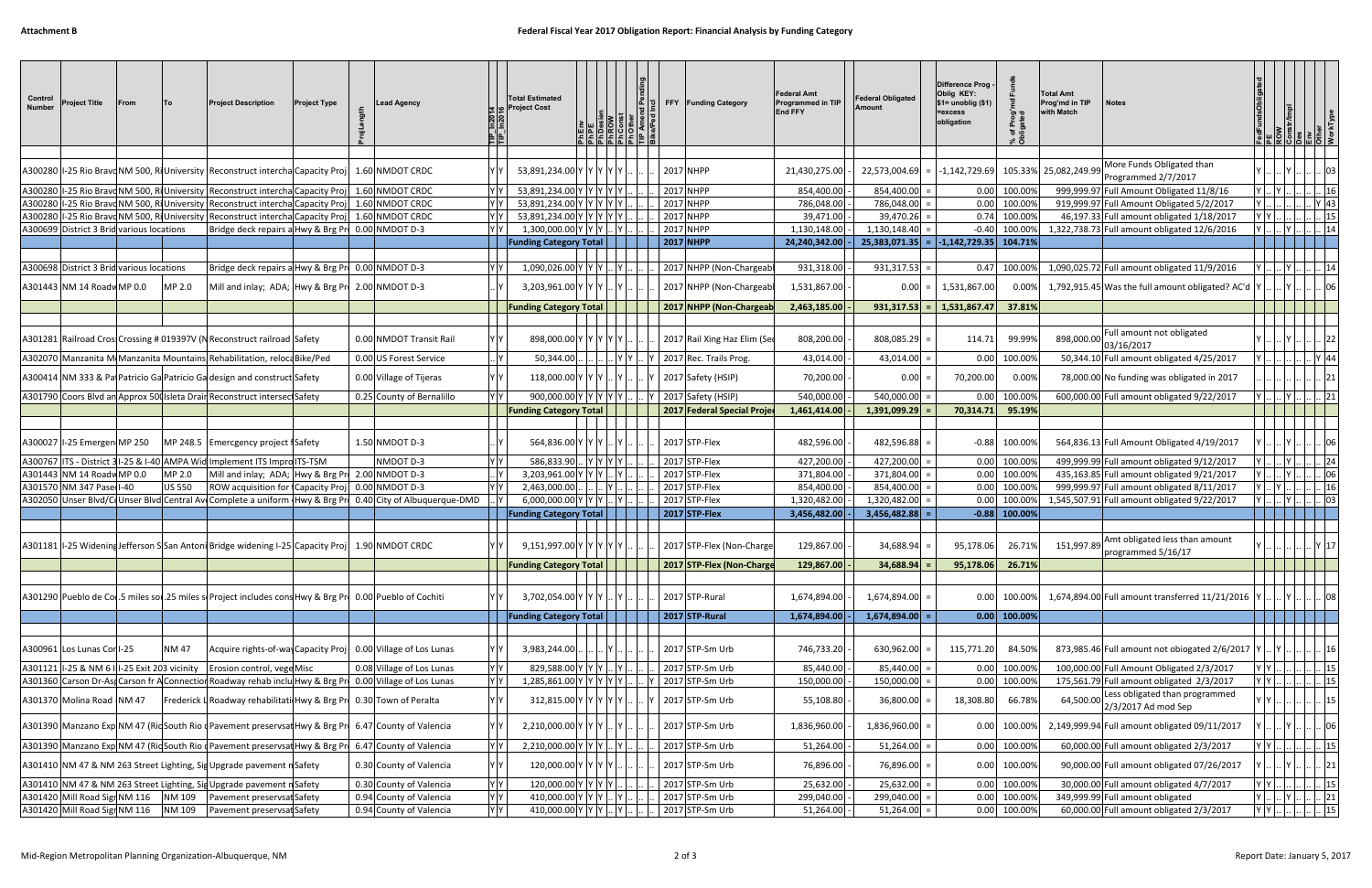| Control Number | Project Title | From | To | Project Description | Project Type | Proj Length | Lead Agency | TIP_ln2014 | TIP_ln2016 | Total Estimated Project Cost | PhEnv | PhPE | PhDesign | PhROW | PhConst | PhOther | TIP Amend Pending | BikePed Incl | FFY | Funding Category | Federal Amt Programmed in TIP End FFY | | Federal Obligated Amount | | Difference Prog - Oblig KEY: $1= unoblig ($1) =excess obligation | % of Prog'md Funds Obligated | Total Amt Prog'md in TIP with Match | Notes | FedFundsObligated | PE | ROW | Constr/Impl | Des | Env | Other | WorkType |
|---|---|---|---|---|---|---|---|---|---|---|---|---|---|---|---|---|---|---|---|---|---|---|---|---|---|---|---|---|---|---|---|---|---|---|---|---|
| A300280 | I-25 Rio Bravo | NM 500, Ri | University | Reconstruct intercha | Capacity Proj | 1.60 | NMDOT CRDC | Y | Y | 53,891,234.00 | Y | Y | Y | Y | Y | .. | .. | .. | 2017 | NHPP | 21,430,275.00 | - | 22,573,004.69 | = | -1,142,729.69 | 105.33% | 25,082,249.99 | More Funds Obligated than Programmed 2/7/2017 | Y | .. | .. | Y | .. | .. | .. | 03 |
| A300280 | I-25 Rio Bravo | NM 500, Ri | University | Reconstruct intercha | Capacity Proj | 1.60 | NMDOT CRDC | Y | Y | 53,891,234.00 | Y | Y | Y | Y | Y | .. | .. | .. | 2017 | NHPP | 854,400.00 | - | 854,400.00 | = | 0.00 | 100.00% | 999,999.97 | Full Amount Obligated 11/8/16 | Y | .. | Y | .. | .. | .. | .. | 16 |
| A300280 | I-25 Rio Bravo | NM 500, Ri | University | Reconstruct intercha | Capacity Proj | 1.60 | NMDOT CRDC | Y | Y | 53,891,234.00 | Y | Y | Y | Y | Y | .. | .. | .. | 2017 | NHPP | 786,048.00 | - | 786,048.00 | = | 0.00 | 100.00% | 919,999.97 | Full Amount Obligated 5/2/2017 | Y | .. | .. | .. | .. | .. | Y | 43 |
| A300280 | I-25 Rio Bravo | NM 500, Ri | University | Reconstruct intercha | Capacity Proj | 1.60 | NMDOT CRDC | Y | Y | 53,891,234.00 | Y | Y | Y | Y | Y | .. | .. | .. | 2017 | NHPP | 39,471.00 | - | 39,470.26 | = | 0.74 | 100.00% | 46,197.33 | Full amount obligated 1/18/2017 | Y | Y | .. | .. | .. | .. | .. | 15 |
| A300699 | District 3 Brid | various locations | | Bridge deck repairs a | Hwy & Brg Pr | 0.00 | NMDOT D-3 | Y | Y | 1,300,000.00 | Y | Y | Y | .. | Y | .. | .. | .. | 2017 | NHPP | 1,130,148.00 | - | 1,130,148.40 | = | -0.40 | 100.00% | 1,322,738.73 | Full amount obligated 12/6/2016 | Y | .. | .. | Y | .. | .. | .. | 14 |
| | | | | | | | | | | Funding Category Total | | | | | | | | | 2017 | NHPP | 24,240,342.00 | - | 25,383,071.35 | = | -1,142,729.35 | 104.71% | | | | | | | | | | |
| A300698 | District 3 Brid | various locations | | Bridge deck repairs a | Hwy & Brg Pr | 0.00 | NMDOT D-3 | Y | Y | 1,090,026.00 | Y | Y | Y | .. | Y | .. | .. | .. | 2017 | NHPP (Non-Chargeabl | 931,318.00 | - | 931,317.53 | = | 0.47 | 100.00% | 1,090,025.72 | Full amount obligated 11/9/2016 | Y | .. | .. | Y | .. | .. | .. | 14 |
| A301443 | NM 14 Roadw | MP 0.0 | MP 2.0 | Mill and inlay; ADA; | Hwy & Brg Pr | 2.00 | NMDOT D-3 | .. | Y | 3,203,961.00 | Y | Y | Y | .. | Y | .. | .. | .. | 2017 | NHPP (Non-Chargeabl | 1,531,867.00 | - | 0.00 | = | 1,531,867.00 | 0.00% | 1,792,915.45 | Was the full amount obligated? AC'd | Y | .. | .. | Y | .. | .. | .. | 06 |
| | | | | | | | | | | Funding Category Total | | | | | | | | | 2017 | NHPP (Non-Chargeab | 2,463,185.00 | - | 931,317.53 | = | 1,531,867.47 | 37.81% | | | | | | | | | | |
| A301281 | Railroad Cros | Crossing # 019397V (N | | Reconstruct railroad | Safety | 0.00 | NMDOT Transit Rail | Y | Y | 898,000.00 | Y | Y | Y | Y | Y | .. | .. | .. | 2017 | Rail Xing Haz Elim (Sec | 808,200.00 | - | 808,085.29 | = | 114.71 | 99.99% | 898,000.00 | Full amount not obligated 03/16/2017 | Y | .. | .. | Y | .. | .. | .. | 22 |
| A302070 | Manzanita M | Manzanita Mountains | | Rehabilitation, reloca | Bike/Ped | 0.00 | US Forest Service | .. | Y | 50,344.00 | .. | .. | .. | .. | Y | Y | .. | Y | 2017 | Rec. Trails Prog. | 43,014.00 | - | 43,014.00 | = | 0.00 | 100.00% | 50,344.10 | Full amount obligated 4/25/2017 | Y | .. | .. | .. | .. | .. | Y | 44 |
| A300414 | NM 333 & Pa | Patricio Ga | Patricio Ga | design and construct | Safety | 0.00 | Village of Tijeras | Y | Y | 118,000.00 | Y | Y | Y | .. | Y | .. | .. | Y | 2017 | Safety (HSIP) | 70,200.00 | - | 0.00 | = | 70,200.00 | 0.00% | 78,000.00 | No funding was obligated in 2017 | .. | .. | .. | .. | .. | .. | .. | 21 |
| A301790 | Coors Blvd an | Approx 500 | Isleta Drain | Reconstruct intersect | Safety | 0.25 | County of Bernalillo | Y | Y | 900,000.00 | Y | Y | Y | Y | Y | .. | .. | Y | 2017 | Safety (HSIP) | 540,000.00 | - | 540,000.00 | = | 0.00 | 100.00% | 600,000.00 | Full amount obligated 9/22/2017 | Y | .. | .. | Y | .. | .. | .. | 21 |
| | | | | | | | | | | Funding Category Total | | | | | | | | | 2017 | Federal Special Proje | 1,461,414.00 | - | 1,391,099.29 | = | 70,314.71 | 95.19% | | | | | | | | | | |
| A300027 | I-25 Emergen | MP 250 | MP 248.5 | Emercgency project f | Safety | 1.50 | NMDOT D-3 | .. | Y | 564,836.00 | Y | Y | Y | .. | Y | .. | .. | .. | 2017 | STP-Flex | 482,596.00 | - | 482,596.88 | = | -0.88 | 100.00% | 564,836.13 | Full Amount Obligated 4/19/2017 | Y | .. | .. | Y | .. | .. | .. | 06 |
| A300767 | ITS - District 3 | I-25 & I-40 | AMPA Wid | Implement ITS Impro | ITS-TSM | | NMDOT D-3 | Y | Y | 586,833.90 | .. | Y | Y | Y | Y | .. | .. | .. | 2017 | STP-Flex | 427,200.00 | - | 427,200.00 | = | 0.00 | 100.00% | 499,999.99 | Full amount obligated 9/12/2017 | Y | .. | .. | Y | .. | .. | .. | 24 |
| A301443 | NM 14 Roadw | MP 0.0 | MP 2.0 | Mill and inlay; ADA; | Hwy & Brg Pr | 2.00 | NMDOT D-3 | .. | Y | 3,203,961.00 | Y | Y | Y | .. | Y | .. | .. | .. | 2017 | STP-Flex | 371,804.00 | - | 371,804.00 | = | 0.00 | 100.00% | 435,163.85 | Full amount obligated 9/21/2017 | Y | .. | .. | Y | .. | .. | .. | 06 |
| A301570 | NM 347 Pase | I-40 | US 550 | ROW acquisition for | Capacity Proj | 0.00 | NMDOT D-3 | .. | Y | 2,463,000.00 | .. | .. | .. | Y | .. | .. | .. | .. | 2017 | STP-Flex | 854,400.00 | - | 854,400.00 | = | 0.00 | 100.00% | 999,999.97 | Full amount obligated 8/11/2017 | Y | .. | Y | .. | .. | .. | .. | 16 |
| A302050 | Unser Blvd/Ce | Unser Blvd | Central Ave | Complete a uniform | Hwy & Brg Pr | 0.40 | City of Albuquerque-DMD | .. | Y | 6,000,000.00 | Y | Y | Y | .. | Y | .. | .. | .. | 2017 | STP-Flex | 1,320,482.00 | - | 1,320,482.00 | = | 0.00 | 100.00% | 1,545,507.91 | Full amount obligated 9/22/2017 | Y | .. | .. | Y | .. | .. | .. | 03 |
| | | | | | | | | | | Funding Category Total | | | | | | | | | 2017 | STP-Flex | 3,456,482.00 | - | 3,456,482.88 | = | -0.88 | 100.00% | | | | | | | | | | |
| A301181 | I-25 Widening | Jefferson S | San Antoni | Bridge widening I-25 | Capacity Proj | 1.90 | NMDOT CRDC | Y | Y | 9,151,997.00 | Y | Y | Y | Y | Y | .. | .. | .. | 2017 | STP-Flex (Non-Charge | 129,867.00 | - | 34,688.94 | = | 95,178.06 | 26.71% | 151,997.89 | Amt obligated less than amount programmed 5/16/17 | Y | .. | .. | .. | .. | .. | Y | 17 |
| | | | | | | | | | | Funding Category Total | | | | | | | | | 2017 | STP-Flex (Non-Charge | 129,867.00 | - | 34,688.94 | = | 95,178.06 | 26.71% | | | | | | | | | | |
| A301290 | Pueblo de Co | .5 miles so | .25 miles s | Project includes cons | Hwy & Brg Pr | 0.00 | Pueblo of Cochiti | Y | Y | 3,702,054.00 | Y | Y | Y | .. | Y | .. | .. | .. | 2017 | STP-Rural | 1,674,894.00 | - | 1,674,894.00 | = | 0.00 | 100.00% | 1,674,894.00 | Full amount transferred 11/21/2016 | Y | .. | .. | Y | .. | .. | .. | 08 |
| | | | | | | | | | | Funding Category Total | | | | | | | | | 2017 | STP-Rural | 1,674,894.00 | - | 1,674,894.00 | = | 0.00 | 100.00% | | | | | | | | | | |
| A300961 | Los Lunas Cor | I-25 | NM 47 | Acquire rights-of-way | Capacity Proj | 0.00 | Village of Los Lunas | Y | Y | 3,983,244.00 | .. | .. | .. | Y | .. | .. | .. | .. | 2017 | STP-Sm Urb | 746,733.20 | - | 630,962.00 | = | 115,771.20 | 84.50% | 873,985.46 | Full amount not obiogated 2/6/2017 | Y | .. | Y | .. | .. | .. | .. | 16 |
| A301121 | I-25 & NM 6 I | I-25 Exit 203 vicinity | | Erosion control, vege | Misc | 0.08 | Village of Los Lunas | Y | Y | 829,588.00 | Y | Y | Y | .. | Y | .. | .. | .. | 2017 | STP-Sm Urb | 85,400.00 | - | 85,400.00 | = | 0.00 | 100.00% | 100,000.00 | Full Amount Obligated 2/3/2017 | Y | Y | .. | .. | .. | .. | .. | 15 |
| A301360 | Carson Dr-As | Carson Fr A | Connection | Roadway rehab inclu | Hwy & Brg Pr | 0.00 | Village of Los Lunas | Y | Y | 1,285,861.00 | Y | Y | Y | Y | Y | .. | .. | Y | 2017 | STP-Sm Urb | 150,000.00 | - | 150,000.00 | = | 0.00 | 100.00% | 175,561.79 | Full amount obligated 2/3/2017 | Y | Y | .. | .. | .. | .. | .. | 15 |
| A301370 | Molina Road | NM 47 | Frederick L | Roadway rehabilitati | Hwy & Brg Pr | 0.30 | Town of Peralta | Y | Y | 312,815.00 | Y | Y | Y | Y | Y | .. | .. | Y | 2017 | STP-Sm Urb | 55,108.80 | - | 36,800.00 | = | 18,308.80 | 66.78% | 64,500.00 | Less obligated than programmed 2/3/2017 Ad mod Sep | Y | Y | .. | .. | .. | .. | .. | 15 |
| A301390 | Manzano Exp | NM 47 (Ric | South Rio | Pavement preservat | Hwy & Brg Pr | 6.47 | County of Valencia | Y | Y | 2,210,000.00 | Y | Y | Y | .. | Y | .. | .. | .. | 2017 | STP-Sm Urb | 1,836,960.00 | - | 1,836,960.00 | = | 0.00 | 100.00% | 2,149,999.94 | Full amount obligated 09/11/2017 | Y | .. | .. | Y | .. | .. | .. | 06 |
| A301390 | Manzano Exp | NM 47 (Ric | South Rio | Pavement preservat | Hwy & Brg Pr | 6.47 | County of Valencia | Y | Y | 2,210,000.00 | Y | Y | Y | .. | Y | .. | .. | .. | 2017 | STP-Sm Urb | 51,264.00 | - | 51,264.00 | = | 0.00 | 100.00% | 60,000.00 | Full amount obligated 2/3/2017 | Y | Y | .. | .. | .. | .. | .. | 15 |
| A301410 | NM 47 & NM 263 | Street Lighting, Sig | | Upgrade pavement m | Safety | 0.30 | County of Valencia | Y | Y | 120,000.00 | Y | Y | Y | Y | .. | .. | .. | .. | 2017 | STP-Sm Urb | 76,896.00 | - | 76,896.00 | = | 0.00 | 100.00% | 90,000.00 | Full amount obligated 07/26/2017 | Y | .. | .. | Y | .. | .. | .. | 21 |
| A301410 | NM 47 & NM 263 | Street Lighting, Sig | | Upgrade pavement m | Safety | 0.30 | County of Valencia | Y | Y | 120,000.00 | Y | Y | Y | Y | .. | .. | .. | .. | 2017 | STP-Sm Urb | 25,632.00 | - | 25,632.00 | = | 0.00 | 100.00% | 30,000.00 | Full amount obligated 4/7/2017 | Y | Y | .. | .. | .. | .. | .. | 15 |
| A301420 | Mill Road Sig | NM 116 | NM 109 | Pavement preservat | Safety | 0.94 | County of Valencia | Y | Y | 410,000.00 | Y | Y | Y | .. | Y | .. | .. | .. | 2017 | STP-Sm Urb | 299,040.00 | - | 299,040.00 | = | 0.00 | 100.00% | 349,999.99 | Full amount obligated | Y | .. | .. | Y | .. | .. | .. | 21 |
| A301420 | Mill Road Sig | NM 116 | NM 109 | Pavement preservat | Safety | 0.94 | County of Valencia | Y | Y | 410,000.00 | Y | Y | Y | .. | Y | .. | .. | .. | 2017 | STP-Sm Urb | 51,264.00 | - | 51,264.00 | = | 0.00 | 100.00% | 60,000.00 | Full amount obligated 2/3/2017 | Y | Y | .. | .. | .. | .. | .. | 15 |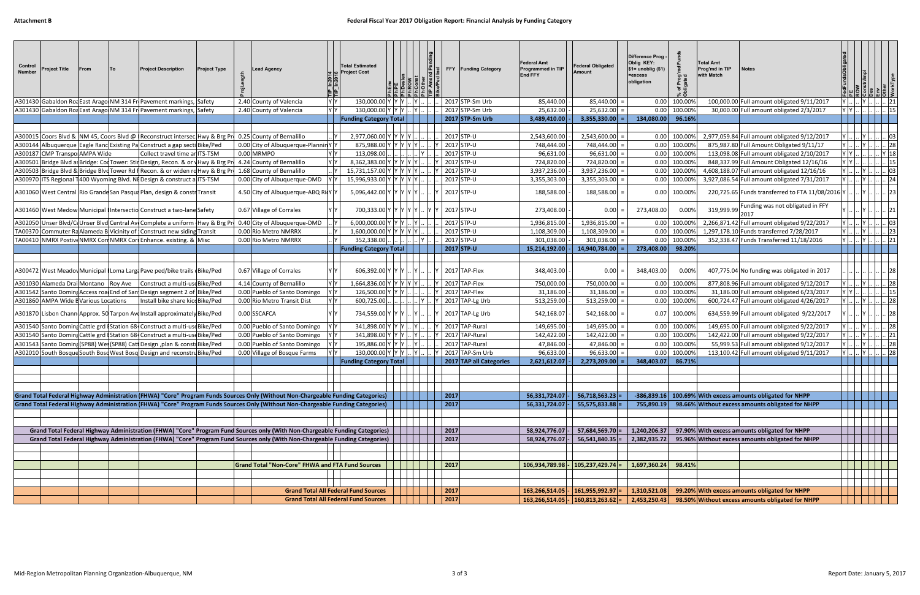**Attachment B**

**Federal Fiscal Year 2017 Obligation Report: Financial Analysis by Funding Category**

| Control Number | Project Title | From | To | Project Description | Project Type | Proj Length | Lead Agency | TIP_In2014 | TIP_In2016 | Total Estimated Project Cost | PhEnv | PhPE | PhDesign | PhROW | PhConst | PhOther | TIP Amend Pending | BikePed and | FFY | Funding Category | Federal Amt Programmed in TIP End FFY | | Federal Obligated Amount | | Difference Prog - Oblig KEY: $1= unoblig ($1) =excess obligation | % of Prog'md Funds Obligated | Total Amt Prog'md in TIP with Match | Notes | FedFundsObligated | PE | ROW | Constr/Impl | Des | Env | Other | WorkType |
|---|---|---|---|---|---|---|---|---|---|---|---|---|---|---|---|---|---|---|---|---|---|---|---|---|---|---|---|---|---|---|---|---|---|---|---|---|
| A301430 | Gabaldon Roa | East Arago | NM 314 Fr | Pavement markings, | Safety | 2.40 | County of Valencia | Y | Y | 130,000.00 | Y | Y | Y | .. | Y | .. | .. | .. | 2017 | STP-Sm Urb | 85,440.00 | - | 85,440.00 | = | 0.00 | 100.00% | 100,000.00 | Full amount obligated 9/11/2017 | Y | .. | .. | Y | .. | .. | .. | 21 |
| A301430 | Gabaldon Roa | East Arago | NM 314 Fr | Pavement markings, | Safety | 2.40 | County of Valencia | Y | Y | 130,000.00 | Y | Y | Y | .. | Y | .. | .. | .. | 2017 | STP-Sm Urb | 25,632.00 | - | 25,632.00 | = | 0.00 | 100.00% | 30,000.00 | Full amount obligated 2/3/2017 | Y | Y | .. | .. | .. | .. | .. | 15 |
| | | | | | | | | | | **Funding Category Total** | | | | | | | | | **2017** | **STP-Sm Urb** | **3,489,410.00** | - | **3,355,330.00** | = | **134,080.00** | **96.16%** | | | | | | | | | | |
| A300015 | Coors Blvd & | NM 45, Coors Blvd @ | | Reconstruct intersec | Hwy & Brg Pr | 0.25 | County of Bernalillo | .. | Y | 2,977,060.00 | Y | Y | Y | Y | .. | .. | .. | .. | 2017 | STP-U | 2,543,600.00 | - | 2,543,600.00 | = | 0.00 | 100.00% | 2,977,059.84 | Full amount obligated 9/12/2017 | Y | .. | .. | Y | .. | .. | .. | 03 |
| A300144 | Albuquerque | Eagle Ranc | Existing Pa | Construct a gap secti | Bike/Ped | 0.00 | City of Albuquerque-Plannin | Y | Y | 875,988.00 | Y | Y | Y | Y | Y | .. | .. | Y | 2017 | STP-U | 748,444.00 | - | 748,444.00 | = | 0.00 | 100.00% | 875,987.80 | Full Amount Obligated 9/11/17 | Y | .. | .. | Y | .. | .. | .. | 28 |
| A300187 | CMP Transpo | AMPA Wide | | Collect travel time an | ITS-TSM | 0.00 | MRMPO | Y | Y | 113,098.00 | .. | .. | .. | .. | .. | Y | .. | .. | 2017 | STP-U | 96,631.00 | - | 96,631.00 | = | 0.00 | 100.00% | 113,098.08 | Full amount obligated 2/10/2017 | Y | Y | .. | .. | .. | .. | Y | 18 |
| A300501 | Bridge Blvd a | Bridge: Coo | Tower: Stin | Design, Recon. & or v | Hwy & Brg Pr | 4.24 | County of Bernalillo | Y | Y | 8,362,383.00 | Y | Y | Y | Y | Y | .. | .. | Y | 2017 | STP-U | 724,820.00 | - | 724,820.00 | = | 0.00 | 100.00% | 848,337.99 | Full Amount Obligated 12/16/16 | Y | Y | .. | .. | .. | .. | .. | 15 |
| A300503 | Bridge Blvd & | Bridge Blvd | Tower Rd f | Recon. & or widen ro | Hwy & Brg Pr | 1.68 | County of Bernalillo | .. | Y | 15,731,157.00 | Y | Y | Y | Y | Y | .. | .. | Y | 2017 | STP-U | 3,937,236.00 | - | 3,937,236.00 | = | 0.00 | 100.00% | 4,608,188.07 | Full amount obligated 12/16/16 | Y | .. | .. | Y | .. | .. | .. | 03 |
| A300970 | ITS Regional T | 400 Wyoming Blvd. NE | | Design & construct a | ITS-TSM | 0.00 | City of Albuquerque-DMD | Y | Y | 15,996,933.00 | Y | Y | Y | Y | Y | .. | .. | .. | 2017 | STP-U | 3,355,303.00 | - | 3,355,303.00 | = | 0.00 | 100.00% | 3,927,086.54 | Full amount obligated 7/31/2017 | Y | .. | .. | Y | .. | .. | .. | 24 |
| A301060 | West Central | Rio Grande | San Pasqua | Plan, design & constr | Transit | 4.50 | City of Albuquerque-ABQ Ri | Y | Y | 5,096,442.00 | Y | Y | Y | Y | Y | .. | .. | Y | 2017 | STP-U | 188,588.00 | - | 188,588.00 | = | 0.00 | 100.00% | 220,725.65 | Funds transferred to FTA 11/08/2016 | Y | .. | .. | Y | .. | .. | .. | 23 |
| A301460 | West Medow | Municipal | Intersectio | Construct a two-lane | Safety | 0.67 | Village of Corrales | Y | Y | 700,333.00 | Y | Y | Y | Y | Y | .. | Y | Y | 2017 | STP-U | 273,408.00 | - | 0.00 | = | 273,408.00 | 0.00% | 319,999.99 | Funding was not obligated in FFY 2017 | Y | .. | .. | .. | .. | .. | .. | 21 |
| A302050 | Unser Blvd/C | Unser Blvd | Central Av | Complete a uniform | Hwy & Brg Pr | 0.40 | City of Albuquerque-DMD | .. | Y | 6,000,000.00 | Y | Y | Y | .. | Y | .. | .. | Y | 2017 | STP-U | 1,936,815.00 | - | 1,936,815.00 | = | 0.00 | 100.00% | 2,266,871.42 | Full amount obligated 9/22/2017 | Y | .. | .. | Y | .. | .. | .. | 03 |
| TA00370 | Commuter Ra | Alameda B | Vicinity of | Construct new siding | Transit | 0.00 | Rio Metro NMRRX | .. | Y | 1,600,000.00 | Y | Y | Y | Y | Y | .. | .. | .. | 2017 | STP-U | 1,108,309.00 | - | 1,108,309.00 | = | 0.00 | 100.00% | 1,297,178.10 | Funds transferred 7/28/2017 | Y | .. | .. | Y | .. | .. | .. | 23 |
| TA00410 | NMRX Positive | NMRX Corr | NMRX Corr | Enhance. existing. & | Misc | 0.00 | Rio Metro NMRRX | .. | Y | 352,338.00 | .. | .. | .. | .. | Y | .. | .. | .. | 2017 | STP-U | 301,038.00 | - | 301,038.00 | = | 0.00 | 100.00% | 352,338.47 | Funds Transferred 11/18/2016 | Y | .. | .. | Y | .. | .. | .. | 21 |
| | | | | | | | | | | **Funding Category Total** | | | | | | | | | **2017** | **STP-U** | **15,214,192.00** | - | **14,940,784.00** | = | **273,408.00** | **98.20%** | | | | | | | | | | |
| A300472 | West Meadov | Municipal | Loma Larga | Pave ped/bike trails | Bike/Ped | 0.67 | Village of Corrales | Y | Y | 606,392.00 | Y | Y | Y | .. | Y | .. | .. | Y | 2017 | TAP-Flex | 348,403.00 | - | 0.00 | = | 348,403.00 | 0.00% | 407,775.04 | No funding was obligated in 2017 | .. | .. | .. | .. | .. | .. | .. | 28 |
| A301030 | Alameda Drai | Montano | Roy Ave | Construct a multi-use | Bike/Ped | 4.14 | County of Bernalillo | Y | Y | 1,664,836.00 | Y | Y | Y | Y | Y | .. | .. | Y | 2017 | TAP-Flex | 750,000.00 | - | 750,000.00 | = | 0.00 | 100.00% | 877,808.96 | Full amount obligated 9/12/2017 | Y | .. | .. | Y | .. | .. | .. | 28 |
| A301542 | Santo Doming | Access road | End of San | Design segment 2 of | Bike/Ped | 0.00 | Pueblo of Santo Domingo | Y | Y | 126,500.00 | Y | Y | Y | .. | .. | .. | .. | Y | 2017 | TAP-Flex | 31,186.00 | - | 31,186.00 | = | 0.00 | 100.00% | 31,186.00 | Full amount obligated 6/23/2017 | Y | Y | .. | .. | .. | .. | .. | 15 |
| A301860 | AMPA Wide B | Various Locations | | Install bike share kios | Bike/Ped | 0.00 | Rio Metro Transit Dist | Y | Y | 600,725.00 | .. | .. | .. | .. | Y | .. | .. | Y | 2017 | TAP-Lg Urb | 513,259.00 | - | 513,259.00 | = | 0.00 | 100.00% | 600,724.47 | Full amount obligated 4/26/2017 | Y | .. | .. | Y | .. | .. | .. | 28 |
| A301870 | Lisbon Chann | Approx. 50 | Tarpon Ave | Install approximately | Bike/Ped | 0.00 | SSCAFCA | Y | Y | 734,559.00 | Y | Y | Y | .. | Y | .. | .. | Y | 2017 | TAP-Lg Urb | 542,168.07 | - | 542,168.00 | = | 0.07 | 100.00% | 634,559.99 | Full amount obligated 9/22/2017 | Y | .. | .. | Y | .. | .. | .. | 28 |
| A301540 | Santo Doming | Cattle grd E | Station 68 | Construct a multi-use | Bike/Ped | 0.00 | Pueblo of Santo Domingo | Y | Y | 341,898.00 | Y | Y | Y | .. | Y | .. | .. | Y | 2017 | TAP-Rural | 149,695.00 | - | 149,695.00 | = | 0.00 | 100.00% | 149,695.00 | Full amount obligated 9/22/2017 | Y | .. | .. | Y | .. | .. | .. | 28 |
| A301540 | Santo Doming | Cattle grd E | Station 68 | Construct a multi-use | Bike/Ped | 0.00 | Pueblo of Santo Domingo | Y | Y | 341,898.00 | Y | Y | Y | .. | Y | .. | .. | Y | 2017 | TAP-Rural | 142,422.00 | - | 142,422.00 | = | 0.00 | 100.00% | 142,422.00 | Full amount obligated 9/22/2017 | Y | .. | .. | Y | .. | .. | .. | 21 |
| A301543 | Santo Doming | (SP88) Wes | (SP88) Catt | Design ,plan & constr | Bike/Ped | 0.00 | Pueblo of Santo Domingo | Y | Y | 195,886.00 | Y | Y | Y | .. | Y | .. | .. | Y | 2017 | TAP-Rural | 47,846.00 | - | 47,846.00 | = | 0.00 | 100.00% | 55,999.53 | Full amount obligated 9/12/2017 | Y | .. | .. | Y | .. | .. | .. | 28 |
| A302010 | South Bosque | South Bosq | West Bosq | Design and reconstru | Bike/Ped | 0.00 | Village of Bosque Farms | Y | Y | 130,000.00 | Y | Y | Y | .. | Y | .. | .. | Y | 2017 | TAP-Sm Urb | 96,633.00 | - | 96,633.00 | = | 0.00 | 100.00% | 113,100.42 | Full amount obligated 9/11/2017 | Y | .. | .. | Y | .. | .. | .. | 28 |
| | | | | | | | | | | **Funding Category Total** | | | | | | | | | **2017** | **TAP All Categories** | **2,621,612.07** | - | **2,273,209.00** | = | **348,403.07** | **86.71%** | | | | | | | | | | |
| **Grand Total Federal Highway Administration (FHWA) "Core" Program Funds Sources Only (Without Non-Chargeable Funding Categories)** | | | | | | | | | | | | | | | | | | | **2017** | | **56,331,724.07** | - | **56,718,563.23** | = | **-386,839.16** | **100.69%** | | **With excess amounts obligated for NHPP** | | | | | | | | |
| **Grand Total Federal Highway Administration (FHWA) "Core" Program Funds Sources Only (Without Non-Chargeable Funding Categories)** | | | | | | | | | | | | | | | | | | | **2017** | | **56,331,724.07** | - | **55,575,833.88** | = | **755,890.19** | **98.66%** | | **Without excess amounts obligated for NHPP** | | | | | | | | |
| **Grand Total Federal Highway Administration (FHWA) "Core" Program Fund Sources only (With Non-Chargeable Funding Categories)** | | | | | | | | | | | | | | | | | | | **2017** | | **58,924,776.07** | - | **57,684,569.70** | = | **1,240,206.37** | **97.90%** | | **With excess amounts obligated for NHPP** | | | | | | | | |
| **Grand Total Federal Highway Administration (FHWA) "Core" Program Fund Sources only (With Non-Chargeable Funding Categories)** | | | | | | | | | | | | | | | | | | | **2017** | | **58,924,776.07** | - | **56,541,840.35** | = | **2,382,935.72** | **95.96%** | | **Without excess amounts obligated for NHPP** | | | | | | | | |
| | | | | | | | **Grand Total "Non-Core" FHWA and FTA Fund Sources** | | | | | | | | | | | | **2017** | | **106,934,789.98** | - | **105,237,429.74** | = | **1,697,360.24** | **98.41%** | | | | | | | | | | |
| | | | | | | | | | | **Grand Total All Federal Fund Sources** | | | | | | | | | **2017** | | **163,266,514.05** | - | **161,955,992.97** | = | **1,310,521.08** | **99.20%** | | **With excess amounts obligated for NHPP** | | | | | | | | |
| | | | | | | | | | | **Grand Total All Federal Fund Sources** | | | | | | | | | **2017** | | **163,266,514.05** | - | **160,813,263.62** | = | **2,453,250.43** | **98.50%** | | **Without excess amounts obligated for NHPP** | | | | | | | | |

Mid-Region Metropolitan Planning Organization-Albuquerque, NM

Report Date: January 5, 2017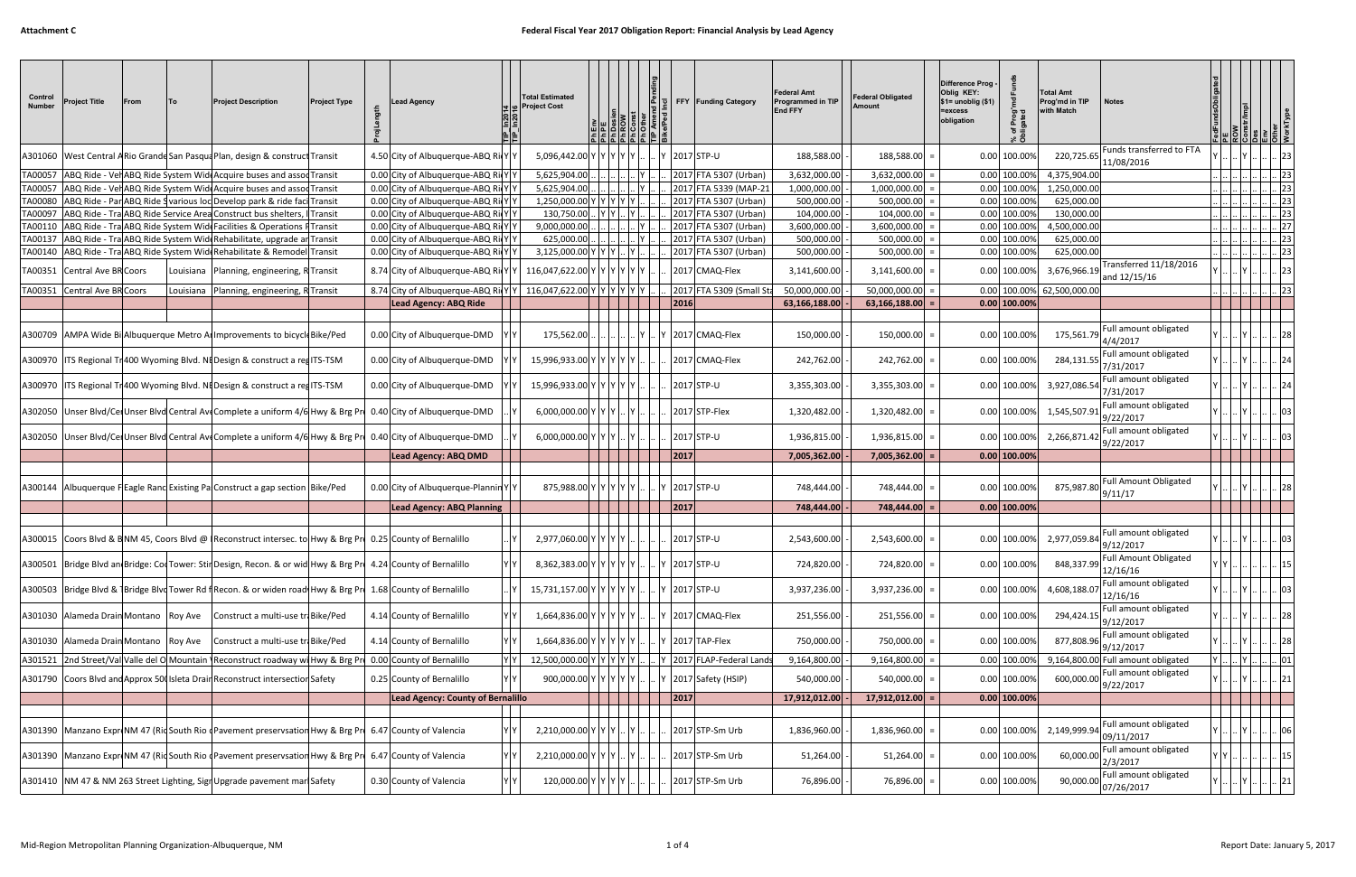Attachment C

# Federal Fiscal Year 2017 Obligation Report: Financial Analysis by Lead Agency

| Control Number | Project Title | From | To | Project Description | Project Type | ProjLength | Lead Agency | TIP_In2014 | TIP_In2016 | Total Estimated Project Cost | PhEnv | PhPE | PhDesign | PhROW | PhConst | PhOther | TIP Amend Pending | Bike/Ped Incl | FFY | Funding Category | Federal Amt Programmed in TIP End FFY | | Federal Obligated Amount | | Difference Prog - Oblig KEY: $1= unoblig ($1) =excess obligation | % of Prog'md Funds Obligated | Total Amt Prog'md in TIP with Match | Notes | FedFundsObligated | PE | ROW | Constr/Impl | Des | Env | Other | WorkType |
|---|---|---|---|---|---|---|---|---|---|---|---|---|---|---|---|---|---|---|---|---|---|---|---|---|---|---|---|---|---|---|---|---|---|---|---|---|
| A301060 | West Central A | Rio Grande | San Pasqua | Plan, design & construct | Transit | 4.50 | City of Albuquerque-ABQ Ri | Y | Y | 5,096,442.00 | Y | Y | Y | Y | .. | .. | .. | Y | 2017 | STP-U | 188,588.00 | - | 188,588.00 | = | 0.00 | 100.00% | 220,725.65 | Funds transferred to FTA 11/08/2016 | Y | .. | .. | Y | .. | .. | .. | 23 |
| TA00057 | ABQ Ride - Veh | ABQ Ride System Wide | | Acquire buses and assoc | Transit | 0.00 | City of Albuquerque-ABQ Ri | Y | Y | 5,625,904.00 | .. | .. | .. | .. | Y | .. | .. | .. | 2017 | FTA 5307 (Urban) | 3,632,000.00 | - | 3,632,000.00 | = | 0.00 | 100.00% | 4,375,904.00 | | .. | .. | .. | .. | .. | .. | .. | 23 |
| TA00057 | ABQ Ride - Veh | ABQ Ride System Wide | | Acquire buses and assoc | Transit | 0.00 | City of Albuquerque-ABQ Ri | Y | Y | 5,625,904.00 | .. | .. | .. | .. | Y | .. | .. | .. | 2017 | FTA 5339 (MAP-21 | 1,000,000.00 | - | 1,000,000.00 | = | 0.00 | 100.00% | 1,250,000.00 | | .. | .. | .. | .. | .. | .. | .. | 23 |
| TA00080 | ABQ Ride - Par | ABQ Ride S | various loc | Develop park & ride faci | Transit | 0.00 | City of Albuquerque-ABQ Ri | Y | Y | 1,250,000.00 | Y | Y | Y | Y | Y | .. | .. | .. | 2017 | FTA 5307 (Urban) | 500,000.00 | - | 500,000.00 | = | 0.00 | 100.00% | 625,000.00 | | .. | .. | .. | .. | .. | .. | .. | 23 |
| TA00097 | ABQ Ride - Tra | ABQ Ride Service Area | | Construct bus shelters, | Transit | 0.00 | City of Albuquerque-ABQ Ri | Y | Y | 130,750.00 | .. | Y | Y | .. | Y | .. | .. | .. | 2017 | FTA 5307 (Urban) | 104,000.00 | - | 104,000.00 | = | 0.00 | 100.00% | 130,000.00 | | .. | .. | .. | .. | .. | .. | .. | 23 |
| TA00110 | ABQ Ride - Tra | ABQ Ride System Wide | | Facilities & Operations F | Transit | 0.00 | City of Albuquerque-ABQ Ri | Y | Y | 9,000,000.00 | .. | .. | .. | .. | Y | .. | .. | .. | 2017 | FTA 5307 (Urban) | 3,600,000.00 | - | 3,600,000.00 | = | 0.00 | 100.00% | 4,500,000.00 | | .. | .. | .. | .. | .. | .. | .. | 27 |
| TA00137 | ABQ Ride - Tra | ABQ Ride System Wide | | Rehabilitate, upgrade an | Transit | 0.00 | City of Albuquerque-ABQ Ri | Y | Y | 625,000.00 | .. | .. | .. | .. | Y | .. | .. | .. | 2017 | FTA 5307 (Urban) | 500,000.00 | - | 500,000.00 | = | 0.00 | 100.00% | 625,000.00 | | .. | .. | .. | .. | .. | .. | .. | 23 |
| TA00140 | ABQ Ride - Tra | ABQ Ride System Wide | | Rehabilitate & Remodel | Transit | 0.00 | City of Albuquerque-ABQ Ri | Y | Y | 3,125,000.00 | Y | Y | Y | .. | Y | .. | .. | .. | 2017 | FTA 5307 (Urban) | 500,000.00 | - | 500,000.00 | = | 0.00 | 100.00% | 625,000.00 | | .. | .. | .. | .. | .. | .. | .. | 23 |
| TA00351 | Central Ave BR | Coors | Louisiana | Planning, engineering, R | Transit | 8.74 | City of Albuquerque-ABQ Ri | Y | Y | 116,047,622.00 | Y | Y | Y | Y | Y | Y | .. | .. | 2017 | CMAQ-Flex | 3,141,600.00 | - | 3,141,600.00 | = | 0.00 | 100.00% | 3,676,966.19 | Transferred 11/18/2016 and 12/15/16 | Y | .. | .. | Y | .. | .. | .. | 23 |
| TA00351 | Central Ave BR | Coors | Louisiana | Planning, engineering, R | Transit | 8.74 | City of Albuquerque-ABQ Ri | Y | Y | 116,047,622.00 | Y | Y | Y | Y | Y | Y | .. | .. | 2017 | FTA 5309 (Small Sta | 50,000,000.00 | - | 50,000,000.00 | = | 0.00 | 100.00% | 62,500,000.00 | | .. | .. | .. | .. | .. | .. | .. | 23 |
| | | | | | | | **Lead Agency: ABQ Ride** | | | | | | | | | | | | **2016** | | **63,166,188.00** | - | **63,166,188.00** | = | **0.00** | **100.00%** | | | | | | | | | | |
| A300709 | AMPA Wide Bi | Albuquerque Metro A | | Improvements to bicycle | Bike/Ped | 0.00 | City of Albuquerque-DMD | Y | Y | 175,562.00 | .. | .. | .. | .. | Y | .. | .. | Y | 2017 | CMAQ-Flex | 150,000.00 | - | 150,000.00 | = | 0.00 | 100.00% | 175,561.79 | Full amount obligated 4/4/2017 | Y | .. | .. | Y | .. | .. | .. | 28 |
| A300970 | ITS Regional Tr | 400 Wyoming Blvd. NE | | Design & construct a reg | ITS-TSM | 0.00 | City of Albuquerque-DMD | Y | Y | 15,996,933.00 | Y | Y | Y | Y | Y | .. | .. | .. | 2017 | CMAQ-Flex | 242,762.00 | - | 242,762.00 | = | 0.00 | 100.00% | 284,131.55 | Full amount obligated 7/31/2017 | Y | .. | .. | Y | .. | .. | .. | 24 |
| A300970 | ITS Regional Tr | 400 Wyoming Blvd. NE | | Design & construct a reg | ITS-TSM | 0.00 | City of Albuquerque-DMD | Y | Y | 15,996,933.00 | Y | Y | Y | Y | Y | .. | .. | .. | 2017 | STP-U | 3,355,303.00 | - | 3,355,303.00 | = | 0.00 | 100.00% | 3,927,086.54 | Full amount obligated 7/31/2017 | Y | .. | .. | Y | .. | .. | .. | 24 |
| A302050 | Unser Blvd/Cen | Unser Blvd | Central Ave | Complete a uniform 4/6 | Hwy & Brg Pr | 0.40 | City of Albuquerque-DMD | .. | Y | 6,000,000.00 | Y | Y | Y | .. | Y | .. | .. | .. | 2017 | STP-Flex | 1,320,482.00 | - | 1,320,482.00 | = | 0.00 | 100.00% | 1,545,507.91 | Full amount obligated 9/22/2017 | Y | .. | .. | Y | .. | .. | .. | 03 |
| A302050 | Unser Blvd/Cen | Unser Blvd | Central Ave | Complete a uniform 4/6 | Hwy & Brg Pr | 0.40 | City of Albuquerque-DMD | .. | Y | 6,000,000.00 | Y | Y | Y | .. | Y | .. | .. | .. | 2017 | STP-U | 1,936,815.00 | - | 1,936,815.00 | = | 0.00 | 100.00% | 2,266,871.42 | Full amount obligated 9/22/2017 | Y | .. | .. | Y | .. | .. | .. | 03 |
| | | | | | | | **Lead Agency: ABQ DMD** | | | | | | | | | | | | **2017** | | **7,005,362.00** | - | **7,005,362.00** | = | **0.00** | **100.00%** | | | | | | | | | | |
| A300144 | Albuquerque F | Eagle Ranc | Existing Pa | Construct a gap section | Bike/Ped | 0.00 | City of Albuquerque-Plannin | Y | Y | 875,988.00 | Y | Y | Y | Y | Y | .. | .. | Y | 2017 | STP-U | 748,444.00 | - | 748,444.00 | = | 0.00 | 100.00% | 875,987.80 | Full Amount Obligated 9/11/17 | Y | .. | .. | Y | .. | .. | .. | 28 |
| | | | | | | | **Lead Agency: ABQ Planning** | | | | | | | | | | | | **2017** | | **748,444.00** | - | **748,444.00** | = | **0.00** | **100.00%** | | | | | | | | | | |
| A300015 | Coors Blvd & B | NM 45, Coors Blvd @ I | | Reconstruct intersec. to | Hwy & Brg Pr | 0.25 | County of Bernalillo | .. | Y | 2,977,060.00 | Y | Y | Y | Y | .. | .. | .. | .. | 2017 | STP-U | 2,543,600.00 | - | 2,543,600.00 | = | 0.00 | 100.00% | 2,977,059.84 | Full amount obligated 9/12/2017 | Y | .. | .. | Y | .. | .. | .. | 03 |
| A300501 | Bridge Blvd an | Bridge: Co | Tower: Stir | Design, Recon. & or wid | Hwy & Brg Pr | 4.24 | County of Bernalillo | Y | Y | 8,362,383.00 | Y | Y | Y | Y | Y | .. | .. | Y | 2017 | STP-U | 724,820.00 | - | 724,820.00 | = | 0.00 | 100.00% | 848,337.99 | Full Amount Obligated 12/16/16 | Y | Y | .. | .. | .. | .. | .. | 15 |
| A300503 | Bridge Blvd & T | Bridge Blvd | Tower Rd f | Recon. & or widen road | Hwy & Brg Pr | 1.68 | County of Bernalillo | .. | Y | 15,731,157.00 | Y | Y | Y | Y | Y | .. | .. | Y | 2017 | STP-U | 3,937,236.00 | - | 3,937,236.00 | = | 0.00 | 100.00% | 4,608,188.07 | Full amount obligated 12/16/16 | Y | .. | .. | Y | .. | .. | .. | 03 |
| A301030 | Alameda Drain | Montano | Roy Ave | Construct a multi-use tr | Bike/Ped | 4.14 | County of Bernalillo | Y | Y | 1,664,836.00 | Y | Y | Y | Y | Y | .. | .. | Y | 2017 | CMAQ-Flex | 251,556.00 | - | 251,556.00 | = | 0.00 | 100.00% | 294,424.15 | Full amount obligated 9/12/2017 | Y | .. | .. | Y | .. | .. | .. | 28 |
| A301030 | Alameda Drain | Montano | Roy Ave | Construct a multi-use tr | Bike/Ped | 4.14 | County of Bernalillo | Y | Y | 1,664,836.00 | Y | Y | Y | Y | Y | .. | .. | Y | 2017 | TAP-Flex | 750,000.00 | - | 750,000.00 | = | 0.00 | 100.00% | 877,808.96 | Full amount obligated 9/12/2017 | Y | .. | .. | Y | .. | .. | .. | 28 |
| A301521 | 2nd Street/Val | Valle del O | Mountain | Reconstruct roadway w | Hwy & Brg Pr | 0.00 | County of Bernalillo | Y | Y | 12,500,000.00 | Y | Y | Y | Y | Y | .. | .. | Y | 2017 | FLAP-Federal Lands | 9,164,800.00 | - | 9,164,800.00 | = | 0.00 | 100.00% | 9,164,800.00 | Full amount obligated | Y | .. | .. | Y | .. | .. | .. | 01 |
| A301790 | Coors Blvd and | Approx 500 | Isleta Drain | Reconstruct intersection | Safety | 0.25 | County of Bernalillo | Y | Y | 900,000.00 | Y | Y | Y | Y | Y | .. | .. | Y | 2017 | Safety (HSIP) | 540,000.00 | - | 540,000.00 | = | 0.00 | 100.00% | 600,000.00 | Full amount obligated 9/22/2017 | Y | .. | .. | Y | .. | .. | .. | 21 |
| | | | | | | | **Lead Agency: County of Bernalillo** | | | | | | | | | | | | **2017** | | **17,912,012.00** | - | **17,912,012.00** | = | **0.00** | **100.00%** | | | | | | | | | | |
| A301390 | Manzano Expr | NM 47 (Ri | South Rio | Pavement preservation | Hwy & Brg Pr | 6.47 | County of Valencia | Y | Y | 2,210,000.00 | Y | Y | Y | .. | Y | .. | .. | .. | 2017 | STP-Sm Urb | 1,836,960.00 | - | 1,836,960.00 | = | 0.00 | 100.00% | 2,149,999.94 | Full amount obligated 09/11/2017 | Y | .. | .. | Y | .. | .. | .. | 06 |
| A301390 | Manzano Expr | NM 47 (Ri | South Rio | Pavement preservation | Hwy & Brg Pr | 6.47 | County of Valencia | Y | Y | 2,210,000.00 | Y | Y | Y | .. | Y | .. | .. | .. | 2017 | STP-Sm Urb | 51,264.00 | - | 51,264.00 | = | 0.00 | 100.00% | 60,000.00 | Full amount obligated 2/3/2017 | Y | Y | .. | .. | .. | .. | .. | 15 |
| A301410 | NM 47 & NM 263 | Street Lighting, Sign | | Upgrade pavement mar | Safety | 0.30 | County of Valencia | Y | Y | 120,000.00 | Y | Y | Y | Y | .. | .. | .. | .. | 2017 | STP-Sm Urb | 76,896.00 | - | 76,896.00 | = | 0.00 | 100.00% | 90,000.00 | Full amount obligated 07/26/2017 | Y | .. | .. | Y | .. | .. | .. | 21 |

Mid-Region Metropolitan Planning Organization-Albuquerque, NM

Report Date: January 5, 2017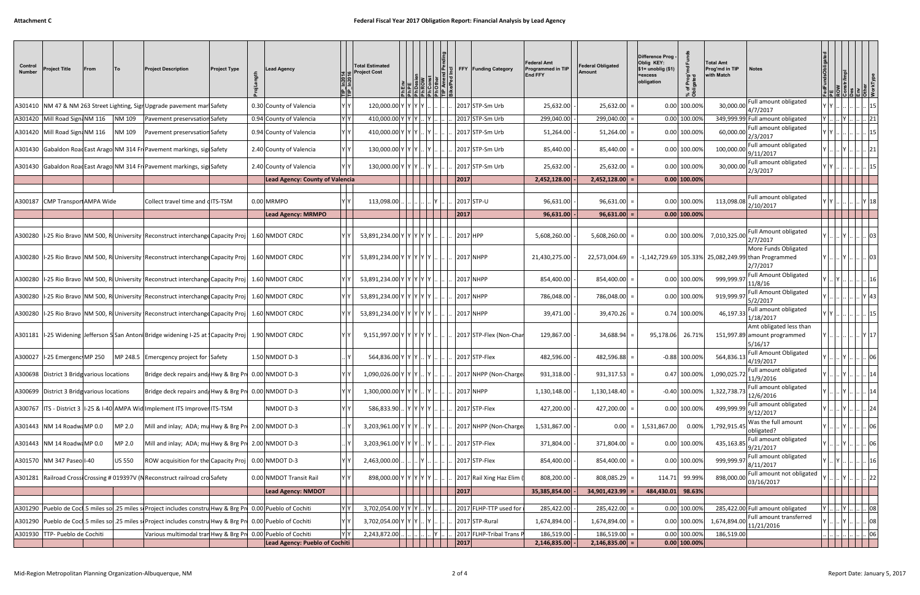Attachment C

# Federal Fiscal Year 2017 Obligation Report: Financial Analysis by Lead Agency

| Control Number | Project Title | From | To | Project Description | Project Type | ProjLength | Lead Agency | TIP_In2014 | TIP_In2016 | Total Estimated Project Cost | PhEnv | PhPE | PhDesign | PhROW | PhConst | PhOther | TIP Amend Pending | Bike/Ped Ind | FFY | Funding Category | Federal Amt Programmed in TIP End FFY | | Federal Obligated Amount | | Difference Prog - Oblig KEY: $1= unoblig ($1) =excess obligation | % of Prog'md Funds Obligated | Total Amt Prog'md in TIP with Match | Notes | FedFundsObligated | PE | ROW | Constr/Impl | Des | Env | Other | WorkType |
|---|---|---|---|---|---|---|---|---|---|---|---|---|---|---|---|---|---|---|---|---|---|---|---|---|---|---|---|---|---|---|---|---|---|---|---|---|
| A301410 | NM 47 & NM 263 Street Lighting, Sign | | | Upgrade pavement mar | Safety | 0.30 | County of Valencia | Y | Y | 120,000.00 | Y | Y | Y | Y | .. | .. | .. | .. | 2017 | STP-Sm Urb | 25,632.00 | - | 25,632.00 | = | 0.00 | 100.00% | 30,000.00 | Full amount obligated 4/7/2017 | Y | Y | .. | .. | .. | .. | .. | 15 |
| A301420 | Mill Road Signal | NM 116 | NM 109 | Pavement preservsation | Safety | 0.94 | County of Valencia | Y | Y | 410,000.00 | Y | Y | Y | .. | Y | .. | .. | .. | 2017 | STP-Sm Urb | 299,040.00 | - | 299,040.00 | = | 0.00 | 100.00% | 349,999.99 | Full amount obligated | Y | .. | .. | Y | .. | .. | .. | 21 |
| A301420 | Mill Road Signal | NM 116 | NM 109 | Pavement preservsation | Safety | 0.94 | County of Valencia | Y | Y | 410,000.00 | Y | Y | Y | .. | Y | .. | .. | .. | 2017 | STP-Sm Urb | 51,264.00 | - | 51,264.00 | = | 0.00 | 100.00% | 60,000.00 | Full amount obligated 2/3/2017 | Y | Y | .. | .. | .. | .. | .. | 15 |
| A301430 | Gabaldon Road | East Arago | NM 314 Fr | Pavement markings, sign | Safety | 2.40 | County of Valencia | Y | Y | 130,000.00 | Y | Y | Y | .. | Y | .. | .. | .. | 2017 | STP-Sm Urb | 85,440.00 | - | 85,440.00 | = | 0.00 | 100.00% | 100,000.00 | Full amount obligated 9/11/2017 | Y | .. | .. | Y | .. | .. | .. | 21 |
| A301430 | Gabaldon Road | East Arago | NM 314 Fr | Pavement markings, sign | Safety | 2.40 | County of Valencia | Y | Y | 130,000.00 | Y | Y | Y | .. | Y | .. | .. | .. | 2017 | STP-Sm Urb | 25,632.00 | - | 25,632.00 | = | 0.00 | 100.00% | 30,000.00 | Full amount obligated 2/3/2017 | Y | Y | .. | .. | .. | .. | .. | 15 |
| | | | | | | | **Lead Agency: County of Valencia** | | | | | | | | | | | | **2017** | | **2,452,128.00** | - | **2,452,128.00** | = | **0.00** | **100.00%** | | | | | | | | | | |
| A300187 | CMP Transport | AMPA Wide | | Collect travel time and c | ITS-TSM | 0.00 | MRMPO | Y | Y | 113,098.00 | .. | .. | .. | .. | Y | .. | .. | .. | 2017 | STP-U | 96,631.00 | - | 96,631.00 | = | 0.00 | 100.00% | 113,098.08 | Full amount obligated 2/10/2017 | Y | Y | .. | .. | .. | .. | Y | 18 |
| | | | | | | | **Lead Agency: MRMPO** | | | | | | | | | | | | **2017** | | **96,631.00** | - | **96,631.00** | = | **0.00** | **100.00%** | | | | | | | | | | |
| A300280 | I-25 Rio Bravo | NM 500, R | University | Reconstruct interchange | Capacity Proj | 1.60 | NMDOT CRDC | Y | Y | 53,891,234.00 | Y | Y | Y | Y | Y | .. | .. | .. | 2017 | HPP | 5,608,260.00 | - | 5,608,260.00 | = | 0.00 | 100.00% | 7,010,325.00 | Full Amount obligated 2/7/2017 | Y | .. | .. | Y | .. | .. | .. | 03 |
| A300280 | I-25 Rio Bravo | NM 500, R | University | Reconstruct interchange | Capacity Proj | 1.60 | NMDOT CRDC | Y | Y | 53,891,234.00 | Y | Y | Y | Y | Y | .. | .. | .. | 2017 | NHPP | 21,430,275.00 | - | 22,573,004.69 | = | -1,142,729.69 | 105.33% | 25,082,249.99 | More Funds Obligated than Programmed 2/7/2017 | Y | .. | .. | Y | .. | .. | .. | 03 |
| A300280 | I-25 Rio Bravo | NM 500, R | University | Reconstruct interchange | Capacity Proj | 1.60 | NMDOT CRDC | Y | Y | 53,891,234.00 | Y | Y | Y | Y | Y | .. | .. | .. | 2017 | NHPP | 854,400.00 | - | 854,400.00 | = | 0.00 | 100.00% | 999,999.97 | Full Amount Obligated 11/8/16 | Y | .. | Y | .. | .. | .. | .. | 16 |
| A300280 | I-25 Rio Bravo | NM 500, R | University | Reconstruct interchange | Capacity Proj | 1.60 | NMDOT CRDC | Y | Y | 53,891,234.00 | Y | Y | Y | Y | Y | .. | .. | .. | 2017 | NHPP | 786,048.00 | - | 786,048.00 | = | 0.00 | 100.00% | 919,999.97 | Full Amount Obligated 5/2/2017 | Y | .. | .. | .. | .. | .. | Y | 43 |
| A300280 | I-25 Rio Bravo | NM 500, R | University | Reconstruct interchange | Capacity Proj | 1.60 | NMDOT CRDC | Y | Y | 53,891,234.00 | Y | Y | Y | Y | Y | .. | .. | .. | 2017 | NHPP | 39,471.00 | - | 39,470.26 | = | 0.74 | 100.00% | 46,197.33 | Full amount obligated 1/18/2017 | Y | Y | .. | .. | .. | .. | .. | 15 |
| A301181 | I-25 Widening | Jefferson S | San Antoni | Bridge widening I-25 at | Capacity Proj | 1.90 | NMDOT CRDC | Y | Y | 9,151,997.00 | Y | Y | Y | Y | Y | .. | .. | .. | 2017 | STP-Flex (Non-Char | 129,867.00 | - | 34,688.94 | = | 95,178.06 | 26.71% | 151,997.89 | Amt obligated less than amount programmed 5/16/17 | Y | .. | .. | .. | .. | .. | Y | 17 |
| A300027 | I-25 Emergency | MP 250 | MP 248.5 | Emercgency project for | Safety | 1.50 | NMDOT D-3 | .. | Y | 564,836.00 | Y | Y | Y | .. | Y | .. | .. | .. | 2017 | STP-Flex | 482,596.00 | - | 482,596.88 | = | -0.88 | 100.00% | 564,836.13 | Full Amount Obligated 4/19/2017 | Y | .. | .. | Y | .. | .. | .. | 06 |
| A300698 | District 3 Bridg | various locations | | Bridge deck repairs and | Hwy & Brg Pr | 0.00 | NMDOT D-3 | Y | Y | 1,090,026.00 | Y | Y | Y | .. | Y | .. | .. | .. | 2017 | NHPP (Non-Charge | 931,318.00 | - | 931,317.53 | = | 0.47 | 100.00% | 1,090,025.72 | Full amount obligated 11/9/2016 | Y | .. | .. | Y | .. | .. | .. | 14 |
| A300699 | District 3 Bridg | various locations | | Bridge deck repairs and | Hwy & Brg Pr | 0.00 | NMDOT D-3 | Y | Y | 1,300,000.00 | Y | Y | Y | .. | Y | .. | .. | .. | 2017 | NHPP | 1,130,148.00 | - | 1,130,148.40 | = | -0.40 | 100.00% | 1,322,738.73 | Full amount obligated 12/6/2016 | Y | .. | .. | Y | .. | .. | .. | 14 |
| A300767 | ITS - District 3 | I-25 & I-40 | AMPA Wid | Implement ITS Improver | ITS-TSM | | NMDOT D-3 | Y | Y | 586,833.90 | .. | Y | Y | Y | Y | .. | .. | .. | 2017 | STP-Flex | 427,200.00 | - | 427,200.00 | = | 0.00 | 100.00% | 499,999.99 | Full amount obligated 9/12/2017 | Y | .. | .. | Y | .. | .. | .. | 24 |
| A301443 | NM 14 Roadwa | MP 0.0 | MP 2.0 | Mill and inlay; ADA; mu | Hwy & Brg Pr | 2.00 | NMDOT D-3 | .. | Y | 3,203,961.00 | Y | Y | Y | .. | Y | .. | .. | .. | 2017 | NHPP (Non-Charge | 1,531,867.00 | - | 0.00 | = | 1,531,867.00 | 0.00% | 1,792,915.45 | Was the full amount obligated? | Y | .. | .. | Y | .. | .. | .. | 06 |
| A301443 | NM 14 Roadwa | MP 0.0 | MP 2.0 | Mill and inlay; ADA; mu | Hwy & Brg Pr | 2.00 | NMDOT D-3 | .. | Y | 3,203,961.00 | Y | Y | Y | .. | Y | .. | .. | .. | 2017 | STP-Flex | 371,804.00 | - | 371,804.00 | = | 0.00 | 100.00% | 435,163.85 | Full amount obligated 9/21/2017 | Y | .. | .. | Y | .. | .. | .. | 06 |
| A301570 | NM 347 Paseo | I-40 | US 550 | ROW acquisition for the | Capacity Proj | 0.00 | NMDOT D-3 | Y | Y | 2,463,000.00 | .. | .. | .. | Y | .. | .. | .. | .. | 2017 | STP-Flex | 854,400.00 | - | 854,400.00 | = | 0.00 | 100.00% | 999,999.97 | Full amount obligated 8/11/2017 | Y | .. | Y | .. | .. | .. | .. | 16 |
| A301281 | Railroad Crossi | Crossing # 019397V (N | | Reconstruct railroad cro | Safety | 0.00 | NMDOT Transit Rail | Y | Y | 898,000.00 | Y | Y | Y | Y | Y | .. | .. | .. | 2017 | Rail Xing Haz Elim ( | 808,200.00 | - | 808,085.29 | = | 114.71 | 99.99% | 898,000.00 | Full amount not obligated 03/16/2017 | Y | .. | .. | Y | .. | .. | .. | 22 |
| | | | | | | | **Lead Agency: NMDOT** | | | | | | | | | | | | **2017** | | **35,385,854.00** | - | **34,901,423.99** | = | **484,430.01** | **98.63%** | | | | | | | | | | |
| A301290 | Pueblo de Coc | .5 miles so | .25 miles s | Project includes constru | Hwy & Brg Pr | 0.00 | Pueblo of Cochiti | Y | Y | 3,702,054.00 | Y | Y | Y | .. | Y | .. | .. | .. | 2017 | FLHP-TTP used for | 285,422.00 | - | 285,422.00 | = | 0.00 | 100.00% | 285,422.00 | Full amount obligated | Y | .. | .. | Y | .. | .. | .. | 08 |
| A301290 | Pueblo de Coc | .5 miles so | .25 miles s | Project includes constru | Hwy & Brg Pr | 0.00 | Pueblo of Cochiti | Y | Y | 3,702,054.00 | Y | Y | Y | .. | Y | .. | .. | .. | 2017 | STP-Rural | 1,674,894.00 | - | 1,674,894.00 | = | 0.00 | 100.00% | 1,674,894.00 | Full amount transferred 11/21/2016 | Y | .. | .. | Y | .. | .. | .. | 08 |
| A301930 | TTP- Pueblo de Cochiti | | | Various multimodal tran | Hwy & Brg Pr | 0.00 | Pueblo of Cochiti | Y | Y | 2,243,872.00 | .. | .. | .. | .. | Y | .. | .. | .. | 2017 | FLHP-Tribal Trans P | 186,519.00 | - | 186,519.00 | = | 0.00 | 100.00% | 186,519.00 | | .. | .. | .. | .. | .. | .. | .. | 06 |
| | | | | | | | **Lead Agency: Pueblo of Cochiti** | | | | | | | | | | | | **2017** | | **2,146,835.00** | - | **2,146,835.00** | = | **0.00** | **100.00%** | | | | | | | | | | |

Mid-Region Metropolitan Planning Organization-Albuquerque, NM

Report Date: January 5, 2017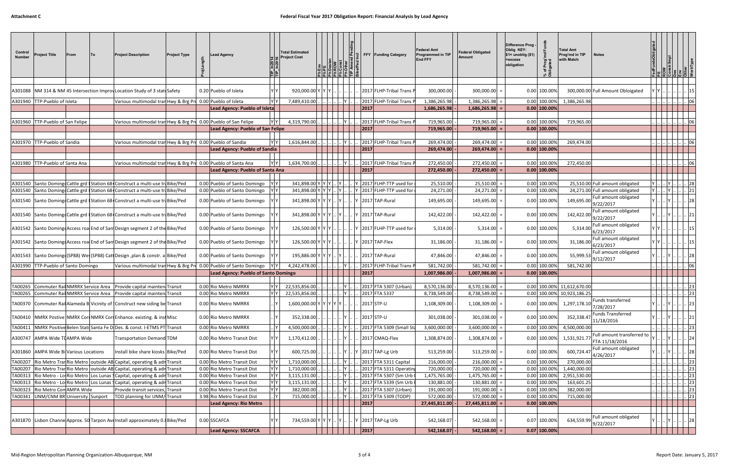## Federal Fiscal Year 2017 Obligation Report: Financial Analysis by Lead Agency

| Control Number | Project Title | From | To | Project Description | Project Type | ProjLength | Lead Agency | TIP_In2014 | TIP_In2016 | Total Estimated Project Cost | PhEnv | PhPE | PhDesign | PhROW | PhConst | PhOther | TIP Amend Pending | Bike/Ped Incl | FFY | Funding Category | Federal Amt Programmed in TIP End FFY | | Federal Obligated Amount | | Difference Prog - Oblig KEY: $1= unoblig ($1) =excess obligation | % of Prog'md Funds Obligated | Total Amt Prog'md in TIP with Match | Notes | FedFundsObligated | PE | ROW | Constr/Impl | Des | Env | Other | WorkType |
|---|---|---|---|---|---|---|---|---|---|---|---|---|---|---|---|---|---|---|---|---|---|---|---|---|---|---|---|---|---|---|---|---|---|---|---|---|
| A301088 | NM 314 & NM 45 Intersection Improv | | | Location Study of 3 stat | Safety | 0.20 | Pueblo of Isleta | Y | Y | 920,000.00 | Y | Y | Y | .. | .. | .. | .. | .. | 2017 | FLHP-Tribal Trans P | 300,000.00 | - | 300,000.00 | = | 0.00 | 100.00% | 300,000.00 | Full Amount Obloigated | Y | Y | .. | .. | .. | .. | .. | 15 |
| A301940 | TTP-Pueblo of Isleta | | | Various multimodal tran | Hwy & Brg Pr | 0.00 | Pueblo of Isleta | Y | Y | 7,489,410.00 | .. | .. | .. | .. | Y | .. | .. | .. | 2017 | FLHP-Tribal Trans P | 1,386,265.98 | - | 1,386,265.98 | = | 0.00 | 100.00% | 1,386,265.98 | | .. | .. | .. | .. | .. | .. | .. | 06 |
| | | | | | | | **Lead Agency: Pueblo of Isleta** | | | | | | | | | | | | **2017** | | **1,686,265.98** | - | **1,686,265.98** | = | **0.00** | **100.00%** | | | | | | | | | | |
| A301960 | TTP-Pueblo of San Felipe | | | Various multimodal tran | Hwy & Brg Pr | 0.00 | Pueblo of San Felipe | Y | Y | 4,319,790.00 | .. | .. | .. | .. | Y | .. | .. | .. | 2017 | FLHP-Tribal Trans P | 719,965.00 | - | 719,965.00 | = | 0.00 | 100.00% | 719,965.00 | | .. | .. | .. | .. | .. | .. | .. | 06 |
| | | | | | | | **Lead Agency: Pueblo of San Felipe** | | | | | | | | | | | | **2017** | | **719,965.00** | - | **719,965.00** | = | **0.00** | **100.00%** | | | | | | | | | | |
| A301970 | TTP-Pueblo of Sandia | | | Various multimodal tran | Hwy & Brg Pr | 0.00 | Pueblo of Sandia | Y | Y | 1,616,844.00 | .. | .. | .. | .. | Y | .. | .. | .. | 2017 | FLHP-Tribal Trans P | 269,474.00 | - | 269,474.00 | = | 0.00 | 100.00% | 269,474.00 | | .. | .. | .. | .. | .. | .. | .. | 06 |
| | | | | | | | **Lead Agency: Pueblo of Sandia** | | | | | | | | | | | | **2017** | | **269,474.00** | - | **269,474.00** | = | **0.00** | **100.00%** | | | | | | | | | | |
| A301980 | TTP-Pueblo of Santa Ana | | | Various multimodal tran | Hwy & Brg Pr | 0.00 | Pueblo of Santa Ana | Y | Y | 1,634,700.00 | .. | .. | .. | .. | Y | .. | .. | .. | 2017 | FLHP-Tribal Trans P | 272,450.00 | - | 272,450.00 | = | 0.00 | 100.00% | 272,450.00 | | .. | .. | .. | .. | .. | .. | .. | 06 |
| | | | | | | | **Lead Agency: Pueblo of Santa Ana** | | | | | | | | | | | | **2017** | | **272,450.00** | - | **272,450.00** | = | **0.00** | **100.00%** | | | | | | | | | | |
| A301540 | Santo Doming | Cattle grd | Station 684 | Construct a multi-use tr | Bike/Ped | 0.00 | Pueblo of Santo Domingo | Y | Y | 341,898.00 | Y | Y | Y | .. | Y | .. | .. | Y | 2017 | FLHP-TTP used for | 25,510.00 | - | 25,510.00 | = | 0.00 | 100.00% | 25,510.00 | Full amount obligated | Y | .. | .. | Y | .. | .. | .. | 28 |
| A301540 | Santo Doming | Cattle grd | Station 684 | Construct a multi-use tr | Bike/Ped | 0.00 | Pueblo of Santo Domingo | Y | Y | 341,898.00 | Y | Y | Y | .. | Y | .. | .. | Y | 2017 | FLHP-TTP used for | 24,271.00 | - | 24,271.00 | = | 0.00 | 100.00% | 24,271.00 | Full amount obligated | Y | .. | .. | Y | .. | .. | .. | 21 |
| A301540 | Santo Doming | Cattle grd | Station 684 | Construct a multi-use tr | Bike/Ped | 0.00 | Pueblo of Santo Domingo | Y | Y | 341,898.00 | Y | Y | Y | .. | Y | .. | .. | Y | 2017 | TAP-Rural | 149,695.00 | - | 149,695.00 | = | 0.00 | 100.00% | 149,695.00 | Full amount obligated 9/22/2017 | Y | .. | .. | Y | .. | .. | .. | 28 |
| A301540 | Santo Doming | Cattle grd | Station 684 | Construct a multi-use tr | Bike/Ped | 0.00 | Pueblo of Santo Domingo | Y | Y | 341,898.00 | Y | Y | Y | .. | Y | .. | .. | Y | 2017 | TAP-Rural | 142,422.00 | - | 142,422.00 | = | 0.00 | 100.00% | 142,422.00 | Full amount obligated 9/22/2017 | Y | .. | .. | Y | .. | .. | .. | 21 |
| A301542 | Santo Doming | Access roa | End of San | Design segment 2 of the | Bike/Ped | 0.00 | Pueblo of Santo Domingo | Y | Y | 126,500.00 | Y | Y | Y | .. | .. | .. | .. | Y | 2017 | FLHP-TTP used for | 5,314.00 | - | 5,314.00 | = | 0.00 | 100.00% | 5,314.00 | Full amount obligated 6/23/2017 | Y | Y | .. | .. | .. | .. | .. | 15 |
| A301542 | Santo Doming | Access roa | End of San | Design segment 2 of the | Bike/Ped | 0.00 | Pueblo of Santo Domingo | Y | Y | 126,500.00 | Y | Y | Y | .. | .. | .. | .. | Y | 2017 | TAP-Flex | 31,186.00 | - | 31,186.00 | = | 0.00 | 100.00% | 31,186.00 | Full amount obligated 6/23/2017 | Y | Y | .. | .. | .. | .. | .. | 15 |
| A301543 | Santo Doming | (SP88) We | (SP88) Catt | Design ,plan & constr. a | Bike/Ped | 0.00 | Pueblo of Santo Domingo | Y | Y | 195,886.00 | Y | Y | Y | .. | Y | .. | .. | .. | 2017 | TAP-Rural | 47,846.00 | - | 47,846.00 | = | 0.00 | 100.00% | 55,999.53 | Full amount obligated 9/12/2017 | Y | .. | .. | Y | .. | .. | .. | 28 |
| A301990 | TTP-Pueblo of Santo Domingo | | | Various multimodal tran | Hwy & Brg Pr | 0.00 | Pueblo of Santo Domingo | Y | Y | 4,242,478.00 | .. | .. | .. | .. | Y | .. | .. | .. | 2017 | FLHP-Tribal Trans P | 581,742.00 | - | 581,742.00 | = | 0.00 | 100.00% | 581,742.00 | | .. | .. | .. | .. | .. | .. | .. | 06 |
| | | | | | | | **Lead Agency: Pueblo of Santo Domingo** | | | | | | | | | | | | **2017** | | **1,007,986.00** | - | **1,007,986.00** | = | **0.00** | **100.00%** | | | | | | | | | | |
| TA00265 | Commuter Rail | NMRRX Service Area | | Provide capital mainten | Transit | 0.00 | Rio Metro NMRRX | Y | Y | 22,535,856.00 | .. | .. | .. | .. | Y | .. | .. | .. | 2017 | FTA 5307 (Urban) | 8,570,136.00 | - | 8,570,136.00 | = | 0.00 | 100.00% | 11,612,670.00 | | .. | .. | .. | .. | .. | .. | .. | 23 |
| TA00265 | Commuter Rail | NMRRX Service Area | | Provide capital mainten | Transit | 0.00 | Rio Metro NMRRX | Y | Y | 22,535,856.00 | .. | .. | .. | .. | Y | .. | .. | .. | 2017 | FTA 5337 | 8,738,549.00 | - | 8,738,549.00 | = | 0.00 | 100.00% | 10,923,186.25 | | .. | .. | .. | .. | .. | .. | .. | 23 |
| TA00370 | Commuter Rail | Alameda B | Vicinity of | Construct new siding be | Transit | 0.00 | Rio Metro NMRRX | .. | Y | 1,600,000.00 | Y | Y | Y | Y | Y | .. | .. | .. | 2017 | STP-U | 1,108,309.00 | - | 1,108,309.00 | = | 0.00 | 100.00% | 1,297,178.10 | Funds transferred 7/28/2017 | Y | .. | .. | Y | .. | .. | .. | 23 |
| TA00410 | NMRX Postive | NMRX Corr | NMRX Corr | Enhance. existing. & inst | Misc | 0.00 | Rio Metro NMRRX | .. | Y | 352,338.00 | .. | .. | .. | .. | Y | .. | .. | .. | 2017 | STP-U | 301,038.00 | - | 301,038.00 | = | 0.00 | 100.00% | 352,338.47 | Funds Transferred 11/18/2016 | Y | .. | .. | Y | .. | .. | .. | 21 |
| TA00411 | NMRX Positive | Belen Stati | Santa Fe D | Des. & const. I-ETMS PT | Transit | 0.00 | Rio Metro NMRRX | .. | Y | 4,500,000.00 | .. | .. | .. | .. | Y | .. | .. | .. | 2017 | FTA 5307 (Small Sta | 3,600,000.00 | - | 3,600,000.00 | = | 0.00 | 100.00% | 4,500,000.00 | | .. | .. | .. | .. | .. | .. | .. | 23 |
| A300747 | AMPA Wide TD | AMPA Wide | | Transportation Demand | TDM | 0.00 | Rio Metro Transit Dist | Y | Y | 1,170,412.00 | .. | .. | .. | .. | Y | .. | .. | .. | 2017 | CMAQ-Flex | 1,308,874.00 | - | 1,308,874.00 | = | 0.00 | 100.00% | 1,531,921.77 | Full amount transferred to FTA 11/18/2016 | Y | .. | .. | Y | .. | .. | .. | 24 |
| A301860 | AMPA Wide Bi | Various Locations | | Install bike share kiosks | Bike/Ped | 0.00 | Rio Metro Transit Dist | Y | Y | 600,725.00 | .. | .. | .. | .. | Y | .. | .. | Y | 2017 | TAP-Lg Urb | 513,259.00 | - | 513,259.00 | = | 0.00 | 100.00% | 600,724.47 | Full amount obligated 4/26/2017 | Y | .. | .. | Y | .. | .. | .. | 28 |
| TA00207 | Rio Metro Tran | Rio Metro | outside AB | Capital, operating & adr | Transit | 0.00 | Rio Metro Transit Dist | Y | Y | 1,710,000.00 | .. | .. | .. | .. | Y | .. | .. | .. | 2017 | FTA 5311 Capital | 216,000.00 | - | 216,000.00 | = | 0.00 | 100.00% | 270,000.00 | | .. | .. | .. | .. | .. | .. | .. | 23 |
| TA00207 | Rio Metro Tran | Rio Metro | outside AB | Capital, operating & adr | Transit | 0.00 | Rio Metro Transit Dist | Y | Y | 1,710,000.00 | .. | .. | .. | .. | Y | .. | .. | .. | 2017 | FTA 5311 Operatin | 720,000.00 | - | 720,000.00 | = | 0.00 | 100.00% | 1,440,000.00 | | .. | .. | .. | .. | .. | .. | .. | 23 |
| TA00313 | Rio Metro - Lo | Rio Metro | Los Lunas S | Capital, operating & adr | Transit | 0.00 | Rio Metro Transit Dist | Y | Y | 3,115,131.00 | .. | .. | .. | .. | Y | .. | .. | .. | 2017 | FTA 5307 (Sm Urb | 1,475,765.00 | - | 1,475,765.00 | = | 0.00 | 100.00% | 2,951,530.00 | | .. | .. | .. | .. | .. | .. | .. | 23 |
| TA00313 | Rio Metro - Lo | Rio Metro | Los Lunas S | Capital, operating & adr | Transit | 0.00 | Rio Metro Transit Dist | Y | Y | 3,115,131.00 | .. | .. | .. | .. | Y | .. | .. | .. | 2017 | FTA 5339 (Sm Urb | 130,881.00 | - | 130,881.00 | = | 0.00 | 100.00% | 163,601.25 | | .. | .. | .. | .. | .. | .. | .. | 23 |
| TA00323 | Rio Metro Com | AMPA Wide | | Provide transit services, | Transit | 0.00 | Rio Metro Transit Dist | Y | Y | 382,000.00 | .. | .. | .. | .. | Y | .. | .. | .. | 2017 | FTA 5307 (Urban) | 191,000.00 | - | 191,000.00 | = | 0.00 | 100.00% | 382,000.00 | | .. | .. | .. | .. | .. | .. | .. | 23 |
| TA00341 | UNM/CNM BR | University | Sunport | TOD planning for UNM/ | Transit | 3.98 | Rio Metro Transit Dist | .. | Y | 715,000.00 | .. | .. | .. | .. | Y | .. | .. | .. | 2017 | FTA 5309 (TODP) | 572,000.00 | - | 572,000.00 | = | 0.00 | 100.00% | 715,000.00 | | .. | .. | .. | .. | .. | .. | .. | 23 |
| | | | | | | | **Lead Agency: Rio Metro** | | | | | | | | | | | | **2017** | | **27,445,811.00** | - | **27,445,811.00** | = | **0.00** | **100.00%** | | | | | | | | | | |
| A301870 | Lisbon Channe | Approx. 50 | Tarpon Ave | Install approximately 0.8 | Bike/Ped | 0.00 | SSCAFCA | Y | Y | 734,559.00 | Y | Y | Y | .. | Y | .. | .. | Y | 2017 | TAP-Lg Urb | 542,168.07 | - | 542,168.00 | = | 0.07 | 100.00% | 634,559.99 | Full amount obligated 9/22/2017 | Y | .. | .. | Y | .. | .. | .. | 28 |
| | | | | | | | **Lead Agency: SSCAFCA** | | | | | | | | | | | | **2017** | | **542,168.07** | - | **542,168.00** | = | **0.07** | **100.00%** | | | | | | | | | | |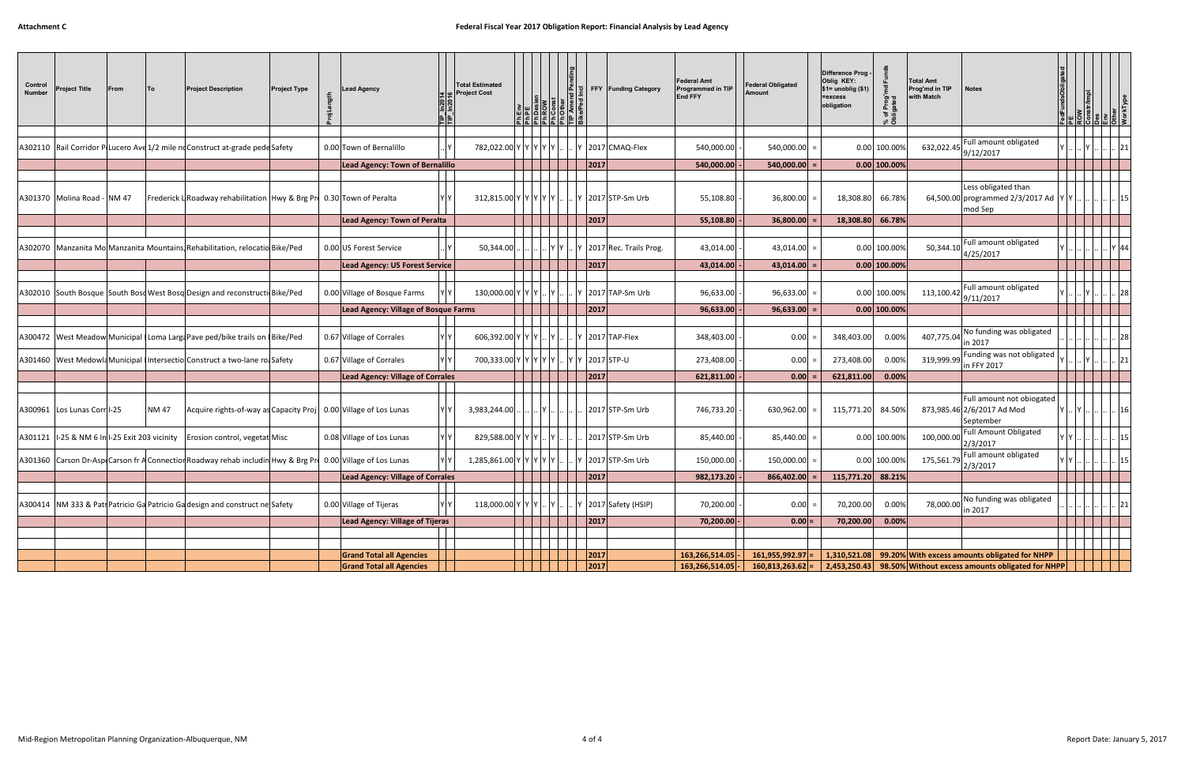**Attachment C**

# Federal Fiscal Year 2017 Obligation Report: Financial Analysis by Lead Agency

| Control Number | Project Title | From | To | Project Description | Project Type | ProjLength | Lead Agency | TIP_In2014 | TIP_In2016 | Total Estimated Project Cost | PhEnv | PhPE | PhDesign | PhROW | PhConst | PhOther | TIP Amend Pending | Bike/Ped Incl | FFY | Funding Category | Federal Amt Programmed in TIP End FFY | | Federal Obligated Amount | | Difference Prog - Oblig KEY: $1= unoblig ($1) =excess obligation | % of Prog'md Funds Obligated | Total Amt Prog'md in TIP with Match | Notes | FedFundsObligated | PE | ROW | Constr/Impl | Des | Env | Other | WorkType |
|---|---|---|---|---|---|---|---|---|---|---|---|---|---|---|---|---|---|---|---|---|---|---|---|---|---|---|---|---|---|---|---|---|---|---|---|---|
| A302110 | Rail Corridor P | Lucero Ave | 1/2 mile n | Construct at-grade pede | Safety | 0.00 | Town of Bernalillo | .. | Y | 782,022.00 | Y | Y | Y | Y | Y | .. | .. | Y | 2017 | CMAQ-Flex | 540,000.00 | - | 540,000.00 | = | 0.00 | 100.00% | 632,022.45 | Full amount obligated 9/12/2017 | Y | .. | .. | Y | .. | .. | .. | 21 |
| | | | | | | | **Lead Agency: Town of Bernalillo** | | | | | | | | | | | | 2017 | | 540,000.00 | - | 540,000.00 | = | 0.00 | 100.00% | | | | | | | | | | |
| A301370 | Molina Road - | NM 47 | Frederick L | Roadway rehabilitation | Hwy & Brg Pr | 0.30 | Town of Peralta | Y | Y | 312,815.00 | Y | Y | Y | Y | Y | .. | .. | Y | 2017 | STP-Sm Urb | 55,108.80 | - | 36,800.00 | = | 18,308.80 | 66.78% | 64,500.00 | Less obligated than programmed 2/3/2017 Ad mod Sep | Y | Y | .. | .. | .. | .. | .. | 15 |
| | | | | | | | **Lead Agency: Town of Peralta** | | | | | | | | | | | | 2017 | | 55,108.80 | - | 36,800.00 | = | 18,308.80 | 66.78% | | | | | | | | | | |
| A302070 | Manzanita Mo | Manzanita Mountains | | Rehabilitation, relocatio | Bike/Ped | 0.00 | US Forest Service | .. | Y | 50,344.00 | .. | .. | .. | .. | Y | Y | .. | Y | 2017 | Rec. Trails Prog. | 43,014.00 | - | 43,014.00 | = | 0.00 | 100.00% | 50,344.10 | Full amount obligated 4/25/2017 | Y | .. | .. | .. | .. | .. | Y | 44 |
| | | | | | | | **Lead Agency: US Forest Service** | | | | | | | | | | | | 2017 | | 43,014.00 | - | 43,014.00 | = | 0.00 | 100.00% | | | | | | | | | | |
| A302010 | South Bosque | South Bosq | West Bosq | Design and reconstructi | Bike/Ped | 0.00 | Village of Bosque Farms | Y | Y | 130,000.00 | Y | Y | Y | .. | Y | .. | .. | Y | 2017 | TAP-Sm Urb | 96,633.00 | - | 96,633.00 | = | 0.00 | 100.00% | 113,100.42 | Full amount obligated 9/11/2017 | Y | .. | .. | Y | .. | .. | .. | 28 |
| | | | | | | | **Lead Agency: Village of Bosque Farms** | | | | | | | | | | | | 2017 | | 96,633.00 | - | 96,633.00 | = | 0.00 | 100.00% | | | | | | | | | | |
| A300472 | West Meadow | Municipal | Loma Larga | Pave ped/bike trails on | Bike/Ped | 0.67 | Village of Corrales | Y | Y | 606,392.00 | Y | Y | Y | .. | Y | .. | .. | Y | 2017 | TAP-Flex | 348,403.00 | - | 0.00 | = | 348,403.00 | 0.00% | 407,775.04 | No funding was obligated in 2017 | .. | .. | .. | .. | .. | .. | .. | 28 |
| A301460 | West Medowla | Municipal | Intersectio | Construct a two-lane ro | Safety | 0.67 | Village of Corrales | Y | Y | 700,333.00 | Y | Y | Y | Y | Y | .. | Y | Y | 2017 | STP-U | 273,408.00 | - | 0.00 | = | 273,408.00 | 0.00% | 319,999.99 | Funding was not obligated in FFY 2017 | Y | .. | .. | Y | .. | .. | .. | 21 |
| | | | | | | | **Lead Agency: Village of Corrales** | | | | | | | | | | | | 2017 | | 621,811.00 | - | 0.00 | = | 621,811.00 | 0.00% | | | | | | | | | | |
| A300961 | Los Lunas Corr | I-25 | NM 47 | Acquire rights-of-way as | Capacity Proj | 0.00 | Village of Los Lunas | Y | Y | 3,983,244.00 | .. | .. | .. | Y | .. | .. | .. | .. | 2017 | STP-Sm Urb | 746,733.20 | - | 630,962.00 | = | 115,771.20 | 84.50% | 873,985.46 | Full amount not obiogated 2/6/2017 Ad Mod September | Y | .. | Y | .. | .. | .. | .. | 16 |
| A301121 | I-25 & NM 6 In | I-25 Exit 203 vicinity | | Erosion control, vegetat | Misc | 0.08 | Village of Los Lunas | Y | Y | 829,588.00 | Y | Y | Y | .. | Y | .. | .. | .. | 2017 | STP-Sm Urb | 85,440.00 | - | 85,440.00 | = | 0.00 | 100.00% | 100,000.00 | Full Amount Obligated 2/3/2017 | Y | Y | .. | .. | .. | .. | .. | 15 |
| A301360 | Carson Dr-Asp | Carson fr A | Connection | Roadway rehab includin | Hwy & Brg Pr | 0.00 | Village of Los Lunas | Y | Y | 1,285,861.00 | Y | Y | Y | Y | Y | .. | .. | Y | 2017 | STP-Sm Urb | 150,000.00 | - | 150,000.00 | = | 0.00 | 100.00% | 175,561.79 | Full amount obligated 2/3/2017 | Y | Y | .. | .. | .. | .. | .. | 15 |
| | | | | | | | **Lead Agency: Village of Corrales** | | | | | | | | | | | | 2017 | | 982,173.20 | - | 866,402.00 | = | 115,771.20 | 88.21% | | | | | | | | | | |
| A300414 | NM 333 & Patr | Patricio Ga | Patricio Ga | design and construct ne | Safety | 0.00 | Village of Tijeras | Y | Y | 118,000.00 | Y | Y | Y | .. | Y | .. | .. | Y | 2017 | Safety (HSIP) | 70,200.00 | - | 0.00 | = | 70,200.00 | 0.00% | 78,000.00 | No funding was obligated in 2017 | .. | .. | .. | .. | .. | .. | .. | 21 |
| | | | | | | | **Lead Agency: Village of Tijeras** | | | | | | | | | | | | 2017 | | 70,200.00 | - | 0.00 | = | 70,200.00 | 0.00% | | | | | | | | | | |
| | | | | | | | **Grand Total all Agencies** | | | | | | | | | | | | 2017 | | 163,266,514.05 | - | 161,955,992.97 | = | 1,310,521.08 | 99.20% | With excess amounts obligated for NHPP | | | | | | | | | |
| | | | | | | | **Grand Total all Agencies** | | | | | | | | | | | | 2017 | | 163,266,514.05 | - | 160,813,263.62 | = | 2,453,250.43 | 98.50% | Without excess amounts obligated for NHPP | | | | | | | | | |

Mid-Region Metropolitan Planning Organization-Albuquerque, NM

Report Date: January 5, 2017